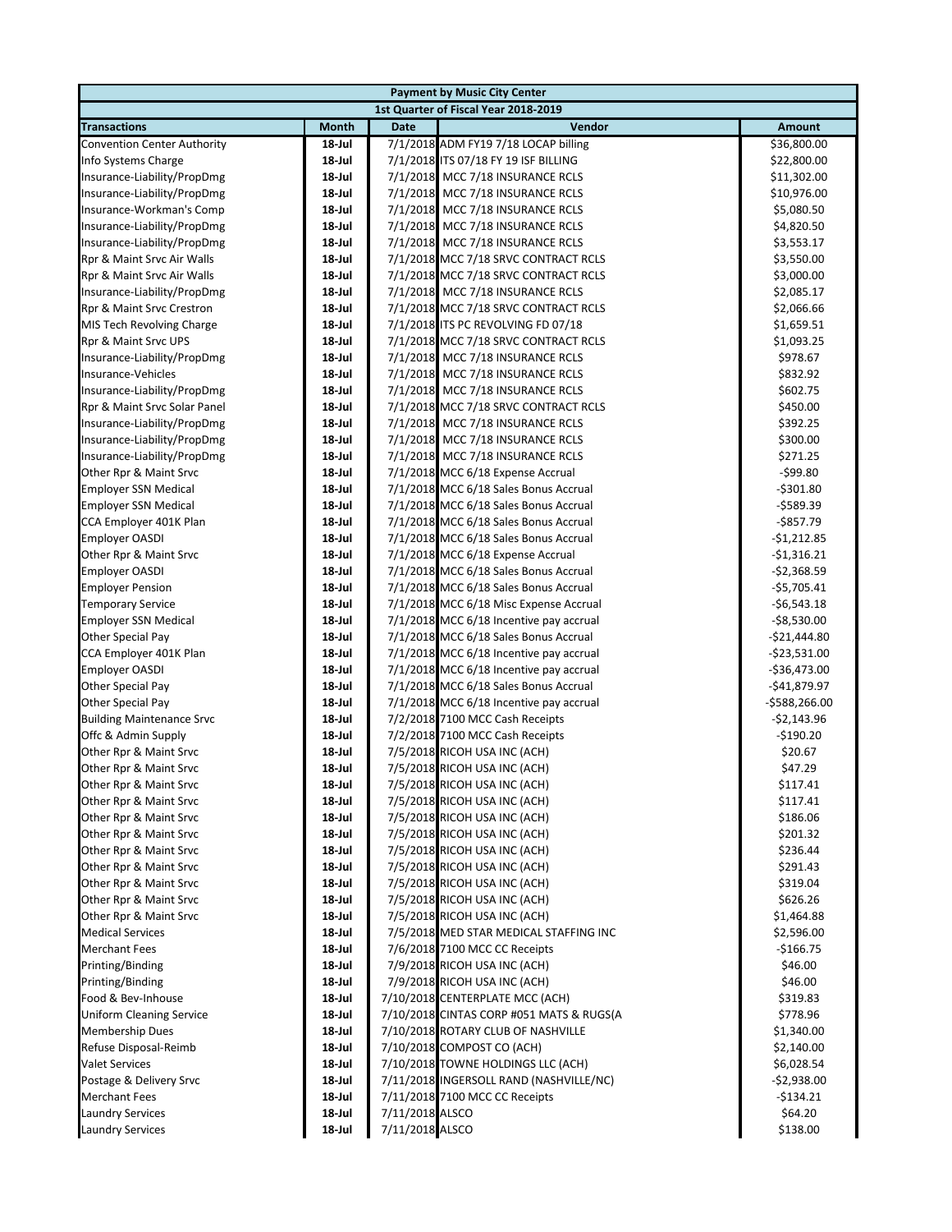| Payment by Music City Center | | | | |
|---|---|---|---|---|
| 1st Quarter of Fiscal Year 2018-2019 | | | | |
| **Transactions** | **Month** | **Date** | **Vendor** | **Amount** |
| Convention Center Authority | 18-Jul | 7/1/2018 | ADM FY19 7/18 LOCAP billing | $36,800.00 |
| Info Systems Charge | 18-Jul | 7/1/2018 | ITS 07/18 FY 19 ISF BILLING | $22,800.00 |
| Insurance-Liability/PropDmg | 18-Jul | 7/1/2018 | MCC 7/18 INSURANCE RCLS | $11,302.00 |
| Insurance-Liability/PropDmg | 18-Jul | 7/1/2018 | MCC 7/18 INSURANCE RCLS | $10,976.00 |
| Insurance-Workman's Comp | 18-Jul | 7/1/2018 | MCC 7/18 INSURANCE RCLS | $5,080.50 |
| Insurance-Liability/PropDmg | 18-Jul | 7/1/2018 | MCC 7/18 INSURANCE RCLS | $4,820.50 |
| Insurance-Liability/PropDmg | 18-Jul | 7/1/2018 | MCC 7/18 INSURANCE RCLS | $3,553.17 |
| Rpr & Maint Srvc Air Walls | 18-Jul | 7/1/2018 | MCC 7/18 SRVC CONTRACT RCLS | $3,550.00 |
| Rpr & Maint Srvc Air Walls | 18-Jul | 7/1/2018 | MCC 7/18 SRVC CONTRACT RCLS | $3,000.00 |
| Insurance-Liability/PropDmg | 18-Jul | 7/1/2018 | MCC 7/18 INSURANCE RCLS | $2,085.17 |
| Rpr & Maint Srvc Crestron | 18-Jul | 7/1/2018 | MCC 7/18 SRVC CONTRACT RCLS | $2,066.66 |
| MIS Tech Revolving Charge | 18-Jul | 7/1/2018 | ITS PC REVOLVING FD 07/18 | $1,659.51 |
| Rpr & Maint Srvc UPS | 18-Jul | 7/1/2018 | MCC 7/18 SRVC CONTRACT RCLS | $1,093.25 |
| Insurance-Liability/PropDmg | 18-Jul | 7/1/2018 | MCC 7/18 INSURANCE RCLS | $978.67 |
| Insurance-Vehicles | 18-Jul | 7/1/2018 | MCC 7/18 INSURANCE RCLS | $832.92 |
| Insurance-Liability/PropDmg | 18-Jul | 7/1/2018 | MCC 7/18 INSURANCE RCLS | $602.75 |
| Rpr & Maint Srvc Solar Panel | 18-Jul | 7/1/2018 | MCC 7/18 SRVC CONTRACT RCLS | $450.00 |
| Insurance-Liability/PropDmg | 18-Jul | 7/1/2018 | MCC 7/18 INSURANCE RCLS | $392.25 |
| Insurance-Liability/PropDmg | 18-Jul | 7/1/2018 | MCC 7/18 INSURANCE RCLS | $300.00 |
| Insurance-Liability/PropDmg | 18-Jul | 7/1/2018 | MCC 7/18 INSURANCE RCLS | $271.25 |
| Other Rpr & Maint Srvc | 18-Jul | 7/1/2018 | MCC 6/18 Expense Accrual | -$99.80 |
| Employer SSN Medical | 18-Jul | 7/1/2018 | MCC 6/18 Sales Bonus Accrual | -$301.80 |
| Employer SSN Medical | 18-Jul | 7/1/2018 | MCC 6/18 Sales Bonus Accrual | -$589.39 |
| CCA Employer 401K Plan | 18-Jul | 7/1/2018 | MCC 6/18 Sales Bonus Accrual | -$857.79 |
| Employer OASDI | 18-Jul | 7/1/2018 | MCC 6/18 Sales Bonus Accrual | -$1,212.85 |
| Other Rpr & Maint Srvc | 18-Jul | 7/1/2018 | MCC 6/18 Expense Accrual | -$1,316.21 |
| Employer OASDI | 18-Jul | 7/1/2018 | MCC 6/18 Sales Bonus Accrual | -$2,368.59 |
| Employer Pension | 18-Jul | 7/1/2018 | MCC 6/18 Sales Bonus Accrual | -$5,705.41 |
| Temporary Service | 18-Jul | 7/1/2018 | MCC 6/18 Misc Expense Accrual | -$6,543.18 |
| Employer SSN Medical | 18-Jul | 7/1/2018 | MCC 6/18 Incentive pay accrual | -$8,530.00 |
| Other Special Pay | 18-Jul | 7/1/2018 | MCC 6/18 Sales Bonus Accrual | -$21,444.80 |
| CCA Employer 401K Plan | 18-Jul | 7/1/2018 | MCC 6/18 Incentive pay accrual | -$23,531.00 |
| Employer OASDI | 18-Jul | 7/1/2018 | MCC 6/18 Incentive pay accrual | -$36,473.00 |
| Other Special Pay | 18-Jul | 7/1/2018 | MCC 6/18 Sales Bonus Accrual | -$41,879.97 |
| Other Special Pay | 18-Jul | 7/1/2018 | MCC 6/18 Incentive pay accrual | -$588,266.00 |
| Building Maintenance Srvc | 18-Jul | 7/2/2018 | 7100 MCC Cash Receipts | -$2,143.96 |
| Offc & Admin Supply | 18-Jul | 7/2/2018 | 7100 MCC Cash Receipts | -$190.20 |
| Other Rpr & Maint Srvc | 18-Jul | 7/5/2018 | RICOH USA INC (ACH) | $20.67 |
| Other Rpr & Maint Srvc | 18-Jul | 7/5/2018 | RICOH USA INC (ACH) | $47.29 |
| Other Rpr & Maint Srvc | 18-Jul | 7/5/2018 | RICOH USA INC (ACH) | $117.41 |
| Other Rpr & Maint Srvc | 18-Jul | 7/5/2018 | RICOH USA INC (ACH) | $117.41 |
| Other Rpr & Maint Srvc | 18-Jul | 7/5/2018 | RICOH USA INC (ACH) | $186.06 |
| Other Rpr & Maint Srvc | 18-Jul | 7/5/2018 | RICOH USA INC (ACH) | $201.32 |
| Other Rpr & Maint Srvc | 18-Jul | 7/5/2018 | RICOH USA INC (ACH) | $236.44 |
| Other Rpr & Maint Srvc | 18-Jul | 7/5/2018 | RICOH USA INC (ACH) | $291.43 |
| Other Rpr & Maint Srvc | 18-Jul | 7/5/2018 | RICOH USA INC (ACH) | $319.04 |
| Other Rpr & Maint Srvc | 18-Jul | 7/5/2018 | RICOH USA INC (ACH) | $626.26 |
| Other Rpr & Maint Srvc | 18-Jul | 7/5/2018 | RICOH USA INC (ACH) | $1,464.88 |
| Medical Services | 18-Jul | 7/5/2018 | MED STAR MEDICAL STAFFING INC | $2,596.00 |
| Merchant Fees | 18-Jul | 7/6/2018 | 7100 MCC CC Receipts | -$166.75 |
| Printing/Binding | 18-Jul | 7/9/2018 | RICOH USA INC (ACH) | $46.00 |
| Printing/Binding | 18-Jul | 7/9/2018 | RICOH USA INC (ACH) | $46.00 |
| Food & Bev-Inhouse | 18-Jul | 7/10/2018 | CENTERPLATE MCC (ACH) | $319.83 |
| Uniform Cleaning Service | 18-Jul | 7/10/2018 | CINTAS CORP #051 MATS & RUGS(A | $778.96 |
| Membership Dues | 18-Jul | 7/10/2018 | ROTARY CLUB OF NASHVILLE | $1,340.00 |
| Refuse Disposal-Reimb | 18-Jul | 7/10/2018 | COMPOST CO (ACH) | $2,140.00 |
| Valet Services | 18-Jul | 7/10/2018 | TOWNE HOLDINGS LLC (ACH) | $6,028.54 |
| Postage & Delivery Srvc | 18-Jul | 7/11/2018 | INGERSOLL RAND (NASHVILLE/NC) | -$2,938.00 |
| Merchant Fees | 18-Jul | 7/11/2018 | 7100 MCC CC Receipts | -$134.21 |
| Laundry Services | 18-Jul | 7/11/2018 | ALSCO | $64.20 |
| Laundry Services | 18-Jul | 7/11/2018 | ALSCO | $138.00 |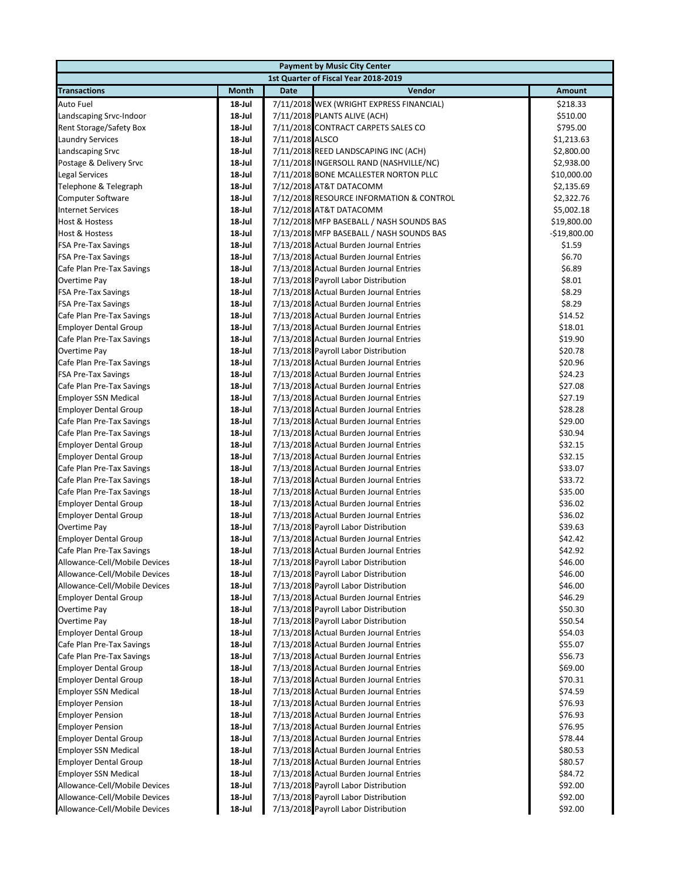| Payment by Music City Center | | | | |
|---|---|---|---|---|
| 1st Quarter of Fiscal Year 2018-2019 | | | | |
| **Transactions** | **Month** | **Date** | **Vendor** | **Amount** |
| Auto Fuel | 18-Jul | 7/11/2018 | WEX (WRIGHT EXPRESS FINANCIAL) | $218.33 |
| Landscaping Srvc-Indoor | 18-Jul | 7/11/2018 | PLANTS ALIVE (ACH) | $510.00 |
| Rent Storage/Safety Box | 18-Jul | 7/11/2018 | CONTRACT CARPETS SALES CO | $795.00 |
| Laundry Services | 18-Jul | 7/11/2018 | ALSCO | $1,213.63 |
| Landscaping Srvc | 18-Jul | 7/11/2018 | REED LANDSCAPING INC (ACH) | $2,800.00 |
| Postage & Delivery Srvc | 18-Jul | 7/11/2018 | INGERSOLL RAND (NASHVILLE/NC) | $2,938.00 |
| Legal Services | 18-Jul | 7/11/2018 | BONE MCALLESTER NORTON PLLC | $10,000.00 |
| Telephone & Telegraph | 18-Jul | 7/12/2018 | AT&T DATACOMM | $2,135.69 |
| Computer Software | 18-Jul | 7/12/2018 | RESOURCE INFORMATION & CONTROL | $2,322.76 |
| Internet Services | 18-Jul | 7/12/2018 | AT&T DATACOMM | $5,002.18 |
| Host & Hostess | 18-Jul | 7/12/2018 | MFP BASEBALL / NASH SOUNDS BAS | $19,800.00 |
| Host & Hostess | 18-Jul | 7/13/2018 | MFP BASEBALL / NASH SOUNDS BAS | -$19,800.00 |
| FSA Pre-Tax Savings | 18-Jul | 7/13/2018 | Actual Burden Journal Entries | $1.59 |
| FSA Pre-Tax Savings | 18-Jul | 7/13/2018 | Actual Burden Journal Entries | $6.70 |
| Cafe Plan Pre-Tax Savings | 18-Jul | 7/13/2018 | Actual Burden Journal Entries | $6.89 |
| Overtime Pay | 18-Jul | 7/13/2018 | Payroll Labor Distribution | $8.01 |
| FSA Pre-Tax Savings | 18-Jul | 7/13/2018 | Actual Burden Journal Entries | $8.29 |
| FSA Pre-Tax Savings | 18-Jul | 7/13/2018 | Actual Burden Journal Entries | $8.29 |
| Cafe Plan Pre-Tax Savings | 18-Jul | 7/13/2018 | Actual Burden Journal Entries | $14.52 |
| Employer Dental Group | 18-Jul | 7/13/2018 | Actual Burden Journal Entries | $18.01 |
| Cafe Plan Pre-Tax Savings | 18-Jul | 7/13/2018 | Actual Burden Journal Entries | $19.90 |
| Overtime Pay | 18-Jul | 7/13/2018 | Payroll Labor Distribution | $20.78 |
| Cafe Plan Pre-Tax Savings | 18-Jul | 7/13/2018 | Actual Burden Journal Entries | $20.96 |
| FSA Pre-Tax Savings | 18-Jul | 7/13/2018 | Actual Burden Journal Entries | $24.23 |
| Cafe Plan Pre-Tax Savings | 18-Jul | 7/13/2018 | Actual Burden Journal Entries | $27.08 |
| Employer SSN Medical | 18-Jul | 7/13/2018 | Actual Burden Journal Entries | $27.19 |
| Employer Dental Group | 18-Jul | 7/13/2018 | Actual Burden Journal Entries | $28.28 |
| Cafe Plan Pre-Tax Savings | 18-Jul | 7/13/2018 | Actual Burden Journal Entries | $29.00 |
| Cafe Plan Pre-Tax Savings | 18-Jul | 7/13/2018 | Actual Burden Journal Entries | $30.94 |
| Employer Dental Group | 18-Jul | 7/13/2018 | Actual Burden Journal Entries | $32.15 |
| Employer Dental Group | 18-Jul | 7/13/2018 | Actual Burden Journal Entries | $32.15 |
| Cafe Plan Pre-Tax Savings | 18-Jul | 7/13/2018 | Actual Burden Journal Entries | $33.07 |
| Cafe Plan Pre-Tax Savings | 18-Jul | 7/13/2018 | Actual Burden Journal Entries | $33.72 |
| Cafe Plan Pre-Tax Savings | 18-Jul | 7/13/2018 | Actual Burden Journal Entries | $35.00 |
| Employer Dental Group | 18-Jul | 7/13/2018 | Actual Burden Journal Entries | $36.02 |
| Employer Dental Group | 18-Jul | 7/13/2018 | Actual Burden Journal Entries | $36.02 |
| Overtime Pay | 18-Jul | 7/13/2018 | Payroll Labor Distribution | $39.63 |
| Employer Dental Group | 18-Jul | 7/13/2018 | Actual Burden Journal Entries | $42.42 |
| Cafe Plan Pre-Tax Savings | 18-Jul | 7/13/2018 | Actual Burden Journal Entries | $42.92 |
| Allowance-Cell/Mobile Devices | 18-Jul | 7/13/2018 | Payroll Labor Distribution | $46.00 |
| Allowance-Cell/Mobile Devices | 18-Jul | 7/13/2018 | Payroll Labor Distribution | $46.00 |
| Allowance-Cell/Mobile Devices | 18-Jul | 7/13/2018 | Payroll Labor Distribution | $46.00 |
| Employer Dental Group | 18-Jul | 7/13/2018 | Actual Burden Journal Entries | $46.29 |
| Overtime Pay | 18-Jul | 7/13/2018 | Payroll Labor Distribution | $50.30 |
| Overtime Pay | 18-Jul | 7/13/2018 | Payroll Labor Distribution | $50.54 |
| Employer Dental Group | 18-Jul | 7/13/2018 | Actual Burden Journal Entries | $54.03 |
| Cafe Plan Pre-Tax Savings | 18-Jul | 7/13/2018 | Actual Burden Journal Entries | $55.07 |
| Cafe Plan Pre-Tax Savings | 18-Jul | 7/13/2018 | Actual Burden Journal Entries | $56.73 |
| Employer Dental Group | 18-Jul | 7/13/2018 | Actual Burden Journal Entries | $69.00 |
| Employer Dental Group | 18-Jul | 7/13/2018 | Actual Burden Journal Entries | $70.31 |
| Employer SSN Medical | 18-Jul | 7/13/2018 | Actual Burden Journal Entries | $74.59 |
| Employer Pension | 18-Jul | 7/13/2018 | Actual Burden Journal Entries | $76.93 |
| Employer Pension | 18-Jul | 7/13/2018 | Actual Burden Journal Entries | $76.93 |
| Employer Pension | 18-Jul | 7/13/2018 | Actual Burden Journal Entries | $76.95 |
| Employer Dental Group | 18-Jul | 7/13/2018 | Actual Burden Journal Entries | $78.44 |
| Employer SSN Medical | 18-Jul | 7/13/2018 | Actual Burden Journal Entries | $80.53 |
| Employer Dental Group | 18-Jul | 7/13/2018 | Actual Burden Journal Entries | $80.57 |
| Employer SSN Medical | 18-Jul | 7/13/2018 | Actual Burden Journal Entries | $84.72 |
| Allowance-Cell/Mobile Devices | 18-Jul | 7/13/2018 | Payroll Labor Distribution | $92.00 |
| Allowance-Cell/Mobile Devices | 18-Jul | 7/13/2018 | Payroll Labor Distribution | $92.00 |
| Allowance-Cell/Mobile Devices | 18-Jul | 7/13/2018 | Payroll Labor Distribution | $92.00 |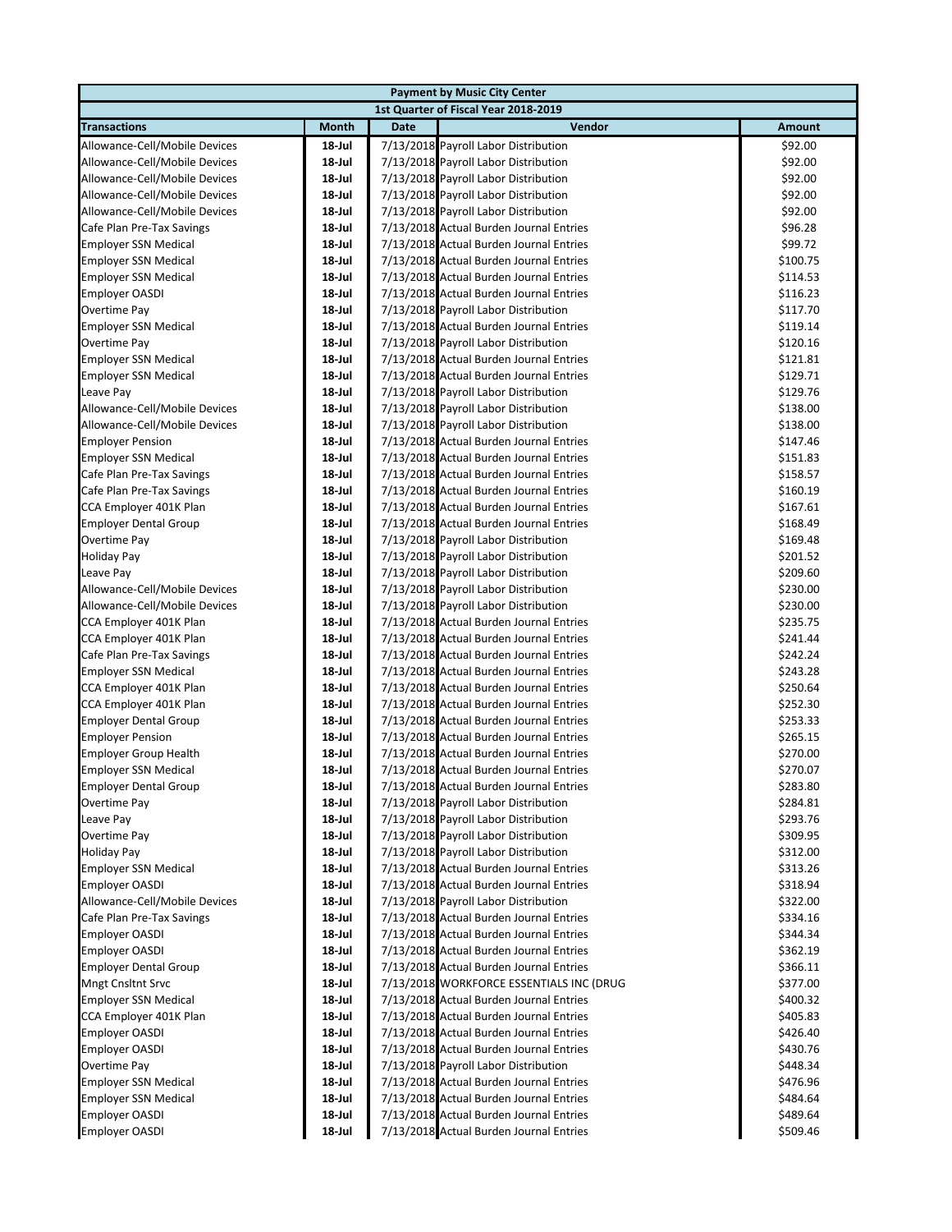| Payment by Music City Center | | | | |
|---|---|---|---|---|
| 1st Quarter of Fiscal Year 2018-2019 | | | | |
| **Transactions** | **Month** | **Date** | **Vendor** | **Amount** |
| Allowance-Cell/Mobile Devices | 18-Jul | 7/13/2018 | Payroll Labor Distribution | $92.00 |
| Allowance-Cell/Mobile Devices | 18-Jul | 7/13/2018 | Payroll Labor Distribution | $92.00 |
| Allowance-Cell/Mobile Devices | 18-Jul | 7/13/2018 | Payroll Labor Distribution | $92.00 |
| Allowance-Cell/Mobile Devices | 18-Jul | 7/13/2018 | Payroll Labor Distribution | $92.00 |
| Allowance-Cell/Mobile Devices | 18-Jul | 7/13/2018 | Payroll Labor Distribution | $92.00 |
| Cafe Plan Pre-Tax Savings | 18-Jul | 7/13/2018 | Actual Burden Journal Entries | $96.28 |
| Employer SSN Medical | 18-Jul | 7/13/2018 | Actual Burden Journal Entries | $99.72 |
| Employer SSN Medical | 18-Jul | 7/13/2018 | Actual Burden Journal Entries | $100.75 |
| Employer SSN Medical | 18-Jul | 7/13/2018 | Actual Burden Journal Entries | $114.53 |
| Employer OASDI | 18-Jul | 7/13/2018 | Actual Burden Journal Entries | $116.23 |
| Overtime Pay | 18-Jul | 7/13/2018 | Payroll Labor Distribution | $117.70 |
| Employer SSN Medical | 18-Jul | 7/13/2018 | Actual Burden Journal Entries | $119.14 |
| Overtime Pay | 18-Jul | 7/13/2018 | Payroll Labor Distribution | $120.16 |
| Employer SSN Medical | 18-Jul | 7/13/2018 | Actual Burden Journal Entries | $121.81 |
| Employer SSN Medical | 18-Jul | 7/13/2018 | Actual Burden Journal Entries | $129.71 |
| Leave Pay | 18-Jul | 7/13/2018 | Payroll Labor Distribution | $129.76 |
| Allowance-Cell/Mobile Devices | 18-Jul | 7/13/2018 | Payroll Labor Distribution | $138.00 |
| Allowance-Cell/Mobile Devices | 18-Jul | 7/13/2018 | Payroll Labor Distribution | $138.00 |
| Employer Pension | 18-Jul | 7/13/2018 | Actual Burden Journal Entries | $147.46 |
| Employer SSN Medical | 18-Jul | 7/13/2018 | Actual Burden Journal Entries | $151.83 |
| Cafe Plan Pre-Tax Savings | 18-Jul | 7/13/2018 | Actual Burden Journal Entries | $158.57 |
| Cafe Plan Pre-Tax Savings | 18-Jul | 7/13/2018 | Actual Burden Journal Entries | $160.19 |
| CCA Employer 401K Plan | 18-Jul | 7/13/2018 | Actual Burden Journal Entries | $167.61 |
| Employer Dental Group | 18-Jul | 7/13/2018 | Actual Burden Journal Entries | $168.49 |
| Overtime Pay | 18-Jul | 7/13/2018 | Payroll Labor Distribution | $169.48 |
| Holiday Pay | 18-Jul | 7/13/2018 | Payroll Labor Distribution | $201.52 |
| Leave Pay | 18-Jul | 7/13/2018 | Payroll Labor Distribution | $209.60 |
| Allowance-Cell/Mobile Devices | 18-Jul | 7/13/2018 | Payroll Labor Distribution | $230.00 |
| Allowance-Cell/Mobile Devices | 18-Jul | 7/13/2018 | Payroll Labor Distribution | $230.00 |
| CCA Employer 401K Plan | 18-Jul | 7/13/2018 | Actual Burden Journal Entries | $235.75 |
| CCA Employer 401K Plan | 18-Jul | 7/13/2018 | Actual Burden Journal Entries | $241.44 |
| Cafe Plan Pre-Tax Savings | 18-Jul | 7/13/2018 | Actual Burden Journal Entries | $242.24 |
| Employer SSN Medical | 18-Jul | 7/13/2018 | Actual Burden Journal Entries | $243.28 |
| CCA Employer 401K Plan | 18-Jul | 7/13/2018 | Actual Burden Journal Entries | $250.64 |
| CCA Employer 401K Plan | 18-Jul | 7/13/2018 | Actual Burden Journal Entries | $252.30 |
| Employer Dental Group | 18-Jul | 7/13/2018 | Actual Burden Journal Entries | $253.33 |
| Employer Pension | 18-Jul | 7/13/2018 | Actual Burden Journal Entries | $265.15 |
| Employer Group Health | 18-Jul | 7/13/2018 | Actual Burden Journal Entries | $270.00 |
| Employer SSN Medical | 18-Jul | 7/13/2018 | Actual Burden Journal Entries | $270.07 |
| Employer Dental Group | 18-Jul | 7/13/2018 | Actual Burden Journal Entries | $283.80 |
| Overtime Pay | 18-Jul | 7/13/2018 | Payroll Labor Distribution | $284.81 |
| Leave Pay | 18-Jul | 7/13/2018 | Payroll Labor Distribution | $293.76 |
| Overtime Pay | 18-Jul | 7/13/2018 | Payroll Labor Distribution | $309.95 |
| Holiday Pay | 18-Jul | 7/13/2018 | Payroll Labor Distribution | $312.00 |
| Employer SSN Medical | 18-Jul | 7/13/2018 | Actual Burden Journal Entries | $313.26 |
| Employer OASDI | 18-Jul | 7/13/2018 | Actual Burden Journal Entries | $318.94 |
| Allowance-Cell/Mobile Devices | 18-Jul | 7/13/2018 | Payroll Labor Distribution | $322.00 |
| Cafe Plan Pre-Tax Savings | 18-Jul | 7/13/2018 | Actual Burden Journal Entries | $334.16 |
| Employer OASDI | 18-Jul | 7/13/2018 | Actual Burden Journal Entries | $344.34 |
| Employer OASDI | 18-Jul | 7/13/2018 | Actual Burden Journal Entries | $362.19 |
| Employer Dental Group | 18-Jul | 7/13/2018 | Actual Burden Journal Entries | $366.11 |
| Mngt Cnsltnt Srvc | 18-Jul | 7/13/2018 | WORKFORCE ESSENTIALS INC (DRUG | $377.00 |
| Employer SSN Medical | 18-Jul | 7/13/2018 | Actual Burden Journal Entries | $400.32 |
| CCA Employer 401K Plan | 18-Jul | 7/13/2018 | Actual Burden Journal Entries | $405.83 |
| Employer OASDI | 18-Jul | 7/13/2018 | Actual Burden Journal Entries | $426.40 |
| Employer OASDI | 18-Jul | 7/13/2018 | Actual Burden Journal Entries | $430.76 |
| Overtime Pay | 18-Jul | 7/13/2018 | Payroll Labor Distribution | $448.34 |
| Employer SSN Medical | 18-Jul | 7/13/2018 | Actual Burden Journal Entries | $476.96 |
| Employer SSN Medical | 18-Jul | 7/13/2018 | Actual Burden Journal Entries | $484.64 |
| Employer OASDI | 18-Jul | 7/13/2018 | Actual Burden Journal Entries | $489.64 |
| Employer OASDI | 18-Jul | 7/13/2018 | Actual Burden Journal Entries | $509.46 |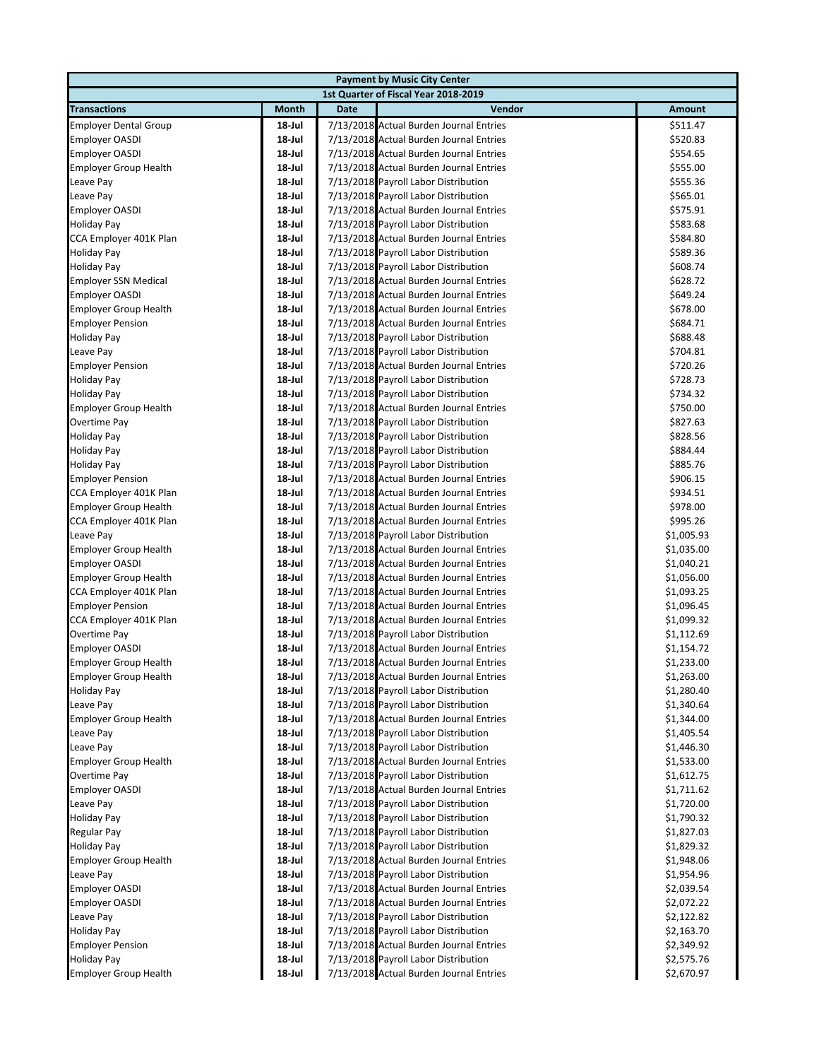| Payment by Music City Center | | | | |
|---|---|---|---|---|
| 1st Quarter of Fiscal Year 2018-2019 | | | | |
| **Transactions** | **Month** | **Date** | **Vendor** | **Amount** |
| Employer Dental Group | 18-Jul | 7/13/2018 | Actual Burden Journal Entries | $511.47 |
| Employer OASDI | 18-Jul | 7/13/2018 | Actual Burden Journal Entries | $520.83 |
| Employer OASDI | 18-Jul | 7/13/2018 | Actual Burden Journal Entries | $554.65 |
| Employer Group Health | 18-Jul | 7/13/2018 | Actual Burden Journal Entries | $555.00 |
| Leave Pay | 18-Jul | 7/13/2018 | Payroll Labor Distribution | $555.36 |
| Leave Pay | 18-Jul | 7/13/2018 | Payroll Labor Distribution | $565.01 |
| Employer OASDI | 18-Jul | 7/13/2018 | Actual Burden Journal Entries | $575.91 |
| Holiday Pay | 18-Jul | 7/13/2018 | Payroll Labor Distribution | $583.68 |
| CCA Employer 401K Plan | 18-Jul | 7/13/2018 | Actual Burden Journal Entries | $584.80 |
| Holiday Pay | 18-Jul | 7/13/2018 | Payroll Labor Distribution | $589.36 |
| Holiday Pay | 18-Jul | 7/13/2018 | Payroll Labor Distribution | $608.74 |
| Employer SSN Medical | 18-Jul | 7/13/2018 | Actual Burden Journal Entries | $628.72 |
| Employer OASDI | 18-Jul | 7/13/2018 | Actual Burden Journal Entries | $649.24 |
| Employer Group Health | 18-Jul | 7/13/2018 | Actual Burden Journal Entries | $678.00 |
| Employer Pension | 18-Jul | 7/13/2018 | Actual Burden Journal Entries | $684.71 |
| Holiday Pay | 18-Jul | 7/13/2018 | Payroll Labor Distribution | $688.48 |
| Leave Pay | 18-Jul | 7/13/2018 | Payroll Labor Distribution | $704.81 |
| Employer Pension | 18-Jul | 7/13/2018 | Actual Burden Journal Entries | $720.26 |
| Holiday Pay | 18-Jul | 7/13/2018 | Payroll Labor Distribution | $728.73 |
| Holiday Pay | 18-Jul | 7/13/2018 | Payroll Labor Distribution | $734.32 |
| Employer Group Health | 18-Jul | 7/13/2018 | Actual Burden Journal Entries | $750.00 |
| Overtime Pay | 18-Jul | 7/13/2018 | Payroll Labor Distribution | $827.63 |
| Holiday Pay | 18-Jul | 7/13/2018 | Payroll Labor Distribution | $828.56 |
| Holiday Pay | 18-Jul | 7/13/2018 | Payroll Labor Distribution | $884.44 |
| Holiday Pay | 18-Jul | 7/13/2018 | Payroll Labor Distribution | $885.76 |
| Employer Pension | 18-Jul | 7/13/2018 | Actual Burden Journal Entries | $906.15 |
| CCA Employer 401K Plan | 18-Jul | 7/13/2018 | Actual Burden Journal Entries | $934.51 |
| Employer Group Health | 18-Jul | 7/13/2018 | Actual Burden Journal Entries | $978.00 |
| CCA Employer 401K Plan | 18-Jul | 7/13/2018 | Actual Burden Journal Entries | $995.26 |
| Leave Pay | 18-Jul | 7/13/2018 | Payroll Labor Distribution | $1,005.93 |
| Employer Group Health | 18-Jul | 7/13/2018 | Actual Burden Journal Entries | $1,035.00 |
| Employer OASDI | 18-Jul | 7/13/2018 | Actual Burden Journal Entries | $1,040.21 |
| Employer Group Health | 18-Jul | 7/13/2018 | Actual Burden Journal Entries | $1,056.00 |
| CCA Employer 401K Plan | 18-Jul | 7/13/2018 | Actual Burden Journal Entries | $1,093.25 |
| Employer Pension | 18-Jul | 7/13/2018 | Actual Burden Journal Entries | $1,096.45 |
| CCA Employer 401K Plan | 18-Jul | 7/13/2018 | Actual Burden Journal Entries | $1,099.32 |
| Overtime Pay | 18-Jul | 7/13/2018 | Payroll Labor Distribution | $1,112.69 |
| Employer OASDI | 18-Jul | 7/13/2018 | Actual Burden Journal Entries | $1,154.72 |
| Employer Group Health | 18-Jul | 7/13/2018 | Actual Burden Journal Entries | $1,233.00 |
| Employer Group Health | 18-Jul | 7/13/2018 | Actual Burden Journal Entries | $1,263.00 |
| Holiday Pay | 18-Jul | 7/13/2018 | Payroll Labor Distribution | $1,280.40 |
| Leave Pay | 18-Jul | 7/13/2018 | Payroll Labor Distribution | $1,340.64 |
| Employer Group Health | 18-Jul | 7/13/2018 | Actual Burden Journal Entries | $1,344.00 |
| Leave Pay | 18-Jul | 7/13/2018 | Payroll Labor Distribution | $1,405.54 |
| Leave Pay | 18-Jul | 7/13/2018 | Payroll Labor Distribution | $1,446.30 |
| Employer Group Health | 18-Jul | 7/13/2018 | Actual Burden Journal Entries | $1,533.00 |
| Overtime Pay | 18-Jul | 7/13/2018 | Payroll Labor Distribution | $1,612.75 |
| Employer OASDI | 18-Jul | 7/13/2018 | Actual Burden Journal Entries | $1,711.62 |
| Leave Pay | 18-Jul | 7/13/2018 | Payroll Labor Distribution | $1,720.00 |
| Holiday Pay | 18-Jul | 7/13/2018 | Payroll Labor Distribution | $1,790.32 |
| Regular Pay | 18-Jul | 7/13/2018 | Payroll Labor Distribution | $1,827.03 |
| Holiday Pay | 18-Jul | 7/13/2018 | Payroll Labor Distribution | $1,829.32 |
| Employer Group Health | 18-Jul | 7/13/2018 | Actual Burden Journal Entries | $1,948.06 |
| Leave Pay | 18-Jul | 7/13/2018 | Payroll Labor Distribution | $1,954.96 |
| Employer OASDI | 18-Jul | 7/13/2018 | Actual Burden Journal Entries | $2,039.54 |
| Employer OASDI | 18-Jul | 7/13/2018 | Actual Burden Journal Entries | $2,072.22 |
| Leave Pay | 18-Jul | 7/13/2018 | Payroll Labor Distribution | $2,122.82 |
| Holiday Pay | 18-Jul | 7/13/2018 | Payroll Labor Distribution | $2,163.70 |
| Employer Pension | 18-Jul | 7/13/2018 | Actual Burden Journal Entries | $2,349.92 |
| Holiday Pay | 18-Jul | 7/13/2018 | Payroll Labor Distribution | $2,575.76 |
| Employer Group Health | 18-Jul | 7/13/2018 | Actual Burden Journal Entries | $2,670.97 |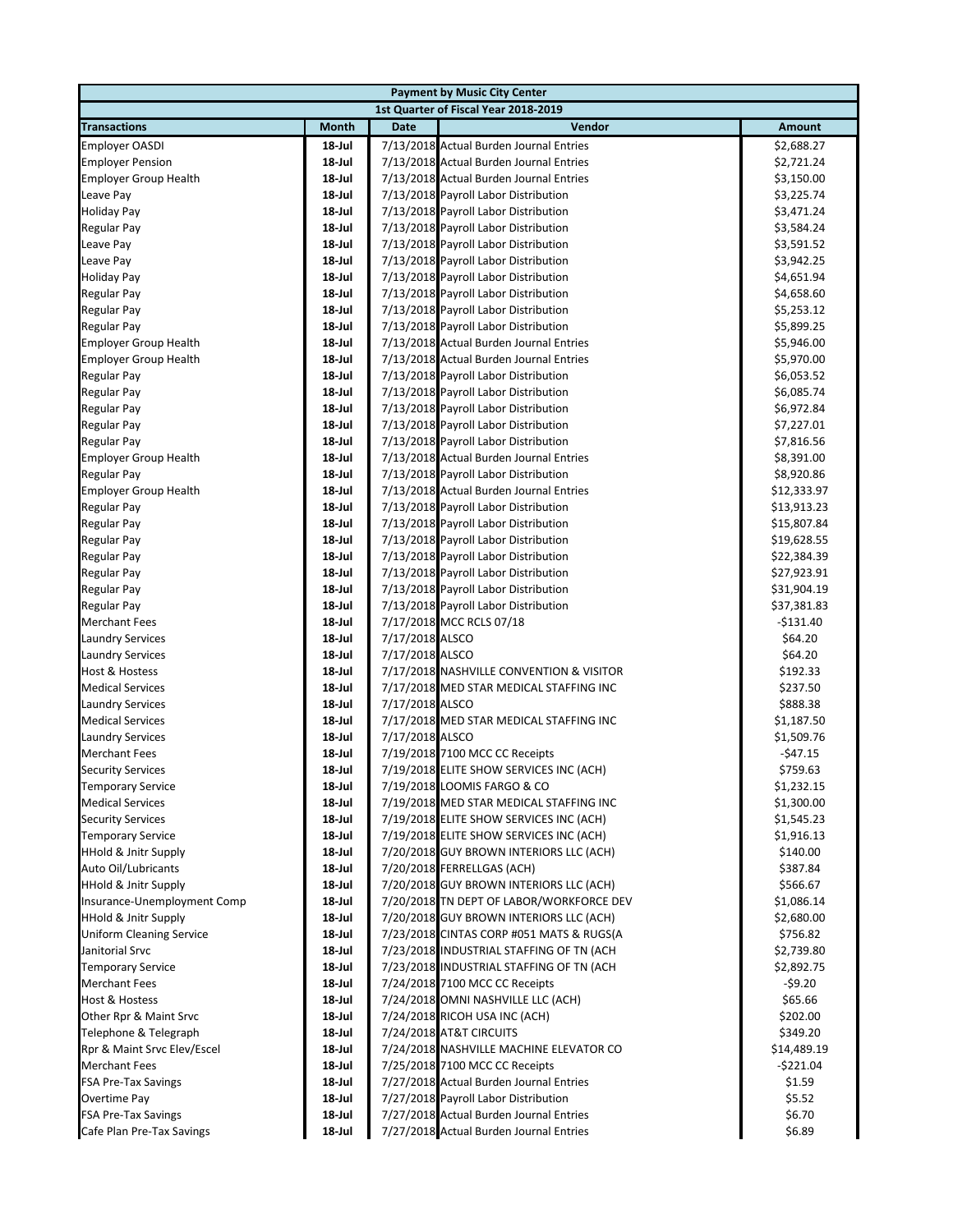| Payment by Music City Center | | | | |
|---|---|---|---|---|
| 1st Quarter of Fiscal Year 2018-2019 | | | | |
| **Transactions** | **Month** | **Date** | **Vendor** | **Amount** |
| Employer OASDI | 18-Jul | 7/13/2018 | Actual Burden Journal Entries | $2,688.27 |
| Employer Pension | 18-Jul | 7/13/2018 | Actual Burden Journal Entries | $2,721.24 |
| Employer Group Health | 18-Jul | 7/13/2018 | Actual Burden Journal Entries | $3,150.00 |
| Leave Pay | 18-Jul | 7/13/2018 | Payroll Labor Distribution | $3,225.74 |
| Holiday Pay | 18-Jul | 7/13/2018 | Payroll Labor Distribution | $3,471.24 |
| Regular Pay | 18-Jul | 7/13/2018 | Payroll Labor Distribution | $3,584.24 |
| Leave Pay | 18-Jul | 7/13/2018 | Payroll Labor Distribution | $3,591.52 |
| Leave Pay | 18-Jul | 7/13/2018 | Payroll Labor Distribution | $3,942.25 |
| Holiday Pay | 18-Jul | 7/13/2018 | Payroll Labor Distribution | $4,651.94 |
| Regular Pay | 18-Jul | 7/13/2018 | Payroll Labor Distribution | $4,658.60 |
| Regular Pay | 18-Jul | 7/13/2018 | Payroll Labor Distribution | $5,253.12 |
| Regular Pay | 18-Jul | 7/13/2018 | Payroll Labor Distribution | $5,899.25 |
| Employer Group Health | 18-Jul | 7/13/2018 | Actual Burden Journal Entries | $5,946.00 |
| Employer Group Health | 18-Jul | 7/13/2018 | Actual Burden Journal Entries | $5,970.00 |
| Regular Pay | 18-Jul | 7/13/2018 | Payroll Labor Distribution | $6,053.52 |
| Regular Pay | 18-Jul | 7/13/2018 | Payroll Labor Distribution | $6,085.74 |
| Regular Pay | 18-Jul | 7/13/2018 | Payroll Labor Distribution | $6,972.84 |
| Regular Pay | 18-Jul | 7/13/2018 | Payroll Labor Distribution | $7,227.01 |
| Regular Pay | 18-Jul | 7/13/2018 | Payroll Labor Distribution | $7,816.56 |
| Employer Group Health | 18-Jul | 7/13/2018 | Actual Burden Journal Entries | $8,391.00 |
| Regular Pay | 18-Jul | 7/13/2018 | Payroll Labor Distribution | $8,920.86 |
| Employer Group Health | 18-Jul | 7/13/2018 | Actual Burden Journal Entries | $12,333.97 |
| Regular Pay | 18-Jul | 7/13/2018 | Payroll Labor Distribution | $13,913.23 |
| Regular Pay | 18-Jul | 7/13/2018 | Payroll Labor Distribution | $15,807.84 |
| Regular Pay | 18-Jul | 7/13/2018 | Payroll Labor Distribution | $19,628.55 |
| Regular Pay | 18-Jul | 7/13/2018 | Payroll Labor Distribution | $22,384.39 |
| Regular Pay | 18-Jul | 7/13/2018 | Payroll Labor Distribution | $27,923.91 |
| Regular Pay | 18-Jul | 7/13/2018 | Payroll Labor Distribution | $31,904.19 |
| Regular Pay | 18-Jul | 7/13/2018 | Payroll Labor Distribution | $37,381.83 |
| Merchant Fees | 18-Jul | 7/17/2018 | MCC RCLS 07/18 | -$131.40 |
| Laundry Services | 18-Jul | 7/17/2018 | ALSCO | $64.20 |
| Laundry Services | 18-Jul | 7/17/2018 | ALSCO | $64.20 |
| Host & Hostess | 18-Jul | 7/17/2018 | NASHVILLE CONVENTION & VISITOR | $192.33 |
| Medical Services | 18-Jul | 7/17/2018 | MED STAR MEDICAL STAFFING INC | $237.50 |
| Laundry Services | 18-Jul | 7/17/2018 | ALSCO | $888.38 |
| Medical Services | 18-Jul | 7/17/2018 | MED STAR MEDICAL STAFFING INC | $1,187.50 |
| Laundry Services | 18-Jul | 7/17/2018 | ALSCO | $1,509.76 |
| Merchant Fees | 18-Jul | 7/19/2018 | 7100 MCC CC Receipts | -$47.15 |
| Security Services | 18-Jul | 7/19/2018 | ELITE SHOW SERVICES INC (ACH) | $759.63 |
| Temporary Service | 18-Jul | 7/19/2018 | LOOMIS FARGO & CO | $1,232.15 |
| Medical Services | 18-Jul | 7/19/2018 | MED STAR MEDICAL STAFFING INC | $1,300.00 |
| Security Services | 18-Jul | 7/19/2018 | ELITE SHOW SERVICES INC (ACH) | $1,545.23 |
| Temporary Service | 18-Jul | 7/19/2018 | ELITE SHOW SERVICES INC (ACH) | $1,916.13 |
| HHold & Jnitr Supply | 18-Jul | 7/20/2018 | GUY BROWN INTERIORS LLC (ACH) | $140.00 |
| Auto Oil/Lubricants | 18-Jul | 7/20/2018 | FERRELLGAS (ACH) | $387.84 |
| HHold & Jnitr Supply | 18-Jul | 7/20/2018 | GUY BROWN INTERIORS LLC (ACH) | $566.67 |
| Insurance-Unemployment Comp | 18-Jul | 7/20/2018 | TN DEPT OF LABOR/WORKFORCE DEV | $1,086.14 |
| HHold & Jnitr Supply | 18-Jul | 7/20/2018 | GUY BROWN INTERIORS LLC (ACH) | $2,680.00 |
| Uniform Cleaning Service | 18-Jul | 7/23/2018 | CINTAS CORP #051 MATS & RUGS(A | $756.82 |
| Janitorial Srvc | 18-Jul | 7/23/2018 | INDUSTRIAL STAFFING OF TN (ACH | $2,739.80 |
| Temporary Service | 18-Jul | 7/23/2018 | INDUSTRIAL STAFFING OF TN (ACH | $2,892.75 |
| Merchant Fees | 18-Jul | 7/24/2018 | 7100 MCC CC Receipts | -$9.20 |
| Host & Hostess | 18-Jul | 7/24/2018 | OMNI NASHVILLE LLC (ACH) | $65.66 |
| Other Rpr & Maint Srvc | 18-Jul | 7/24/2018 | RICOH USA INC (ACH) | $202.00 |
| Telephone & Telegraph | 18-Jul | 7/24/2018 | AT&T CIRCUITS | $349.20 |
| Rpr & Maint Srvc Elev/Escel | 18-Jul | 7/24/2018 | NASHVILLE MACHINE ELEVATOR CO | $14,489.19 |
| Merchant Fees | 18-Jul | 7/25/2018 | 7100 MCC CC Receipts | -$221.04 |
| FSA Pre-Tax Savings | 18-Jul | 7/27/2018 | Actual Burden Journal Entries | $1.59 |
| Overtime Pay | 18-Jul | 7/27/2018 | Payroll Labor Distribution | $5.52 |
| FSA Pre-Tax Savings | 18-Jul | 7/27/2018 | Actual Burden Journal Entries | $6.70 |
| Cafe Plan Pre-Tax Savings | 18-Jul | 7/27/2018 | Actual Burden Journal Entries | $6.89 |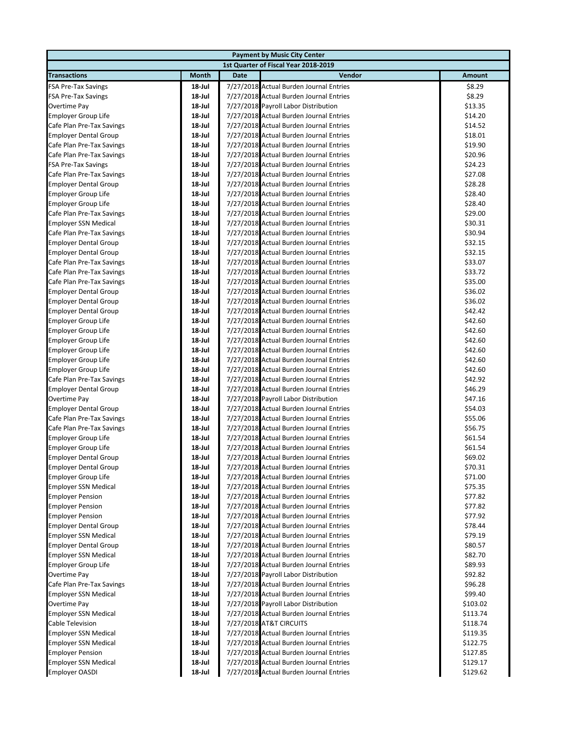| Payment by Music City Center | | | | |
|---|---|---|---|---|
| 1st Quarter of Fiscal Year 2018-2019 | | | | |
| **Transactions** | **Month** | **Date** | **Vendor** | **Amount** |
| FSA Pre-Tax Savings | 18-Jul | 7/27/2018 | Actual Burden Journal Entries | $8.29 |
| FSA Pre-Tax Savings | 18-Jul | 7/27/2018 | Actual Burden Journal Entries | $8.29 |
| Overtime Pay | 18-Jul | 7/27/2018 | Payroll Labor Distribution | $13.35 |
| Employer Group Life | 18-Jul | 7/27/2018 | Actual Burden Journal Entries | $14.20 |
| Cafe Plan Pre-Tax Savings | 18-Jul | 7/27/2018 | Actual Burden Journal Entries | $14.52 |
| Employer Dental Group | 18-Jul | 7/27/2018 | Actual Burden Journal Entries | $18.01 |
| Cafe Plan Pre-Tax Savings | 18-Jul | 7/27/2018 | Actual Burden Journal Entries | $19.90 |
| Cafe Plan Pre-Tax Savings | 18-Jul | 7/27/2018 | Actual Burden Journal Entries | $20.96 |
| FSA Pre-Tax Savings | 18-Jul | 7/27/2018 | Actual Burden Journal Entries | $24.23 |
| Cafe Plan Pre-Tax Savings | 18-Jul | 7/27/2018 | Actual Burden Journal Entries | $27.08 |
| Employer Dental Group | 18-Jul | 7/27/2018 | Actual Burden Journal Entries | $28.28 |
| Employer Group Life | 18-Jul | 7/27/2018 | Actual Burden Journal Entries | $28.40 |
| Employer Group Life | 18-Jul | 7/27/2018 | Actual Burden Journal Entries | $28.40 |
| Cafe Plan Pre-Tax Savings | 18-Jul | 7/27/2018 | Actual Burden Journal Entries | $29.00 |
| Employer SSN Medical | 18-Jul | 7/27/2018 | Actual Burden Journal Entries | $30.31 |
| Cafe Plan Pre-Tax Savings | 18-Jul | 7/27/2018 | Actual Burden Journal Entries | $30.94 |
| Employer Dental Group | 18-Jul | 7/27/2018 | Actual Burden Journal Entries | $32.15 |
| Employer Dental Group | 18-Jul | 7/27/2018 | Actual Burden Journal Entries | $32.15 |
| Cafe Plan Pre-Tax Savings | 18-Jul | 7/27/2018 | Actual Burden Journal Entries | $33.07 |
| Cafe Plan Pre-Tax Savings | 18-Jul | 7/27/2018 | Actual Burden Journal Entries | $33.72 |
| Cafe Plan Pre-Tax Savings | 18-Jul | 7/27/2018 | Actual Burden Journal Entries | $35.00 |
| Employer Dental Group | 18-Jul | 7/27/2018 | Actual Burden Journal Entries | $36.02 |
| Employer Dental Group | 18-Jul | 7/27/2018 | Actual Burden Journal Entries | $36.02 |
| Employer Dental Group | 18-Jul | 7/27/2018 | Actual Burden Journal Entries | $42.42 |
| Employer Group Life | 18-Jul | 7/27/2018 | Actual Burden Journal Entries | $42.60 |
| Employer Group Life | 18-Jul | 7/27/2018 | Actual Burden Journal Entries | $42.60 |
| Employer Group Life | 18-Jul | 7/27/2018 | Actual Burden Journal Entries | $42.60 |
| Employer Group Life | 18-Jul | 7/27/2018 | Actual Burden Journal Entries | $42.60 |
| Employer Group Life | 18-Jul | 7/27/2018 | Actual Burden Journal Entries | $42.60 |
| Employer Group Life | 18-Jul | 7/27/2018 | Actual Burden Journal Entries | $42.60 |
| Cafe Plan Pre-Tax Savings | 18-Jul | 7/27/2018 | Actual Burden Journal Entries | $42.92 |
| Employer Dental Group | 18-Jul | 7/27/2018 | Actual Burden Journal Entries | $46.29 |
| Overtime Pay | 18-Jul | 7/27/2018 | Payroll Labor Distribution | $47.16 |
| Employer Dental Group | 18-Jul | 7/27/2018 | Actual Burden Journal Entries | $54.03 |
| Cafe Plan Pre-Tax Savings | 18-Jul | 7/27/2018 | Actual Burden Journal Entries | $55.06 |
| Cafe Plan Pre-Tax Savings | 18-Jul | 7/27/2018 | Actual Burden Journal Entries | $56.75 |
| Employer Group Life | 18-Jul | 7/27/2018 | Actual Burden Journal Entries | $61.54 |
| Employer Group Life | 18-Jul | 7/27/2018 | Actual Burden Journal Entries | $61.54 |
| Employer Dental Group | 18-Jul | 7/27/2018 | Actual Burden Journal Entries | $69.02 |
| Employer Dental Group | 18-Jul | 7/27/2018 | Actual Burden Journal Entries | $70.31 |
| Employer Group Life | 18-Jul | 7/27/2018 | Actual Burden Journal Entries | $71.00 |
| Employer SSN Medical | 18-Jul | 7/27/2018 | Actual Burden Journal Entries | $75.35 |
| Employer Pension | 18-Jul | 7/27/2018 | Actual Burden Journal Entries | $77.82 |
| Employer Pension | 18-Jul | 7/27/2018 | Actual Burden Journal Entries | $77.82 |
| Employer Pension | 18-Jul | 7/27/2018 | Actual Burden Journal Entries | $77.92 |
| Employer Dental Group | 18-Jul | 7/27/2018 | Actual Burden Journal Entries | $78.44 |
| Employer SSN Medical | 18-Jul | 7/27/2018 | Actual Burden Journal Entries | $79.19 |
| Employer Dental Group | 18-Jul | 7/27/2018 | Actual Burden Journal Entries | $80.57 |
| Employer SSN Medical | 18-Jul | 7/27/2018 | Actual Burden Journal Entries | $82.70 |
| Employer Group Life | 18-Jul | 7/27/2018 | Actual Burden Journal Entries | $89.93 |
| Overtime Pay | 18-Jul | 7/27/2018 | Payroll Labor Distribution | $92.82 |
| Cafe Plan Pre-Tax Savings | 18-Jul | 7/27/2018 | Actual Burden Journal Entries | $96.28 |
| Employer SSN Medical | 18-Jul | 7/27/2018 | Actual Burden Journal Entries | $99.40 |
| Overtime Pay | 18-Jul | 7/27/2018 | Payroll Labor Distribution | $103.02 |
| Employer SSN Medical | 18-Jul | 7/27/2018 | Actual Burden Journal Entries | $113.74 |
| Cable Television | 18-Jul | 7/27/2018 | AT&T CIRCUITS | $118.74 |
| Employer SSN Medical | 18-Jul | 7/27/2018 | Actual Burden Journal Entries | $119.35 |
| Employer SSN Medical | 18-Jul | 7/27/2018 | Actual Burden Journal Entries | $122.75 |
| Employer Pension | 18-Jul | 7/27/2018 | Actual Burden Journal Entries | $127.85 |
| Employer SSN Medical | 18-Jul | 7/27/2018 | Actual Burden Journal Entries | $129.17 |
| Employer OASDI | 18-Jul | 7/27/2018 | Actual Burden Journal Entries | $129.62 |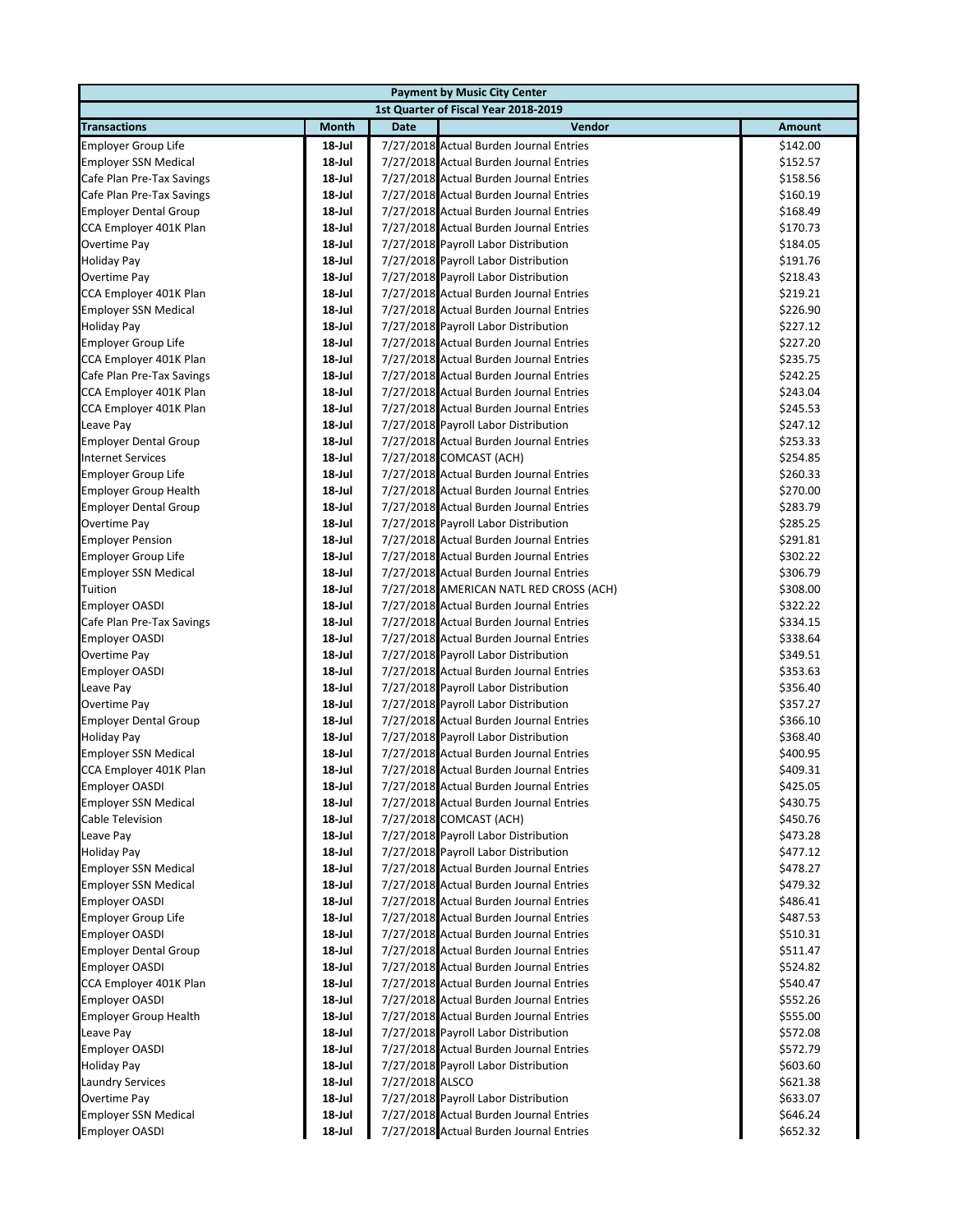| Payment by Music City Center | | | | |
|---|---|---|---|---|
| 1st Quarter of Fiscal Year 2018-2019 | | | | |
| **Transactions** | **Month** | **Date** | **Vendor** | **Amount** |
| Employer Group Life | 18-Jul | 7/27/2018 | Actual Burden Journal Entries | $142.00 |
| Employer SSN Medical | 18-Jul | 7/27/2018 | Actual Burden Journal Entries | $152.57 |
| Cafe Plan Pre-Tax Savings | 18-Jul | 7/27/2018 | Actual Burden Journal Entries | $158.56 |
| Cafe Plan Pre-Tax Savings | 18-Jul | 7/27/2018 | Actual Burden Journal Entries | $160.19 |
| Employer Dental Group | 18-Jul | 7/27/2018 | Actual Burden Journal Entries | $168.49 |
| CCA Employer 401K Plan | 18-Jul | 7/27/2018 | Actual Burden Journal Entries | $170.73 |
| Overtime Pay | 18-Jul | 7/27/2018 | Payroll Labor Distribution | $184.05 |
| Holiday Pay | 18-Jul | 7/27/2018 | Payroll Labor Distribution | $191.76 |
| Overtime Pay | 18-Jul | 7/27/2018 | Payroll Labor Distribution | $218.43 |
| CCA Employer 401K Plan | 18-Jul | 7/27/2018 | Actual Burden Journal Entries | $219.21 |
| Employer SSN Medical | 18-Jul | 7/27/2018 | Actual Burden Journal Entries | $226.90 |
| Holiday Pay | 18-Jul | 7/27/2018 | Payroll Labor Distribution | $227.12 |
| Employer Group Life | 18-Jul | 7/27/2018 | Actual Burden Journal Entries | $227.20 |
| CCA Employer 401K Plan | 18-Jul | 7/27/2018 | Actual Burden Journal Entries | $235.75 |
| Cafe Plan Pre-Tax Savings | 18-Jul | 7/27/2018 | Actual Burden Journal Entries | $242.25 |
| CCA Employer 401K Plan | 18-Jul | 7/27/2018 | Actual Burden Journal Entries | $243.04 |
| CCA Employer 401K Plan | 18-Jul | 7/27/2018 | Actual Burden Journal Entries | $245.53 |
| Leave Pay | 18-Jul | 7/27/2018 | Payroll Labor Distribution | $247.12 |
| Employer Dental Group | 18-Jul | 7/27/2018 | Actual Burden Journal Entries | $253.33 |
| Internet Services | 18-Jul | 7/27/2018 | COMCAST (ACH) | $254.85 |
| Employer Group Life | 18-Jul | 7/27/2018 | Actual Burden Journal Entries | $260.33 |
| Employer Group Health | 18-Jul | 7/27/2018 | Actual Burden Journal Entries | $270.00 |
| Employer Dental Group | 18-Jul | 7/27/2018 | Actual Burden Journal Entries | $283.79 |
| Overtime Pay | 18-Jul | 7/27/2018 | Payroll Labor Distribution | $285.25 |
| Employer Pension | 18-Jul | 7/27/2018 | Actual Burden Journal Entries | $291.81 |
| Employer Group Life | 18-Jul | 7/27/2018 | Actual Burden Journal Entries | $302.22 |
| Employer SSN Medical | 18-Jul | 7/27/2018 | Actual Burden Journal Entries | $306.79 |
| Tuition | 18-Jul | 7/27/2018 | AMERICAN NATL RED CROSS (ACH) | $308.00 |
| Employer OASDI | 18-Jul | 7/27/2018 | Actual Burden Journal Entries | $322.22 |
| Cafe Plan Pre-Tax Savings | 18-Jul | 7/27/2018 | Actual Burden Journal Entries | $334.15 |
| Employer OASDI | 18-Jul | 7/27/2018 | Actual Burden Journal Entries | $338.64 |
| Overtime Pay | 18-Jul | 7/27/2018 | Payroll Labor Distribution | $349.51 |
| Employer OASDI | 18-Jul | 7/27/2018 | Actual Burden Journal Entries | $353.63 |
| Leave Pay | 18-Jul | 7/27/2018 | Payroll Labor Distribution | $356.40 |
| Overtime Pay | 18-Jul | 7/27/2018 | Payroll Labor Distribution | $357.27 |
| Employer Dental Group | 18-Jul | 7/27/2018 | Actual Burden Journal Entries | $366.10 |
| Holiday Pay | 18-Jul | 7/27/2018 | Payroll Labor Distribution | $368.40 |
| Employer SSN Medical | 18-Jul | 7/27/2018 | Actual Burden Journal Entries | $400.95 |
| CCA Employer 401K Plan | 18-Jul | 7/27/2018 | Actual Burden Journal Entries | $409.31 |
| Employer OASDI | 18-Jul | 7/27/2018 | Actual Burden Journal Entries | $425.05 |
| Employer SSN Medical | 18-Jul | 7/27/2018 | Actual Burden Journal Entries | $430.75 |
| Cable Television | 18-Jul | 7/27/2018 | COMCAST (ACH) | $450.76 |
| Leave Pay | 18-Jul | 7/27/2018 | Payroll Labor Distribution | $473.28 |
| Holiday Pay | 18-Jul | 7/27/2018 | Payroll Labor Distribution | $477.12 |
| Employer SSN Medical | 18-Jul | 7/27/2018 | Actual Burden Journal Entries | $478.27 |
| Employer SSN Medical | 18-Jul | 7/27/2018 | Actual Burden Journal Entries | $479.32 |
| Employer OASDI | 18-Jul | 7/27/2018 | Actual Burden Journal Entries | $486.41 |
| Employer Group Life | 18-Jul | 7/27/2018 | Actual Burden Journal Entries | $487.53 |
| Employer OASDI | 18-Jul | 7/27/2018 | Actual Burden Journal Entries | $510.31 |
| Employer Dental Group | 18-Jul | 7/27/2018 | Actual Burden Journal Entries | $511.47 |
| Employer OASDI | 18-Jul | 7/27/2018 | Actual Burden Journal Entries | $524.82 |
| CCA Employer 401K Plan | 18-Jul | 7/27/2018 | Actual Burden Journal Entries | $540.47 |
| Employer OASDI | 18-Jul | 7/27/2018 | Actual Burden Journal Entries | $552.26 |
| Employer Group Health | 18-Jul | 7/27/2018 | Actual Burden Journal Entries | $555.00 |
| Leave Pay | 18-Jul | 7/27/2018 | Payroll Labor Distribution | $572.08 |
| Employer OASDI | 18-Jul | 7/27/2018 | Actual Burden Journal Entries | $572.79 |
| Holiday Pay | 18-Jul | 7/27/2018 | Payroll Labor Distribution | $603.60 |
| Laundry Services | 18-Jul | 7/27/2018 | ALSCO | $621.38 |
| Overtime Pay | 18-Jul | 7/27/2018 | Payroll Labor Distribution | $633.07 |
| Employer SSN Medical | 18-Jul | 7/27/2018 | Actual Burden Journal Entries | $646.24 |
| Employer OASDI | 18-Jul | 7/27/2018 | Actual Burden Journal Entries | $652.32 |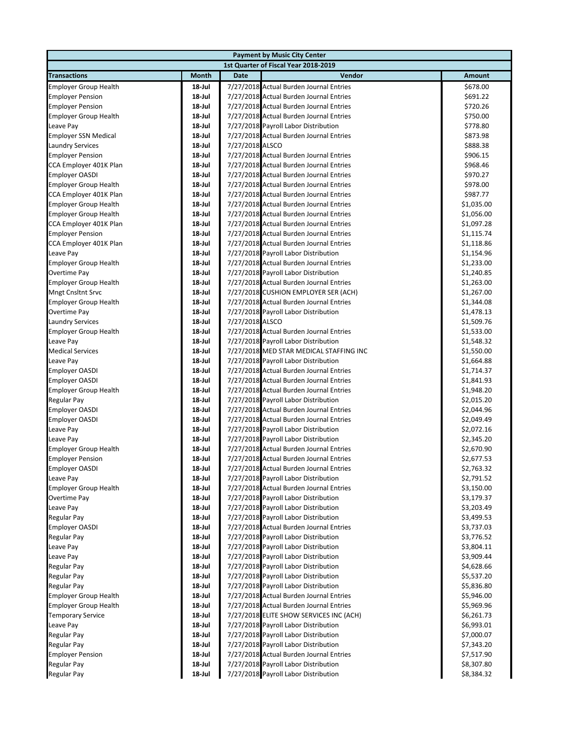| Payment by Music City Center | | | | |
|---|---|---|---|---|
| 1st Quarter of Fiscal Year 2018-2019 | | | | |
| **Transactions** | **Month** | **Date** | **Vendor** | **Amount** |
| Employer Group Health | 18-Jul | 7/27/2018 | Actual Burden Journal Entries | $678.00 |
| Employer Pension | 18-Jul | 7/27/2018 | Actual Burden Journal Entries | $691.22 |
| Employer Pension | 18-Jul | 7/27/2018 | Actual Burden Journal Entries | $720.26 |
| Employer Group Health | 18-Jul | 7/27/2018 | Actual Burden Journal Entries | $750.00 |
| Leave Pay | 18-Jul | 7/27/2018 | Payroll Labor Distribution | $778.80 |
| Employer SSN Medical | 18-Jul | 7/27/2018 | Actual Burden Journal Entries | $873.98 |
| Laundry Services | 18-Jul | 7/27/2018 | ALSCO | $888.38 |
| Employer Pension | 18-Jul | 7/27/2018 | Actual Burden Journal Entries | $906.15 |
| CCA Employer 401K Plan | 18-Jul | 7/27/2018 | Actual Burden Journal Entries | $968.46 |
| Employer OASDI | 18-Jul | 7/27/2018 | Actual Burden Journal Entries | $970.27 |
| Employer Group Health | 18-Jul | 7/27/2018 | Actual Burden Journal Entries | $978.00 |
| CCA Employer 401K Plan | 18-Jul | 7/27/2018 | Actual Burden Journal Entries | $987.77 |
| Employer Group Health | 18-Jul | 7/27/2018 | Actual Burden Journal Entries | $1,035.00 |
| Employer Group Health | 18-Jul | 7/27/2018 | Actual Burden Journal Entries | $1,056.00 |
| CCA Employer 401K Plan | 18-Jul | 7/27/2018 | Actual Burden Journal Entries | $1,097.28 |
| Employer Pension | 18-Jul | 7/27/2018 | Actual Burden Journal Entries | $1,115.74 |
| CCA Employer 401K Plan | 18-Jul | 7/27/2018 | Actual Burden Journal Entries | $1,118.86 |
| Leave Pay | 18-Jul | 7/27/2018 | Payroll Labor Distribution | $1,154.96 |
| Employer Group Health | 18-Jul | 7/27/2018 | Actual Burden Journal Entries | $1,233.00 |
| Overtime Pay | 18-Jul | 7/27/2018 | Payroll Labor Distribution | $1,240.85 |
| Employer Group Health | 18-Jul | 7/27/2018 | Actual Burden Journal Entries | $1,263.00 |
| Mngt Cnsltnt Srvc | 18-Jul | 7/27/2018 | CUSHION EMPLOYER SER (ACH) | $1,267.00 |
| Employer Group Health | 18-Jul | 7/27/2018 | Actual Burden Journal Entries | $1,344.08 |
| Overtime Pay | 18-Jul | 7/27/2018 | Payroll Labor Distribution | $1,478.13 |
| Laundry Services | 18-Jul | 7/27/2018 | ALSCO | $1,509.76 |
| Employer Group Health | 18-Jul | 7/27/2018 | Actual Burden Journal Entries | $1,533.00 |
| Leave Pay | 18-Jul | 7/27/2018 | Payroll Labor Distribution | $1,548.32 |
| Medical Services | 18-Jul | 7/27/2018 | MED STAR MEDICAL STAFFING INC | $1,550.00 |
| Leave Pay | 18-Jul | 7/27/2018 | Payroll Labor Distribution | $1,664.88 |
| Employer OASDI | 18-Jul | 7/27/2018 | Actual Burden Journal Entries | $1,714.37 |
| Employer OASDI | 18-Jul | 7/27/2018 | Actual Burden Journal Entries | $1,841.93 |
| Employer Group Health | 18-Jul | 7/27/2018 | Actual Burden Journal Entries | $1,948.20 |
| Regular Pay | 18-Jul | 7/27/2018 | Payroll Labor Distribution | $2,015.20 |
| Employer OASDI | 18-Jul | 7/27/2018 | Actual Burden Journal Entries | $2,044.96 |
| Employer OASDI | 18-Jul | 7/27/2018 | Actual Burden Journal Entries | $2,049.49 |
| Leave Pay | 18-Jul | 7/27/2018 | Payroll Labor Distribution | $2,072.16 |
| Leave Pay | 18-Jul | 7/27/2018 | Payroll Labor Distribution | $2,345.20 |
| Employer Group Health | 18-Jul | 7/27/2018 | Actual Burden Journal Entries | $2,670.90 |
| Employer Pension | 18-Jul | 7/27/2018 | Actual Burden Journal Entries | $2,677.53 |
| Employer OASDI | 18-Jul | 7/27/2018 | Actual Burden Journal Entries | $2,763.32 |
| Leave Pay | 18-Jul | 7/27/2018 | Payroll Labor Distribution | $2,791.52 |
| Employer Group Health | 18-Jul | 7/27/2018 | Actual Burden Journal Entries | $3,150.00 |
| Overtime Pay | 18-Jul | 7/27/2018 | Payroll Labor Distribution | $3,179.37 |
| Leave Pay | 18-Jul | 7/27/2018 | Payroll Labor Distribution | $3,203.49 |
| Regular Pay | 18-Jul | 7/27/2018 | Payroll Labor Distribution | $3,499.53 |
| Employer OASDI | 18-Jul | 7/27/2018 | Actual Burden Journal Entries | $3,737.03 |
| Regular Pay | 18-Jul | 7/27/2018 | Payroll Labor Distribution | $3,776.52 |
| Leave Pay | 18-Jul | 7/27/2018 | Payroll Labor Distribution | $3,804.11 |
| Leave Pay | 18-Jul | 7/27/2018 | Payroll Labor Distribution | $3,909.44 |
| Regular Pay | 18-Jul | 7/27/2018 | Payroll Labor Distribution | $4,628.66 |
| Regular Pay | 18-Jul | 7/27/2018 | Payroll Labor Distribution | $5,537.20 |
| Regular Pay | 18-Jul | 7/27/2018 | Payroll Labor Distribution | $5,836.80 |
| Employer Group Health | 18-Jul | 7/27/2018 | Actual Burden Journal Entries | $5,946.00 |
| Employer Group Health | 18-Jul | 7/27/2018 | Actual Burden Journal Entries | $5,969.96 |
| Temporary Service | 18-Jul | 7/27/2018 | ELITE SHOW SERVICES INC (ACH) | $6,261.73 |
| Leave Pay | 18-Jul | 7/27/2018 | Payroll Labor Distribution | $6,993.01 |
| Regular Pay | 18-Jul | 7/27/2018 | Payroll Labor Distribution | $7,000.07 |
| Regular Pay | 18-Jul | 7/27/2018 | Payroll Labor Distribution | $7,343.20 |
| Employer Pension | 18-Jul | 7/27/2018 | Actual Burden Journal Entries | $7,517.90 |
| Regular Pay | 18-Jul | 7/27/2018 | Payroll Labor Distribution | $8,307.80 |
| Regular Pay | 18-Jul | 7/27/2018 | Payroll Labor Distribution | $8,384.32 |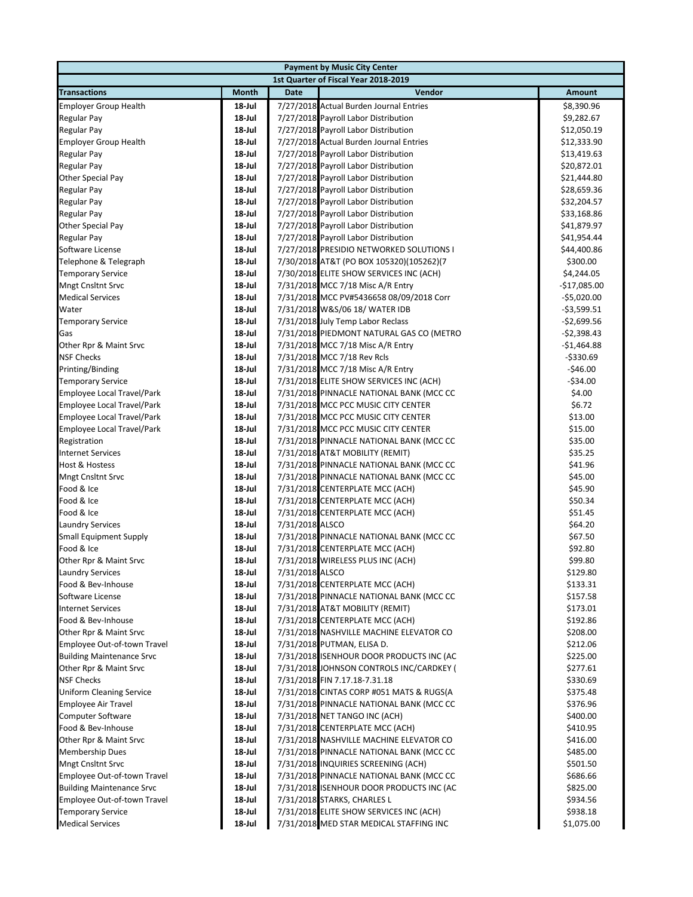| Payment by Music City Center | | | | |
|---|---|---|---|---|
| 1st Quarter of Fiscal Year 2018-2019 | | | | |
| **Transactions** | **Month** | **Date** | **Vendor** | **Amount** |
| Employer Group Health | 18-Jul | 7/27/2018 | Actual Burden Journal Entries | $8,390.96 |
| Regular Pay | 18-Jul | 7/27/2018 | Payroll Labor Distribution | $9,282.67 |
| Regular Pay | 18-Jul | 7/27/2018 | Payroll Labor Distribution | $12,050.19 |
| Employer Group Health | 18-Jul | 7/27/2018 | Actual Burden Journal Entries | $12,333.90 |
| Regular Pay | 18-Jul | 7/27/2018 | Payroll Labor Distribution | $13,419.63 |
| Regular Pay | 18-Jul | 7/27/2018 | Payroll Labor Distribution | $20,872.01 |
| Other Special Pay | 18-Jul | 7/27/2018 | Payroll Labor Distribution | $21,444.80 |
| Regular Pay | 18-Jul | 7/27/2018 | Payroll Labor Distribution | $28,659.36 |
| Regular Pay | 18-Jul | 7/27/2018 | Payroll Labor Distribution | $32,204.57 |
| Regular Pay | 18-Jul | 7/27/2018 | Payroll Labor Distribution | $33,168.86 |
| Other Special Pay | 18-Jul | 7/27/2018 | Payroll Labor Distribution | $41,879.97 |
| Regular Pay | 18-Jul | 7/27/2018 | Payroll Labor Distribution | $41,954.44 |
| Software License | 18-Jul | 7/27/2018 | PRESIDIO NETWORKED SOLUTIONS I | $44,400.86 |
| Telephone & Telegraph | 18-Jul | 7/30/2018 | AT&T (PO BOX 105320)(105262)(7 | $300.00 |
| Temporary Service | 18-Jul | 7/30/2018 | ELITE SHOW SERVICES INC (ACH) | $4,244.05 |
| Mngt Cnsltnt Srvc | 18-Jul | 7/31/2018 | MCC 7/18 Misc A/R Entry | -$17,085.00 |
| Medical Services | 18-Jul | 7/31/2018 | MCC PV#5436658 08/09/2018 Corr | -$5,020.00 |
| Water | 18-Jul | 7/31/2018 | W&S/06 18/ WATER IDB | -$3,599.51 |
| Temporary Service | 18-Jul | 7/31/2018 | July Temp Labor Reclass | -$2,699.56 |
| Gas | 18-Jul | 7/31/2018 | PIEDMONT NATURAL GAS CO (METRO | -$2,398.43 |
| Other Rpr & Maint Srvc | 18-Jul | 7/31/2018 | MCC 7/18 Misc A/R Entry | -$1,464.88 |
| NSF Checks | 18-Jul | 7/31/2018 | MCC 7/18 Rev Rcls | -$330.69 |
| Printing/Binding | 18-Jul | 7/31/2018 | MCC 7/18 Misc A/R Entry | -$46.00 |
| Temporary Service | 18-Jul | 7/31/2018 | ELITE SHOW SERVICES INC (ACH) | -$34.00 |
| Employee Local Travel/Park | 18-Jul | 7/31/2018 | PINNACLE NATIONAL BANK (MCC CC | $4.00 |
| Employee Local Travel/Park | 18-Jul | 7/31/2018 | MCC PCC MUSIC CITY CENTER | $6.72 |
| Employee Local Travel/Park | 18-Jul | 7/31/2018 | MCC PCC MUSIC CITY CENTER | $13.00 |
| Employee Local Travel/Park | 18-Jul | 7/31/2018 | MCC PCC MUSIC CITY CENTER | $15.00 |
| Registration | 18-Jul | 7/31/2018 | PINNACLE NATIONAL BANK (MCC CC | $35.00 |
| Internet Services | 18-Jul | 7/31/2018 | AT&T MOBILITY (REMIT) | $35.25 |
| Host & Hostess | 18-Jul | 7/31/2018 | PINNACLE NATIONAL BANK (MCC CC | $41.96 |
| Mngt Cnsltnt Srvc | 18-Jul | 7/31/2018 | PINNACLE NATIONAL BANK (MCC CC | $45.00 |
| Food & Ice | 18-Jul | 7/31/2018 | CENTERPLATE MCC (ACH) | $45.90 |
| Food & Ice | 18-Jul | 7/31/2018 | CENTERPLATE MCC (ACH) | $50.34 |
| Food & Ice | 18-Jul | 7/31/2018 | CENTERPLATE MCC (ACH) | $51.45 |
| Laundry Services | 18-Jul | 7/31/2018 | ALSCO | $64.20 |
| Small Equipment Supply | 18-Jul | 7/31/2018 | PINNACLE NATIONAL BANK (MCC CC | $67.50 |
| Food & Ice | 18-Jul | 7/31/2018 | CENTERPLATE MCC (ACH) | $92.80 |
| Other Rpr & Maint Srvc | 18-Jul | 7/31/2018 | WIRELESS PLUS INC (ACH) | $99.80 |
| Laundry Services | 18-Jul | 7/31/2018 | ALSCO | $129.80 |
| Food & Bev-Inhouse | 18-Jul | 7/31/2018 | CENTERPLATE MCC (ACH) | $133.31 |
| Software License | 18-Jul | 7/31/2018 | PINNACLE NATIONAL BANK (MCC CC | $157.58 |
| Internet Services | 18-Jul | 7/31/2018 | AT&T MOBILITY (REMIT) | $173.01 |
| Food & Bev-Inhouse | 18-Jul | 7/31/2018 | CENTERPLATE MCC (ACH) | $192.86 |
| Other Rpr & Maint Srvc | 18-Jul | 7/31/2018 | NASHVILLE MACHINE ELEVATOR CO | $208.00 |
| Employee Out-of-town Travel | 18-Jul | 7/31/2018 | PUTMAN, ELISA D. | $212.06 |
| Building Maintenance Srvc | 18-Jul | 7/31/2018 | ISENHOUR DOOR PRODUCTS INC (AC | $225.00 |
| Other Rpr & Maint Srvc | 18-Jul | 7/31/2018 | JOHNSON CONTROLS INC/CARDKEY ( | $277.61 |
| NSF Checks | 18-Jul | 7/31/2018 | FIN 7.17.18-7.31.18 | $330.69 |
| Uniform Cleaning Service | 18-Jul | 7/31/2018 | CINTAS CORP #051 MATS & RUGS(A | $375.48 |
| Employee Air Travel | 18-Jul | 7/31/2018 | PINNACLE NATIONAL BANK (MCC CC | $376.96 |
| Computer Software | 18-Jul | 7/31/2018 | NET TANGO INC (ACH) | $400.00 |
| Food & Bev-Inhouse | 18-Jul | 7/31/2018 | CENTERPLATE MCC (ACH) | $410.95 |
| Other Rpr & Maint Srvc | 18-Jul | 7/31/2018 | NASHVILLE MACHINE ELEVATOR CO | $416.00 |
| Membership Dues | 18-Jul | 7/31/2018 | PINNACLE NATIONAL BANK (MCC CC | $485.00 |
| Mngt Cnsltnt Srvc | 18-Jul | 7/31/2018 | INQUIRIES SCREENING (ACH) | $501.50 |
| Employee Out-of-town Travel | 18-Jul | 7/31/2018 | PINNACLE NATIONAL BANK (MCC CC | $686.66 |
| Building Maintenance Srvc | 18-Jul | 7/31/2018 | ISENHOUR DOOR PRODUCTS INC (AC | $825.00 |
| Employee Out-of-town Travel | 18-Jul | 7/31/2018 | STARKS, CHARLES L | $934.56 |
| Temporary Service | 18-Jul | 7/31/2018 | ELITE SHOW SERVICES INC (ACH) | $938.18 |
| Medical Services | 18-Jul | 7/31/2018 | MED STAR MEDICAL STAFFING INC | $1,075.00 |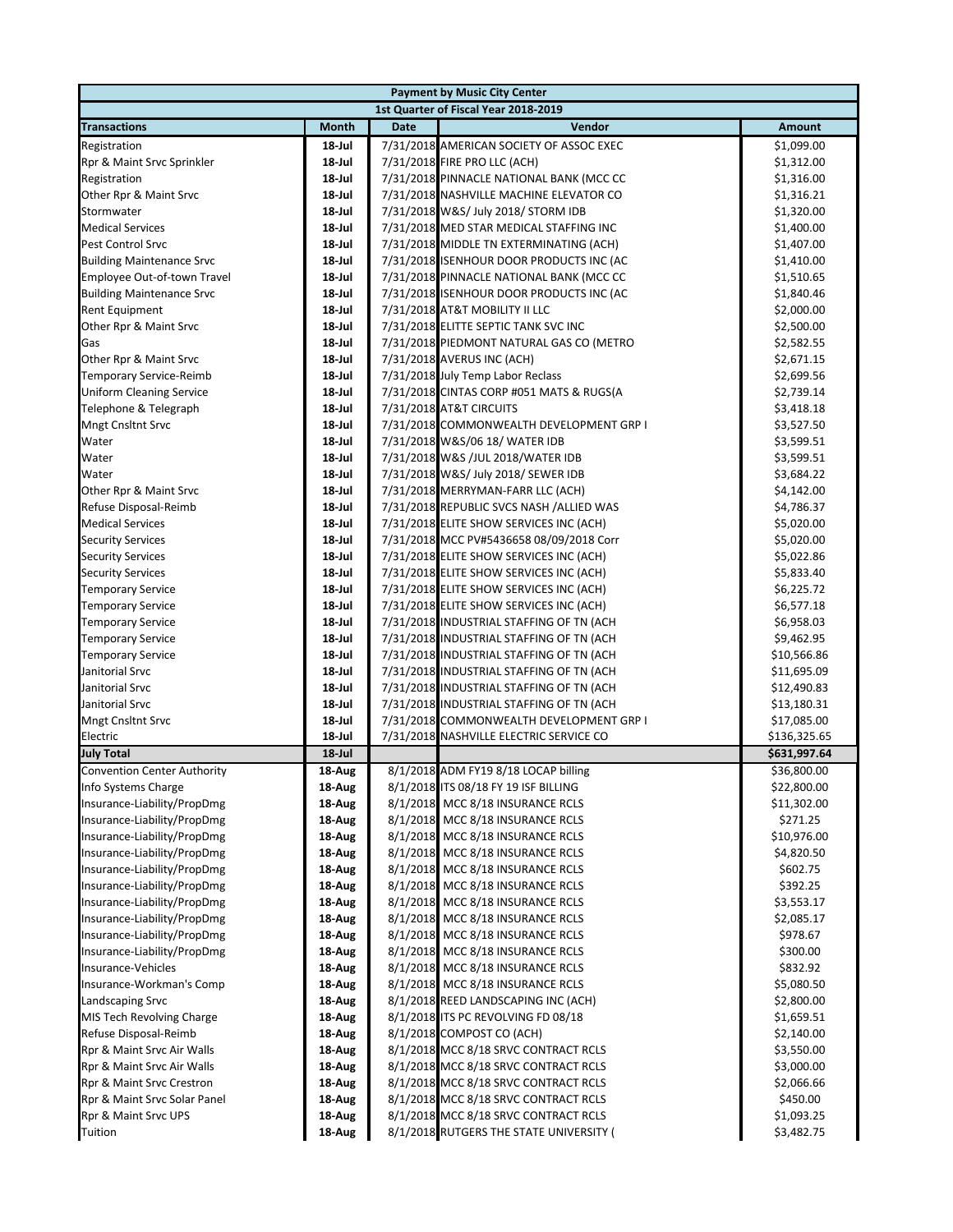| Payment by Music City Center | | | | |
|---|---|---|---|---|
| 1st Quarter of Fiscal Year 2018-2019 | | | | |
| **Transactions** | **Month** | **Date** | **Vendor** | **Amount** |
| Registration | 18-Jul | 7/31/2018 | AMERICAN SOCIETY OF ASSOC EXEC | $1,099.00 |
| Rpr & Maint Srvc Sprinkler | 18-Jul | 7/31/2018 | FIRE PRO LLC (ACH) | $1,312.00 |
| Registration | 18-Jul | 7/31/2018 | PINNACLE NATIONAL BANK (MCC CC | $1,316.00 |
| Other Rpr & Maint Srvc | 18-Jul | 7/31/2018 | NASHVILLE MACHINE ELEVATOR CO | $1,316.21 |
| Stormwater | 18-Jul | 7/31/2018 | W&S/ July 2018/ STORM IDB | $1,320.00 |
| Medical Services | 18-Jul | 7/31/2018 | MED STAR MEDICAL STAFFING INC | $1,400.00 |
| Pest Control Srvc | 18-Jul | 7/31/2018 | MIDDLE TN EXTERMINATING (ACH) | $1,407.00 |
| Building Maintenance Srvc | 18-Jul | 7/31/2018 | ISENHOUR DOOR PRODUCTS INC (AC | $1,410.00 |
| Employee Out-of-town Travel | 18-Jul | 7/31/2018 | PINNACLE NATIONAL BANK (MCC CC | $1,510.65 |
| Building Maintenance Srvc | 18-Jul | 7/31/2018 | ISENHOUR DOOR PRODUCTS INC (AC | $1,840.46 |
| Rent Equipment | 18-Jul | 7/31/2018 | AT&T MOBILITY II LLC | $2,000.00 |
| Other Rpr & Maint Srvc | 18-Jul | 7/31/2018 | ELITTE SEPTIC TANK SVC INC | $2,500.00 |
| Gas | 18-Jul | 7/31/2018 | PIEDMONT NATURAL GAS CO (METRO | $2,582.55 |
| Other Rpr & Maint Srvc | 18-Jul | 7/31/2018 | AVERUS INC (ACH) | $2,671.15 |
| Temporary Service-Reimb | 18-Jul | 7/31/2018 | July Temp Labor Reclass | $2,699.56 |
| Uniform Cleaning Service | 18-Jul | 7/31/2018 | CINTAS CORP #051 MATS & RUGS(A | $2,739.14 |
| Telephone & Telegraph | 18-Jul | 7/31/2018 | AT&T CIRCUITS | $3,418.18 |
| Mngt Cnsltnt Srvc | 18-Jul | 7/31/2018 | COMMONWEALTH DEVELOPMENT GRP I | $3,527.50 |
| Water | 18-Jul | 7/31/2018 | W&S/06 18/ WATER IDB | $3,599.51 |
| Water | 18-Jul | 7/31/2018 | W&S /JUL 2018/WATER IDB | $3,599.51 |
| Water | 18-Jul | 7/31/2018 | W&S/ July 2018/ SEWER IDB | $3,684.22 |
| Other Rpr & Maint Srvc | 18-Jul | 7/31/2018 | MERRYMAN-FARR LLC (ACH) | $4,142.00 |
| Refuse Disposal-Reimb | 18-Jul | 7/31/2018 | REPUBLIC SVCS NASH /ALLIED WAS | $4,786.37 |
| Medical Services | 18-Jul | 7/31/2018 | ELITE SHOW SERVICES INC (ACH) | $5,020.00 |
| Security Services | 18-Jul | 7/31/2018 | MCC PV#5436658 08/09/2018 Corr | $5,020.00 |
| Security Services | 18-Jul | 7/31/2018 | ELITE SHOW SERVICES INC (ACH) | $5,022.86 |
| Security Services | 18-Jul | 7/31/2018 | ELITE SHOW SERVICES INC (ACH) | $5,833.40 |
| Temporary Service | 18-Jul | 7/31/2018 | ELITE SHOW SERVICES INC (ACH) | $6,225.72 |
| Temporary Service | 18-Jul | 7/31/2018 | ELITE SHOW SERVICES INC (ACH) | $6,577.18 |
| Temporary Service | 18-Jul | 7/31/2018 | INDUSTRIAL STAFFING OF TN (ACH | $6,958.03 |
| Temporary Service | 18-Jul | 7/31/2018 | INDUSTRIAL STAFFING OF TN (ACH | $9,462.95 |
| Temporary Service | 18-Jul | 7/31/2018 | INDUSTRIAL STAFFING OF TN (ACH | $10,566.86 |
| Janitorial Srvc | 18-Jul | 7/31/2018 | INDUSTRIAL STAFFING OF TN (ACH | $11,695.09 |
| Janitorial Srvc | 18-Jul | 7/31/2018 | INDUSTRIAL STAFFING OF TN (ACH | $12,490.83 |
| Janitorial Srvc | 18-Jul | 7/31/2018 | INDUSTRIAL STAFFING OF TN (ACH | $13,180.31 |
| Mngt Cnsltnt Srvc | 18-Jul | 7/31/2018 | COMMONWEALTH DEVELOPMENT GRP I | $17,085.00 |
| Electric | 18-Jul | 7/31/2018 | NASHVILLE ELECTRIC SERVICE CO | $136,325.65 |
| **July Total** | **18-Jul** | | | **$631,997.64** |
| Convention Center Authority | 18-Aug | 8/1/2018 | ADM FY19 8/18 LOCAP billing | $36,800.00 |
| Info Systems Charge | 18-Aug | 8/1/2018 | ITS 08/18 FY 19 ISF BILLING | $22,800.00 |
| Insurance-Liability/PropDmg | 18-Aug | 8/1/2018 | MCC 8/18 INSURANCE RCLS | $11,302.00 |
| Insurance-Liability/PropDmg | 18-Aug | 8/1/2018 | MCC 8/18 INSURANCE RCLS | $271.25 |
| Insurance-Liability/PropDmg | 18-Aug | 8/1/2018 | MCC 8/18 INSURANCE RCLS | $10,976.00 |
| Insurance-Liability/PropDmg | 18-Aug | 8/1/2018 | MCC 8/18 INSURANCE RCLS | $4,820.50 |
| Insurance-Liability/PropDmg | 18-Aug | 8/1/2018 | MCC 8/18 INSURANCE RCLS | $602.75 |
| Insurance-Liability/PropDmg | 18-Aug | 8/1/2018 | MCC 8/18 INSURANCE RCLS | $392.25 |
| Insurance-Liability/PropDmg | 18-Aug | 8/1/2018 | MCC 8/18 INSURANCE RCLS | $3,553.17 |
| Insurance-Liability/PropDmg | 18-Aug | 8/1/2018 | MCC 8/18 INSURANCE RCLS | $2,085.17 |
| Insurance-Liability/PropDmg | 18-Aug | 8/1/2018 | MCC 8/18 INSURANCE RCLS | $978.67 |
| Insurance-Liability/PropDmg | 18-Aug | 8/1/2018 | MCC 8/18 INSURANCE RCLS | $300.00 |
| Insurance-Vehicles | 18-Aug | 8/1/2018 | MCC 8/18 INSURANCE RCLS | $832.92 |
| Insurance-Workman's Comp | 18-Aug | 8/1/2018 | MCC 8/18 INSURANCE RCLS | $5,080.50 |
| Landscaping Srvc | 18-Aug | 8/1/2018 | REED LANDSCAPING INC (ACH) | $2,800.00 |
| MIS Tech Revolving Charge | 18-Aug | 8/1/2018 | ITS PC REVOLVING FD 08/18 | $1,659.51 |
| Refuse Disposal-Reimb | 18-Aug | 8/1/2018 | COMPOST CO (ACH) | $2,140.00 |
| Rpr & Maint Srvc Air Walls | 18-Aug | 8/1/2018 | MCC 8/18 SRVC CONTRACT RCLS | $3,550.00 |
| Rpr & Maint Srvc Air Walls | 18-Aug | 8/1/2018 | MCC 8/18 SRVC CONTRACT RCLS | $3,000.00 |
| Rpr & Maint Srvc Crestron | 18-Aug | 8/1/2018 | MCC 8/18 SRVC CONTRACT RCLS | $2,066.66 |
| Rpr & Maint Srvc Solar Panel | 18-Aug | 8/1/2018 | MCC 8/18 SRVC CONTRACT RCLS | $450.00 |
| Rpr & Maint Srvc UPS | 18-Aug | 8/1/2018 | MCC 8/18 SRVC CONTRACT RCLS | $1,093.25 |
| Tuition | 18-Aug | 8/1/2018 | RUTGERS THE STATE UNIVERSITY ( | $3,482.75 |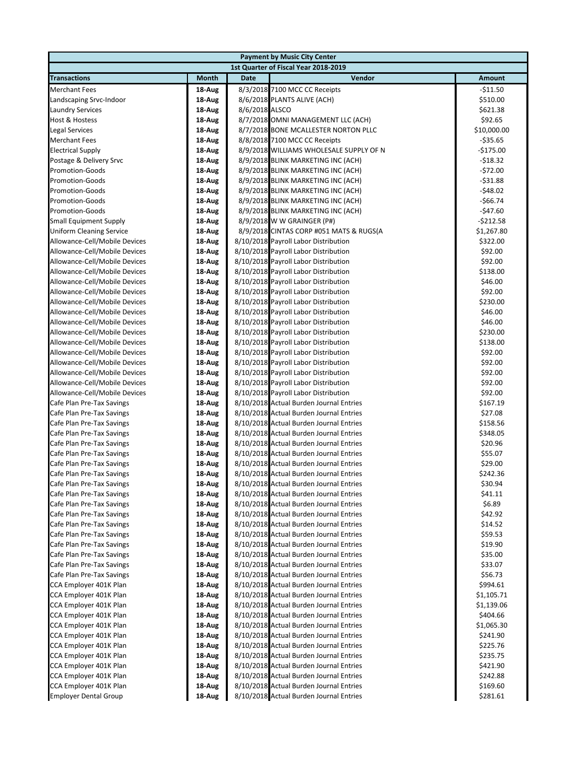| Payment by Music City Center | | | | |
|---|---|---|---|---|
| 1st Quarter of Fiscal Year 2018-2019 | | | | |
| **Transactions** | **Month** | **Date** | **Vendor** | **Amount** |
| Merchant Fees | 18-Aug | 8/3/2018 | 7100 MCC CC Receipts | -$11.50 |
| Landscaping Srvc-Indoor | 18-Aug | 8/6/2018 | PLANTS ALIVE (ACH) | $510.00 |
| Laundry Services | 18-Aug | 8/6/2018 | ALSCO | $621.38 |
| Host & Hostess | 18-Aug | 8/7/2018 | OMNI MANAGEMENT LLC (ACH) | $92.65 |
| Legal Services | 18-Aug | 8/7/2018 | BONE MCALLESTER NORTON PLLC | $10,000.00 |
| Merchant Fees | 18-Aug | 8/8/2018 | 7100 MCC CC Receipts | -$35.65 |
| Electrical Supply | 18-Aug | 8/9/2018 | WILLIAMS WHOLESALE SUPPLY OF N | -$175.00 |
| Postage & Delivery Srvc | 18-Aug | 8/9/2018 | BLINK MARKETING INC (ACH) | -$18.32 |
| Promotion-Goods | 18-Aug | 8/9/2018 | BLINK MARKETING INC (ACH) | -$72.00 |
| Promotion-Goods | 18-Aug | 8/9/2018 | BLINK MARKETING INC (ACH) | -$31.88 |
| Promotion-Goods | 18-Aug | 8/9/2018 | BLINK MARKETING INC (ACH) | -$48.02 |
| Promotion-Goods | 18-Aug | 8/9/2018 | BLINK MARKETING INC (ACH) | -$66.74 |
| Promotion-Goods | 18-Aug | 8/9/2018 | BLINK MARKETING INC (ACH) | -$47.60 |
| Small Equipment Supply | 18-Aug | 8/9/2018 | W W GRAINGER (P#) | -$212.58 |
| Uniform Cleaning Service | 18-Aug | 8/9/2018 | CINTAS CORP #051 MATS & RUGS(A | $1,267.80 |
| Allowance-Cell/Mobile Devices | 18-Aug | 8/10/2018 | Payroll Labor Distribution | $322.00 |
| Allowance-Cell/Mobile Devices | 18-Aug | 8/10/2018 | Payroll Labor Distribution | $92.00 |
| Allowance-Cell/Mobile Devices | 18-Aug | 8/10/2018 | Payroll Labor Distribution | $92.00 |
| Allowance-Cell/Mobile Devices | 18-Aug | 8/10/2018 | Payroll Labor Distribution | $138.00 |
| Allowance-Cell/Mobile Devices | 18-Aug | 8/10/2018 | Payroll Labor Distribution | $46.00 |
| Allowance-Cell/Mobile Devices | 18-Aug | 8/10/2018 | Payroll Labor Distribution | $92.00 |
| Allowance-Cell/Mobile Devices | 18-Aug | 8/10/2018 | Payroll Labor Distribution | $230.00 |
| Allowance-Cell/Mobile Devices | 18-Aug | 8/10/2018 | Payroll Labor Distribution | $46.00 |
| Allowance-Cell/Mobile Devices | 18-Aug | 8/10/2018 | Payroll Labor Distribution | $46.00 |
| Allowance-Cell/Mobile Devices | 18-Aug | 8/10/2018 | Payroll Labor Distribution | $230.00 |
| Allowance-Cell/Mobile Devices | 18-Aug | 8/10/2018 | Payroll Labor Distribution | $138.00 |
| Allowance-Cell/Mobile Devices | 18-Aug | 8/10/2018 | Payroll Labor Distribution | $92.00 |
| Allowance-Cell/Mobile Devices | 18-Aug | 8/10/2018 | Payroll Labor Distribution | $92.00 |
| Allowance-Cell/Mobile Devices | 18-Aug | 8/10/2018 | Payroll Labor Distribution | $92.00 |
| Allowance-Cell/Mobile Devices | 18-Aug | 8/10/2018 | Payroll Labor Distribution | $92.00 |
| Allowance-Cell/Mobile Devices | 18-Aug | 8/10/2018 | Payroll Labor Distribution | $92.00 |
| Cafe Plan Pre-Tax Savings | 18-Aug | 8/10/2018 | Actual Burden Journal Entries | $167.19 |
| Cafe Plan Pre-Tax Savings | 18-Aug | 8/10/2018 | Actual Burden Journal Entries | $27.08 |
| Cafe Plan Pre-Tax Savings | 18-Aug | 8/10/2018 | Actual Burden Journal Entries | $158.56 |
| Cafe Plan Pre-Tax Savings | 18-Aug | 8/10/2018 | Actual Burden Journal Entries | $348.05 |
| Cafe Plan Pre-Tax Savings | 18-Aug | 8/10/2018 | Actual Burden Journal Entries | $20.96 |
| Cafe Plan Pre-Tax Savings | 18-Aug | 8/10/2018 | Actual Burden Journal Entries | $55.07 |
| Cafe Plan Pre-Tax Savings | 18-Aug | 8/10/2018 | Actual Burden Journal Entries | $29.00 |
| Cafe Plan Pre-Tax Savings | 18-Aug | 8/10/2018 | Actual Burden Journal Entries | $242.36 |
| Cafe Plan Pre-Tax Savings | 18-Aug | 8/10/2018 | Actual Burden Journal Entries | $30.94 |
| Cafe Plan Pre-Tax Savings | 18-Aug | 8/10/2018 | Actual Burden Journal Entries | $41.11 |
| Cafe Plan Pre-Tax Savings | 18-Aug | 8/10/2018 | Actual Burden Journal Entries | $6.89 |
| Cafe Plan Pre-Tax Savings | 18-Aug | 8/10/2018 | Actual Burden Journal Entries | $42.92 |
| Cafe Plan Pre-Tax Savings | 18-Aug | 8/10/2018 | Actual Burden Journal Entries | $14.52 |
| Cafe Plan Pre-Tax Savings | 18-Aug | 8/10/2018 | Actual Burden Journal Entries | $59.53 |
| Cafe Plan Pre-Tax Savings | 18-Aug | 8/10/2018 | Actual Burden Journal Entries | $19.90 |
| Cafe Plan Pre-Tax Savings | 18-Aug | 8/10/2018 | Actual Burden Journal Entries | $35.00 |
| Cafe Plan Pre-Tax Savings | 18-Aug | 8/10/2018 | Actual Burden Journal Entries | $33.07 |
| Cafe Plan Pre-Tax Savings | 18-Aug | 8/10/2018 | Actual Burden Journal Entries | $56.73 |
| CCA Employer 401K Plan | 18-Aug | 8/10/2018 | Actual Burden Journal Entries | $994.61 |
| CCA Employer 401K Plan | 18-Aug | 8/10/2018 | Actual Burden Journal Entries | $1,105.71 |
| CCA Employer 401K Plan | 18-Aug | 8/10/2018 | Actual Burden Journal Entries | $1,139.06 |
| CCA Employer 401K Plan | 18-Aug | 8/10/2018 | Actual Burden Journal Entries | $404.66 |
| CCA Employer 401K Plan | 18-Aug | 8/10/2018 | Actual Burden Journal Entries | $1,065.30 |
| CCA Employer 401K Plan | 18-Aug | 8/10/2018 | Actual Burden Journal Entries | $241.90 |
| CCA Employer 401K Plan | 18-Aug | 8/10/2018 | Actual Burden Journal Entries | $225.76 |
| CCA Employer 401K Plan | 18-Aug | 8/10/2018 | Actual Burden Journal Entries | $235.75 |
| CCA Employer 401K Plan | 18-Aug | 8/10/2018 | Actual Burden Journal Entries | $421.90 |
| CCA Employer 401K Plan | 18-Aug | 8/10/2018 | Actual Burden Journal Entries | $242.88 |
| CCA Employer 401K Plan | 18-Aug | 8/10/2018 | Actual Burden Journal Entries | $169.60 |
| Employer Dental Group | 18-Aug | 8/10/2018 | Actual Burden Journal Entries | $281.61 |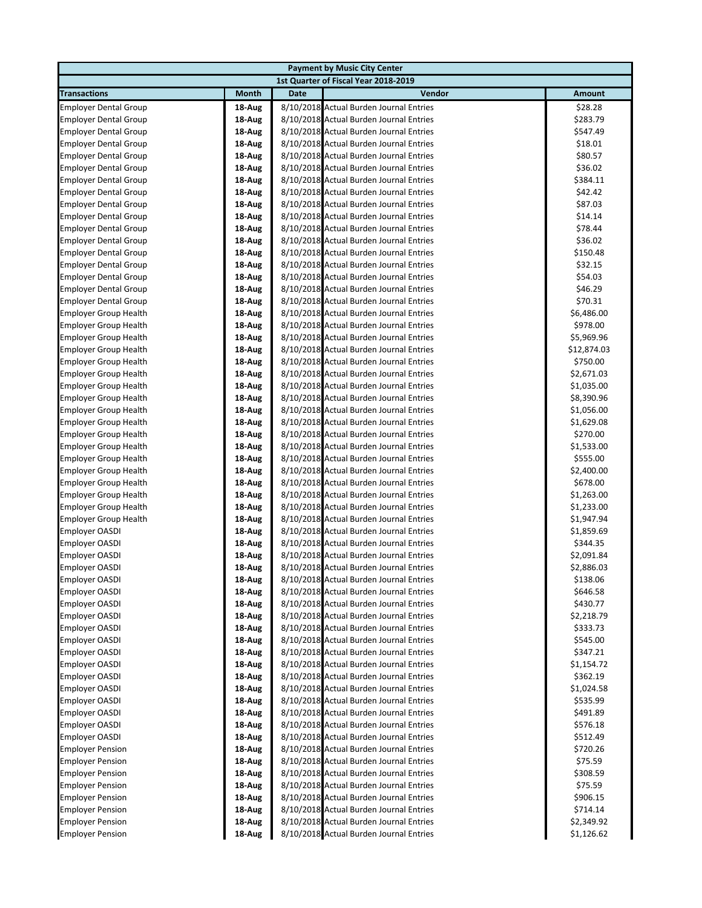| Payment by Music City Center | | | | |
|---|---|---|---|---|
| 1st Quarter of Fiscal Year 2018-2019 | | | | |
| **Transactions** | **Month** | **Date** | **Vendor** | **Amount** |
| Employer Dental Group | 18-Aug | 8/10/2018 | Actual Burden Journal Entries | $28.28 |
| Employer Dental Group | 18-Aug | 8/10/2018 | Actual Burden Journal Entries | $283.79 |
| Employer Dental Group | 18-Aug | 8/10/2018 | Actual Burden Journal Entries | $547.49 |
| Employer Dental Group | 18-Aug | 8/10/2018 | Actual Burden Journal Entries | $18.01 |
| Employer Dental Group | 18-Aug | 8/10/2018 | Actual Burden Journal Entries | $80.57 |
| Employer Dental Group | 18-Aug | 8/10/2018 | Actual Burden Journal Entries | $36.02 |
| Employer Dental Group | 18-Aug | 8/10/2018 | Actual Burden Journal Entries | $384.11 |
| Employer Dental Group | 18-Aug | 8/10/2018 | Actual Burden Journal Entries | $42.42 |
| Employer Dental Group | 18-Aug | 8/10/2018 | Actual Burden Journal Entries | $87.03 |
| Employer Dental Group | 18-Aug | 8/10/2018 | Actual Burden Journal Entries | $14.14 |
| Employer Dental Group | 18-Aug | 8/10/2018 | Actual Burden Journal Entries | $78.44 |
| Employer Dental Group | 18-Aug | 8/10/2018 | Actual Burden Journal Entries | $36.02 |
| Employer Dental Group | 18-Aug | 8/10/2018 | Actual Burden Journal Entries | $150.48 |
| Employer Dental Group | 18-Aug | 8/10/2018 | Actual Burden Journal Entries | $32.15 |
| Employer Dental Group | 18-Aug | 8/10/2018 | Actual Burden Journal Entries | $54.03 |
| Employer Dental Group | 18-Aug | 8/10/2018 | Actual Burden Journal Entries | $46.29 |
| Employer Dental Group | 18-Aug | 8/10/2018 | Actual Burden Journal Entries | $70.31 |
| Employer Group Health | 18-Aug | 8/10/2018 | Actual Burden Journal Entries | $6,486.00 |
| Employer Group Health | 18-Aug | 8/10/2018 | Actual Burden Journal Entries | $978.00 |
| Employer Group Health | 18-Aug | 8/10/2018 | Actual Burden Journal Entries | $5,969.96 |
| Employer Group Health | 18-Aug | 8/10/2018 | Actual Burden Journal Entries | $12,874.03 |
| Employer Group Health | 18-Aug | 8/10/2018 | Actual Burden Journal Entries | $750.00 |
| Employer Group Health | 18-Aug | 8/10/2018 | Actual Burden Journal Entries | $2,671.03 |
| Employer Group Health | 18-Aug | 8/10/2018 | Actual Burden Journal Entries | $1,035.00 |
| Employer Group Health | 18-Aug | 8/10/2018 | Actual Burden Journal Entries | $8,390.96 |
| Employer Group Health | 18-Aug | 8/10/2018 | Actual Burden Journal Entries | $1,056.00 |
| Employer Group Health | 18-Aug | 8/10/2018 | Actual Burden Journal Entries | $1,629.08 |
| Employer Group Health | 18-Aug | 8/10/2018 | Actual Burden Journal Entries | $270.00 |
| Employer Group Health | 18-Aug | 8/10/2018 | Actual Burden Journal Entries | $1,533.00 |
| Employer Group Health | 18-Aug | 8/10/2018 | Actual Burden Journal Entries | $555.00 |
| Employer Group Health | 18-Aug | 8/10/2018 | Actual Burden Journal Entries | $2,400.00 |
| Employer Group Health | 18-Aug | 8/10/2018 | Actual Burden Journal Entries | $678.00 |
| Employer Group Health | 18-Aug | 8/10/2018 | Actual Burden Journal Entries | $1,263.00 |
| Employer Group Health | 18-Aug | 8/10/2018 | Actual Burden Journal Entries | $1,233.00 |
| Employer Group Health | 18-Aug | 8/10/2018 | Actual Burden Journal Entries | $1,947.94 |
| Employer OASDI | 18-Aug | 8/10/2018 | Actual Burden Journal Entries | $1,859.69 |
| Employer OASDI | 18-Aug | 8/10/2018 | Actual Burden Journal Entries | $344.35 |
| Employer OASDI | 18-Aug | 8/10/2018 | Actual Burden Journal Entries | $2,091.84 |
| Employer OASDI | 18-Aug | 8/10/2018 | Actual Burden Journal Entries | $2,886.03 |
| Employer OASDI | 18-Aug | 8/10/2018 | Actual Burden Journal Entries | $138.06 |
| Employer OASDI | 18-Aug | 8/10/2018 | Actual Burden Journal Entries | $646.58 |
| Employer OASDI | 18-Aug | 8/10/2018 | Actual Burden Journal Entries | $430.77 |
| Employer OASDI | 18-Aug | 8/10/2018 | Actual Burden Journal Entries | $2,218.79 |
| Employer OASDI | 18-Aug | 8/10/2018 | Actual Burden Journal Entries | $333.73 |
| Employer OASDI | 18-Aug | 8/10/2018 | Actual Burden Journal Entries | $545.00 |
| Employer OASDI | 18-Aug | 8/10/2018 | Actual Burden Journal Entries | $347.21 |
| Employer OASDI | 18-Aug | 8/10/2018 | Actual Burden Journal Entries | $1,154.72 |
| Employer OASDI | 18-Aug | 8/10/2018 | Actual Burden Journal Entries | $362.19 |
| Employer OASDI | 18-Aug | 8/10/2018 | Actual Burden Journal Entries | $1,024.58 |
| Employer OASDI | 18-Aug | 8/10/2018 | Actual Burden Journal Entries | $535.99 |
| Employer OASDI | 18-Aug | 8/10/2018 | Actual Burden Journal Entries | $491.89 |
| Employer OASDI | 18-Aug | 8/10/2018 | Actual Burden Journal Entries | $576.18 |
| Employer OASDI | 18-Aug | 8/10/2018 | Actual Burden Journal Entries | $512.49 |
| Employer Pension | 18-Aug | 8/10/2018 | Actual Burden Journal Entries | $720.26 |
| Employer Pension | 18-Aug | 8/10/2018 | Actual Burden Journal Entries | $75.59 |
| Employer Pension | 18-Aug | 8/10/2018 | Actual Burden Journal Entries | $308.59 |
| Employer Pension | 18-Aug | 8/10/2018 | Actual Burden Journal Entries | $75.59 |
| Employer Pension | 18-Aug | 8/10/2018 | Actual Burden Journal Entries | $906.15 |
| Employer Pension | 18-Aug | 8/10/2018 | Actual Burden Journal Entries | $714.14 |
| Employer Pension | 18-Aug | 8/10/2018 | Actual Burden Journal Entries | $2,349.92 |
| Employer Pension | 18-Aug | 8/10/2018 | Actual Burden Journal Entries | $1,126.62 |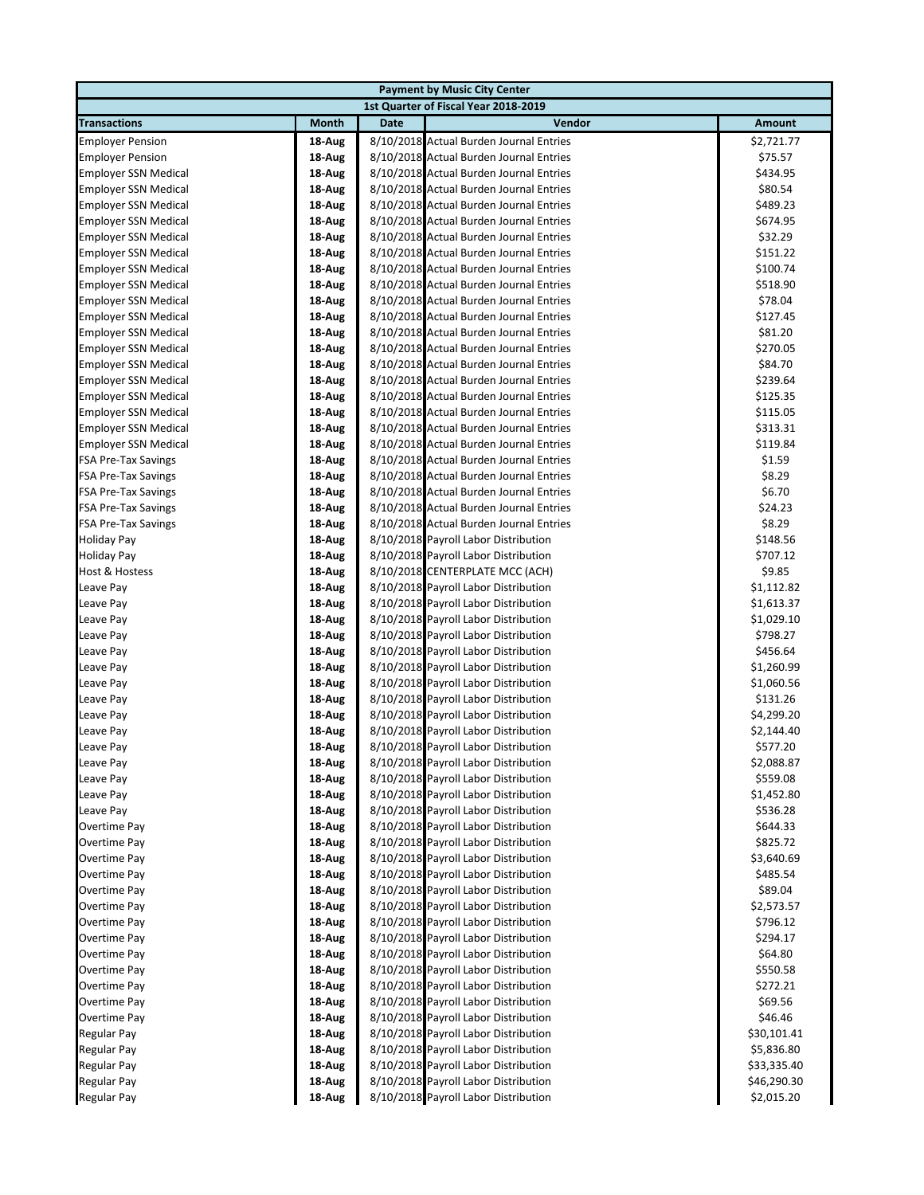| Payment by Music City Center | | | | |
|---|---|---|---|---|
| 1st Quarter of Fiscal Year 2018-2019 | | | | |
| **Transactions** | **Month** | **Date** | **Vendor** | **Amount** |
| Employer Pension | 18-Aug | 8/10/2018 | Actual Burden Journal Entries | $2,721.77 |
| Employer Pension | 18-Aug | 8/10/2018 | Actual Burden Journal Entries | $75.57 |
| Employer SSN Medical | 18-Aug | 8/10/2018 | Actual Burden Journal Entries | $434.95 |
| Employer SSN Medical | 18-Aug | 8/10/2018 | Actual Burden Journal Entries | $80.54 |
| Employer SSN Medical | 18-Aug | 8/10/2018 | Actual Burden Journal Entries | $489.23 |
| Employer SSN Medical | 18-Aug | 8/10/2018 | Actual Burden Journal Entries | $674.95 |
| Employer SSN Medical | 18-Aug | 8/10/2018 | Actual Burden Journal Entries | $32.29 |
| Employer SSN Medical | 18-Aug | 8/10/2018 | Actual Burden Journal Entries | $151.22 |
| Employer SSN Medical | 18-Aug | 8/10/2018 | Actual Burden Journal Entries | $100.74 |
| Employer SSN Medical | 18-Aug | 8/10/2018 | Actual Burden Journal Entries | $518.90 |
| Employer SSN Medical | 18-Aug | 8/10/2018 | Actual Burden Journal Entries | $78.04 |
| Employer SSN Medical | 18-Aug | 8/10/2018 | Actual Burden Journal Entries | $127.45 |
| Employer SSN Medical | 18-Aug | 8/10/2018 | Actual Burden Journal Entries | $81.20 |
| Employer SSN Medical | 18-Aug | 8/10/2018 | Actual Burden Journal Entries | $270.05 |
| Employer SSN Medical | 18-Aug | 8/10/2018 | Actual Burden Journal Entries | $84.70 |
| Employer SSN Medical | 18-Aug | 8/10/2018 | Actual Burden Journal Entries | $239.64 |
| Employer SSN Medical | 18-Aug | 8/10/2018 | Actual Burden Journal Entries | $125.35 |
| Employer SSN Medical | 18-Aug | 8/10/2018 | Actual Burden Journal Entries | $115.05 |
| Employer SSN Medical | 18-Aug | 8/10/2018 | Actual Burden Journal Entries | $313.31 |
| Employer SSN Medical | 18-Aug | 8/10/2018 | Actual Burden Journal Entries | $119.84 |
| FSA Pre-Tax Savings | 18-Aug | 8/10/2018 | Actual Burden Journal Entries | $1.59 |
| FSA Pre-Tax Savings | 18-Aug | 8/10/2018 | Actual Burden Journal Entries | $8.29 |
| FSA Pre-Tax Savings | 18-Aug | 8/10/2018 | Actual Burden Journal Entries | $6.70 |
| FSA Pre-Tax Savings | 18-Aug | 8/10/2018 | Actual Burden Journal Entries | $24.23 |
| FSA Pre-Tax Savings | 18-Aug | 8/10/2018 | Actual Burden Journal Entries | $8.29 |
| Holiday Pay | 18-Aug | 8/10/2018 | Payroll Labor Distribution | $148.56 |
| Holiday Pay | 18-Aug | 8/10/2018 | Payroll Labor Distribution | $707.12 |
| Host & Hostess | 18-Aug | 8/10/2018 | CENTERPLATE MCC (ACH) | $9.85 |
| Leave Pay | 18-Aug | 8/10/2018 | Payroll Labor Distribution | $1,112.82 |
| Leave Pay | 18-Aug | 8/10/2018 | Payroll Labor Distribution | $1,613.37 |
| Leave Pay | 18-Aug | 8/10/2018 | Payroll Labor Distribution | $1,029.10 |
| Leave Pay | 18-Aug | 8/10/2018 | Payroll Labor Distribution | $798.27 |
| Leave Pay | 18-Aug | 8/10/2018 | Payroll Labor Distribution | $456.64 |
| Leave Pay | 18-Aug | 8/10/2018 | Payroll Labor Distribution | $1,260.99 |
| Leave Pay | 18-Aug | 8/10/2018 | Payroll Labor Distribution | $1,060.56 |
| Leave Pay | 18-Aug | 8/10/2018 | Payroll Labor Distribution | $131.26 |
| Leave Pay | 18-Aug | 8/10/2018 | Payroll Labor Distribution | $4,299.20 |
| Leave Pay | 18-Aug | 8/10/2018 | Payroll Labor Distribution | $2,144.40 |
| Leave Pay | 18-Aug | 8/10/2018 | Payroll Labor Distribution | $577.20 |
| Leave Pay | 18-Aug | 8/10/2018 | Payroll Labor Distribution | $2,088.87 |
| Leave Pay | 18-Aug | 8/10/2018 | Payroll Labor Distribution | $559.08 |
| Leave Pay | 18-Aug | 8/10/2018 | Payroll Labor Distribution | $1,452.80 |
| Leave Pay | 18-Aug | 8/10/2018 | Payroll Labor Distribution | $536.28 |
| Overtime Pay | 18-Aug | 8/10/2018 | Payroll Labor Distribution | $644.33 |
| Overtime Pay | 18-Aug | 8/10/2018 | Payroll Labor Distribution | $825.72 |
| Overtime Pay | 18-Aug | 8/10/2018 | Payroll Labor Distribution | $3,640.69 |
| Overtime Pay | 18-Aug | 8/10/2018 | Payroll Labor Distribution | $485.54 |
| Overtime Pay | 18-Aug | 8/10/2018 | Payroll Labor Distribution | $89.04 |
| Overtime Pay | 18-Aug | 8/10/2018 | Payroll Labor Distribution | $2,573.57 |
| Overtime Pay | 18-Aug | 8/10/2018 | Payroll Labor Distribution | $796.12 |
| Overtime Pay | 18-Aug | 8/10/2018 | Payroll Labor Distribution | $294.17 |
| Overtime Pay | 18-Aug | 8/10/2018 | Payroll Labor Distribution | $64.80 |
| Overtime Pay | 18-Aug | 8/10/2018 | Payroll Labor Distribution | $550.58 |
| Overtime Pay | 18-Aug | 8/10/2018 | Payroll Labor Distribution | $272.21 |
| Overtime Pay | 18-Aug | 8/10/2018 | Payroll Labor Distribution | $69.56 |
| Overtime Pay | 18-Aug | 8/10/2018 | Payroll Labor Distribution | $46.46 |
| Regular Pay | 18-Aug | 8/10/2018 | Payroll Labor Distribution | $30,101.41 |
| Regular Pay | 18-Aug | 8/10/2018 | Payroll Labor Distribution | $5,836.80 |
| Regular Pay | 18-Aug | 8/10/2018 | Payroll Labor Distribution | $33,335.40 |
| Regular Pay | 18-Aug | 8/10/2018 | Payroll Labor Distribution | $46,290.30 |
| Regular Pay | 18-Aug | 8/10/2018 | Payroll Labor Distribution | $2,015.20 |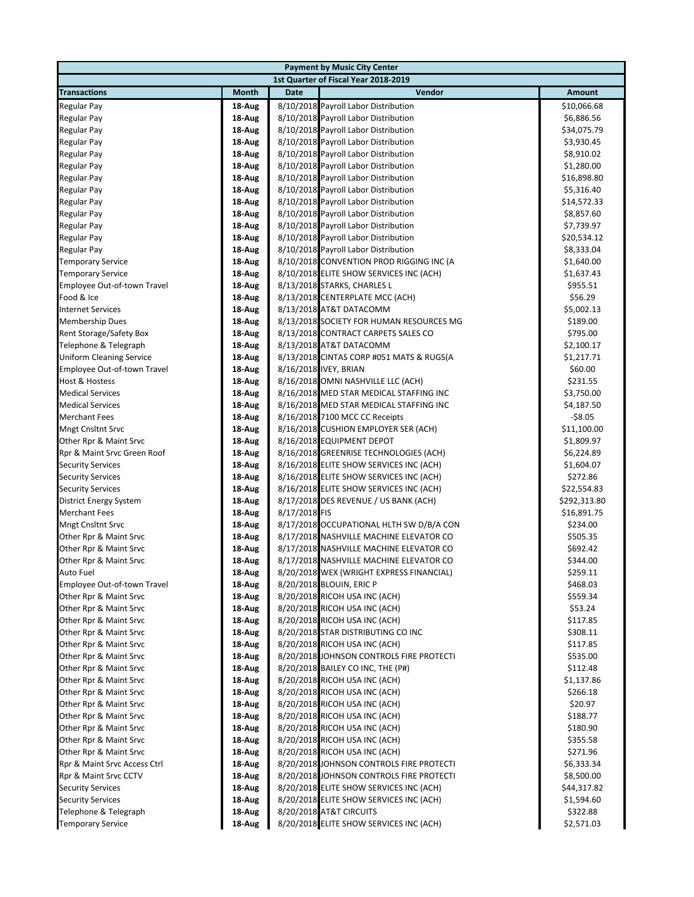| Payment by Music City Center | | | | |
|---|---|---|---|---|
| 1st Quarter of Fiscal Year 2018-2019 | | | | |
| **Transactions** | **Month** | **Date** | **Vendor** | **Amount** |
| Regular Pay | 18-Aug | 8/10/2018 | Payroll Labor Distribution | $10,066.68 |
| Regular Pay | 18-Aug | 8/10/2018 | Payroll Labor Distribution | $6,886.56 |
| Regular Pay | 18-Aug | 8/10/2018 | Payroll Labor Distribution | $34,075.79 |
| Regular Pay | 18-Aug | 8/10/2018 | Payroll Labor Distribution | $3,930.45 |
| Regular Pay | 18-Aug | 8/10/2018 | Payroll Labor Distribution | $8,910.02 |
| Regular Pay | 18-Aug | 8/10/2018 | Payroll Labor Distribution | $1,280.00 |
| Regular Pay | 18-Aug | 8/10/2018 | Payroll Labor Distribution | $16,898.80 |
| Regular Pay | 18-Aug | 8/10/2018 | Payroll Labor Distribution | $5,316.40 |
| Regular Pay | 18-Aug | 8/10/2018 | Payroll Labor Distribution | $14,572.33 |
| Regular Pay | 18-Aug | 8/10/2018 | Payroll Labor Distribution | $8,857.60 |
| Regular Pay | 18-Aug | 8/10/2018 | Payroll Labor Distribution | $7,739.97 |
| Regular Pay | 18-Aug | 8/10/2018 | Payroll Labor Distribution | $20,534.12 |
| Regular Pay | 18-Aug | 8/10/2018 | Payroll Labor Distribution | $8,333.04 |
| Temporary Service | 18-Aug | 8/10/2018 | CONVENTION PROD RIGGING INC (A | $1,640.00 |
| Temporary Service | 18-Aug | 8/10/2018 | ELITE SHOW SERVICES INC (ACH) | $1,637.43 |
| Employee Out-of-town Travel | 18-Aug | 8/13/2018 | STARKS, CHARLES L | $955.51 |
| Food & Ice | 18-Aug | 8/13/2018 | CENTERPLATE MCC (ACH) | $56.29 |
| Internet Services | 18-Aug | 8/13/2018 | AT&T DATACOMM | $5,002.13 |
| Membership Dues | 18-Aug | 8/13/2018 | SOCIETY FOR HUMAN RESOURCES MG | $189.00 |
| Rent Storage/Safety Box | 18-Aug | 8/13/2018 | CONTRACT CARPETS SALES CO | $795.00 |
| Telephone & Telegraph | 18-Aug | 8/13/2018 | AT&T DATACOMM | $2,100.17 |
| Uniform Cleaning Service | 18-Aug | 8/13/2018 | CINTAS CORP #051 MATS & RUGS(A | $1,217.71 |
| Employee Out-of-town Travel | 18-Aug | 8/16/2018 | IVEY, BRIAN | $60.00 |
| Host & Hostess | 18-Aug | 8/16/2018 | OMNI NASHVILLE LLC (ACH) | $231.55 |
| Medical Services | 18-Aug | 8/16/2018 | MED STAR MEDICAL STAFFING INC | $3,750.00 |
| Medical Services | 18-Aug | 8/16/2018 | MED STAR MEDICAL STAFFING INC | $4,187.50 |
| Merchant Fees | 18-Aug | 8/16/2018 | 7100 MCC CC Receipts | -$8.05 |
| Mngt Cnsltnt Srvc | 18-Aug | 8/16/2018 | CUSHION EMPLOYER SER (ACH) | $11,100.00 |
| Other Rpr & Maint Srvc | 18-Aug | 8/16/2018 | EQUIPMENT DEPOT | $1,809.97 |
| Rpr & Maint Srvc Green Roof | 18-Aug | 8/16/2018 | GREENRISE TECHNOLOGIES (ACH) | $6,224.89 |
| Security Services | 18-Aug | 8/16/2018 | ELITE SHOW SERVICES INC (ACH) | $1,604.07 |
| Security Services | 18-Aug | 8/16/2018 | ELITE SHOW SERVICES INC (ACH) | $272.86 |
| Security Services | 18-Aug | 8/16/2018 | ELITE SHOW SERVICES INC (ACH) | $22,554.83 |
| District Energy System | 18-Aug | 8/17/2018 | DES REVENUE / US BANK (ACH) | $292,313.80 |
| Merchant Fees | 18-Aug | 8/17/2018 | FIS | $16,891.75 |
| Mngt Cnsltnt Srvc | 18-Aug | 8/17/2018 | OCCUPATIONAL HLTH SW D/B/A CON | $234.00 |
| Other Rpr & Maint Srvc | 18-Aug | 8/17/2018 | NASHVILLE MACHINE ELEVATOR CO | $505.35 |
| Other Rpr & Maint Srvc | 18-Aug | 8/17/2018 | NASHVILLE MACHINE ELEVATOR CO | $692.42 |
| Other Rpr & Maint Srvc | 18-Aug | 8/17/2018 | NASHVILLE MACHINE ELEVATOR CO | $344.00 |
| Auto Fuel | 18-Aug | 8/20/2018 | WEX (WRIGHT EXPRESS FINANCIAL) | $259.11 |
| Employee Out-of-town Travel | 18-Aug | 8/20/2018 | BLOUIN, ERIC P | $468.03 |
| Other Rpr & Maint Srvc | 18-Aug | 8/20/2018 | RICOH USA INC (ACH) | $559.34 |
| Other Rpr & Maint Srvc | 18-Aug | 8/20/2018 | RICOH USA INC (ACH) | $53.24 |
| Other Rpr & Maint Srvc | 18-Aug | 8/20/2018 | RICOH USA INC (ACH) | $117.85 |
| Other Rpr & Maint Srvc | 18-Aug | 8/20/2018 | STAR DISTRIBUTING CO INC | $308.11 |
| Other Rpr & Maint Srvc | 18-Aug | 8/20/2018 | RICOH USA INC (ACH) | $117.85 |
| Other Rpr & Maint Srvc | 18-Aug | 8/20/2018 | JOHNSON CONTROLS FIRE PROTECTI | $535.00 |
| Other Rpr & Maint Srvc | 18-Aug | 8/20/2018 | BAILEY CO INC, THE (P#) | $112.48 |
| Other Rpr & Maint Srvc | 18-Aug | 8/20/2018 | RICOH USA INC (ACH) | $1,137.86 |
| Other Rpr & Maint Srvc | 18-Aug | 8/20/2018 | RICOH USA INC (ACH) | $266.18 |
| Other Rpr & Maint Srvc | 18-Aug | 8/20/2018 | RICOH USA INC (ACH) | $20.97 |
| Other Rpr & Maint Srvc | 18-Aug | 8/20/2018 | RICOH USA INC (ACH) | $188.77 |
| Other Rpr & Maint Srvc | 18-Aug | 8/20/2018 | RICOH USA INC (ACH) | $180.90 |
| Other Rpr & Maint Srvc | 18-Aug | 8/20/2018 | RICOH USA INC (ACH) | $355.58 |
| Other Rpr & Maint Srvc | 18-Aug | 8/20/2018 | RICOH USA INC (ACH) | $271.96 |
| Rpr & Maint Srvc Access Ctrl | 18-Aug | 8/20/2018 | JOHNSON CONTROLS FIRE PROTECTI | $6,333.34 |
| Rpr & Maint Srvc CCTV | 18-Aug | 8/20/2018 | JOHNSON CONTROLS FIRE PROTECTI | $8,500.00 |
| Security Services | 18-Aug | 8/20/2018 | ELITE SHOW SERVICES INC (ACH) | $44,317.82 |
| Security Services | 18-Aug | 8/20/2018 | ELITE SHOW SERVICES INC (ACH) | $1,594.60 |
| Telephone & Telegraph | 18-Aug | 8/20/2018 | AT&T CIRCUITS | $322.88 |
| Temporary Service | 18-Aug | 8/20/2018 | ELITE SHOW SERVICES INC (ACH) | $2,571.03 |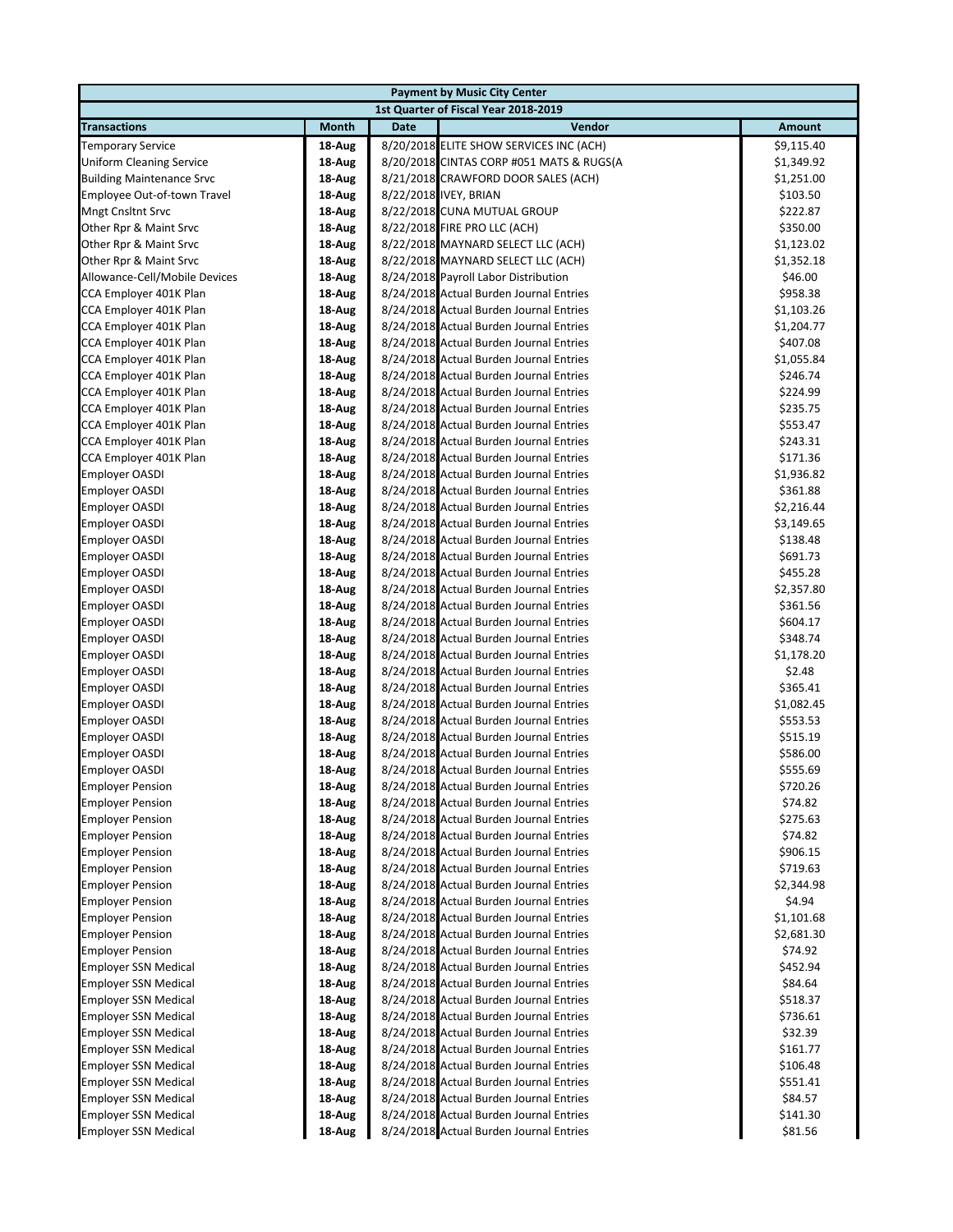| Payment by Music City Center | | | | |
|---|---|---|---|---|
| 1st Quarter of Fiscal Year 2018-2019 | | | | |
| **Transactions** | **Month** | **Date** | **Vendor** | **Amount** |
| Temporary Service | 18-Aug | 8/20/2018 | ELITE SHOW SERVICES INC (ACH) | $9,115.40 |
| Uniform Cleaning Service | 18-Aug | 8/20/2018 | CINTAS CORP #051 MATS & RUGS(A | $1,349.92 |
| Building Maintenance Srvc | 18-Aug | 8/21/2018 | CRAWFORD DOOR SALES (ACH) | $1,251.00 |
| Employee Out-of-town Travel | 18-Aug | 8/22/2018 | IVEY, BRIAN | $103.50 |
| Mngt Cnsltnt Srvc | 18-Aug | 8/22/2018 | CUNA MUTUAL GROUP | $222.87 |
| Other Rpr & Maint Srvc | 18-Aug | 8/22/2018 | FIRE PRO LLC (ACH) | $350.00 |
| Other Rpr & Maint Srvc | 18-Aug | 8/22/2018 | MAYNARD SELECT LLC (ACH) | $1,123.02 |
| Other Rpr & Maint Srvc | 18-Aug | 8/22/2018 | MAYNARD SELECT LLC (ACH) | $1,352.18 |
| Allowance-Cell/Mobile Devices | 18-Aug | 8/24/2018 | Payroll Labor Distribution | $46.00 |
| CCA Employer 401K Plan | 18-Aug | 8/24/2018 | Actual Burden Journal Entries | $958.38 |
| CCA Employer 401K Plan | 18-Aug | 8/24/2018 | Actual Burden Journal Entries | $1,103.26 |
| CCA Employer 401K Plan | 18-Aug | 8/24/2018 | Actual Burden Journal Entries | $1,204.77 |
| CCA Employer 401K Plan | 18-Aug | 8/24/2018 | Actual Burden Journal Entries | $407.08 |
| CCA Employer 401K Plan | 18-Aug | 8/24/2018 | Actual Burden Journal Entries | $1,055.84 |
| CCA Employer 401K Plan | 18-Aug | 8/24/2018 | Actual Burden Journal Entries | $246.74 |
| CCA Employer 401K Plan | 18-Aug | 8/24/2018 | Actual Burden Journal Entries | $224.99 |
| CCA Employer 401K Plan | 18-Aug | 8/24/2018 | Actual Burden Journal Entries | $235.75 |
| CCA Employer 401K Plan | 18-Aug | 8/24/2018 | Actual Burden Journal Entries | $553.47 |
| CCA Employer 401K Plan | 18-Aug | 8/24/2018 | Actual Burden Journal Entries | $243.31 |
| CCA Employer 401K Plan | 18-Aug | 8/24/2018 | Actual Burden Journal Entries | $171.36 |
| Employer OASDI | 18-Aug | 8/24/2018 | Actual Burden Journal Entries | $1,936.82 |
| Employer OASDI | 18-Aug | 8/24/2018 | Actual Burden Journal Entries | $361.88 |
| Employer OASDI | 18-Aug | 8/24/2018 | Actual Burden Journal Entries | $2,216.44 |
| Employer OASDI | 18-Aug | 8/24/2018 | Actual Burden Journal Entries | $3,149.65 |
| Employer OASDI | 18-Aug | 8/24/2018 | Actual Burden Journal Entries | $138.48 |
| Employer OASDI | 18-Aug | 8/24/2018 | Actual Burden Journal Entries | $691.73 |
| Employer OASDI | 18-Aug | 8/24/2018 | Actual Burden Journal Entries | $455.28 |
| Employer OASDI | 18-Aug | 8/24/2018 | Actual Burden Journal Entries | $2,357.80 |
| Employer OASDI | 18-Aug | 8/24/2018 | Actual Burden Journal Entries | $361.56 |
| Employer OASDI | 18-Aug | 8/24/2018 | Actual Burden Journal Entries | $604.17 |
| Employer OASDI | 18-Aug | 8/24/2018 | Actual Burden Journal Entries | $348.74 |
| Employer OASDI | 18-Aug | 8/24/2018 | Actual Burden Journal Entries | $1,178.20 |
| Employer OASDI | 18-Aug | 8/24/2018 | Actual Burden Journal Entries | $2.48 |
| Employer OASDI | 18-Aug | 8/24/2018 | Actual Burden Journal Entries | $365.41 |
| Employer OASDI | 18-Aug | 8/24/2018 | Actual Burden Journal Entries | $1,082.45 |
| Employer OASDI | 18-Aug | 8/24/2018 | Actual Burden Journal Entries | $553.53 |
| Employer OASDI | 18-Aug | 8/24/2018 | Actual Burden Journal Entries | $515.19 |
| Employer OASDI | 18-Aug | 8/24/2018 | Actual Burden Journal Entries | $586.00 |
| Employer OASDI | 18-Aug | 8/24/2018 | Actual Burden Journal Entries | $555.69 |
| Employer Pension | 18-Aug | 8/24/2018 | Actual Burden Journal Entries | $720.26 |
| Employer Pension | 18-Aug | 8/24/2018 | Actual Burden Journal Entries | $74.82 |
| Employer Pension | 18-Aug | 8/24/2018 | Actual Burden Journal Entries | $275.63 |
| Employer Pension | 18-Aug | 8/24/2018 | Actual Burden Journal Entries | $74.82 |
| Employer Pension | 18-Aug | 8/24/2018 | Actual Burden Journal Entries | $906.15 |
| Employer Pension | 18-Aug | 8/24/2018 | Actual Burden Journal Entries | $719.63 |
| Employer Pension | 18-Aug | 8/24/2018 | Actual Burden Journal Entries | $2,344.98 |
| Employer Pension | 18-Aug | 8/24/2018 | Actual Burden Journal Entries | $4.94 |
| Employer Pension | 18-Aug | 8/24/2018 | Actual Burden Journal Entries | $1,101.68 |
| Employer Pension | 18-Aug | 8/24/2018 | Actual Burden Journal Entries | $2,681.30 |
| Employer Pension | 18-Aug | 8/24/2018 | Actual Burden Journal Entries | $74.92 |
| Employer SSN Medical | 18-Aug | 8/24/2018 | Actual Burden Journal Entries | $452.94 |
| Employer SSN Medical | 18-Aug | 8/24/2018 | Actual Burden Journal Entries | $84.64 |
| Employer SSN Medical | 18-Aug | 8/24/2018 | Actual Burden Journal Entries | $518.37 |
| Employer SSN Medical | 18-Aug | 8/24/2018 | Actual Burden Journal Entries | $736.61 |
| Employer SSN Medical | 18-Aug | 8/24/2018 | Actual Burden Journal Entries | $32.39 |
| Employer SSN Medical | 18-Aug | 8/24/2018 | Actual Burden Journal Entries | $161.77 |
| Employer SSN Medical | 18-Aug | 8/24/2018 | Actual Burden Journal Entries | $106.48 |
| Employer SSN Medical | 18-Aug | 8/24/2018 | Actual Burden Journal Entries | $551.41 |
| Employer SSN Medical | 18-Aug | 8/24/2018 | Actual Burden Journal Entries | $84.57 |
| Employer SSN Medical | 18-Aug | 8/24/2018 | Actual Burden Journal Entries | $141.30 |
| Employer SSN Medical | 18-Aug | 8/24/2018 | Actual Burden Journal Entries | $81.56 |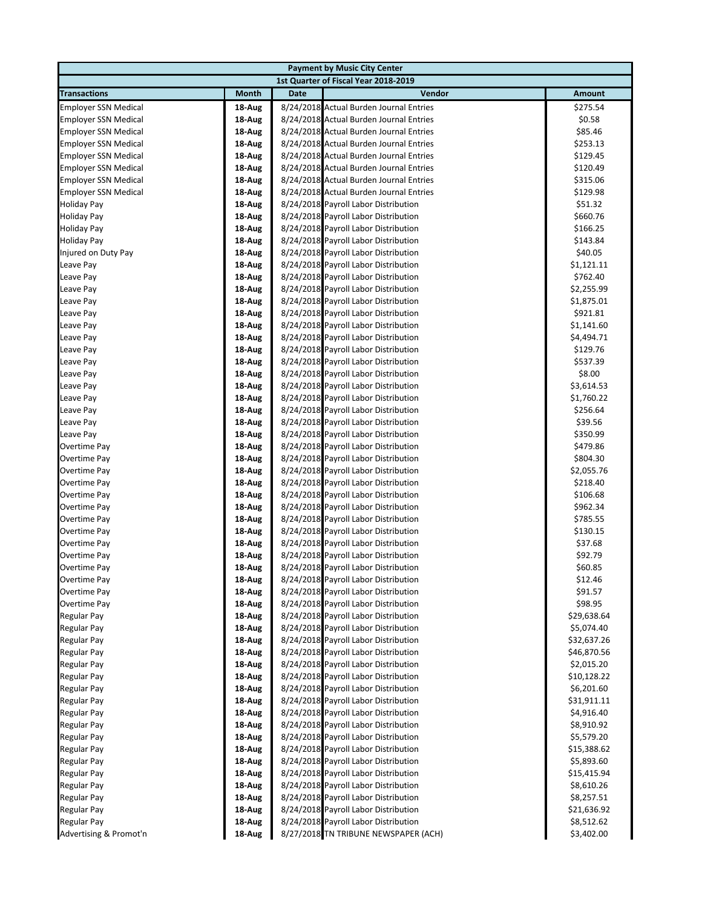| Payment by Music City Center | | | | |
|---|---|---|---|---|
| 1st Quarter of Fiscal Year 2018-2019 | | | | |
| **Transactions** | **Month** | **Date** | **Vendor** | **Amount** |
| Employer SSN Medical | 18-Aug | 8/24/2018 | Actual Burden Journal Entries | $275.54 |
| Employer SSN Medical | 18-Aug | 8/24/2018 | Actual Burden Journal Entries | $0.58 |
| Employer SSN Medical | 18-Aug | 8/24/2018 | Actual Burden Journal Entries | $85.46 |
| Employer SSN Medical | 18-Aug | 8/24/2018 | Actual Burden Journal Entries | $253.13 |
| Employer SSN Medical | 18-Aug | 8/24/2018 | Actual Burden Journal Entries | $129.45 |
| Employer SSN Medical | 18-Aug | 8/24/2018 | Actual Burden Journal Entries | $120.49 |
| Employer SSN Medical | 18-Aug | 8/24/2018 | Actual Burden Journal Entries | $315.06 |
| Employer SSN Medical | 18-Aug | 8/24/2018 | Actual Burden Journal Entries | $129.98 |
| Holiday Pay | 18-Aug | 8/24/2018 | Payroll Labor Distribution | $51.32 |
| Holiday Pay | 18-Aug | 8/24/2018 | Payroll Labor Distribution | $660.76 |
| Holiday Pay | 18-Aug | 8/24/2018 | Payroll Labor Distribution | $166.25 |
| Holiday Pay | 18-Aug | 8/24/2018 | Payroll Labor Distribution | $143.84 |
| Injured on Duty Pay | 18-Aug | 8/24/2018 | Payroll Labor Distribution | $40.05 |
| Leave Pay | 18-Aug | 8/24/2018 | Payroll Labor Distribution | $1,121.11 |
| Leave Pay | 18-Aug | 8/24/2018 | Payroll Labor Distribution | $762.40 |
| Leave Pay | 18-Aug | 8/24/2018 | Payroll Labor Distribution | $2,255.99 |
| Leave Pay | 18-Aug | 8/24/2018 | Payroll Labor Distribution | $1,875.01 |
| Leave Pay | 18-Aug | 8/24/2018 | Payroll Labor Distribution | $921.81 |
| Leave Pay | 18-Aug | 8/24/2018 | Payroll Labor Distribution | $1,141.60 |
| Leave Pay | 18-Aug | 8/24/2018 | Payroll Labor Distribution | $4,494.71 |
| Leave Pay | 18-Aug | 8/24/2018 | Payroll Labor Distribution | $129.76 |
| Leave Pay | 18-Aug | 8/24/2018 | Payroll Labor Distribution | $537.39 |
| Leave Pay | 18-Aug | 8/24/2018 | Payroll Labor Distribution | $8.00 |
| Leave Pay | 18-Aug | 8/24/2018 | Payroll Labor Distribution | $3,614.53 |
| Leave Pay | 18-Aug | 8/24/2018 | Payroll Labor Distribution | $1,760.22 |
| Leave Pay | 18-Aug | 8/24/2018 | Payroll Labor Distribution | $256.64 |
| Leave Pay | 18-Aug | 8/24/2018 | Payroll Labor Distribution | $39.56 |
| Leave Pay | 18-Aug | 8/24/2018 | Payroll Labor Distribution | $350.99 |
| Overtime Pay | 18-Aug | 8/24/2018 | Payroll Labor Distribution | $479.86 |
| Overtime Pay | 18-Aug | 8/24/2018 | Payroll Labor Distribution | $804.30 |
| Overtime Pay | 18-Aug | 8/24/2018 | Payroll Labor Distribution | $2,055.76 |
| Overtime Pay | 18-Aug | 8/24/2018 | Payroll Labor Distribution | $218.40 |
| Overtime Pay | 18-Aug | 8/24/2018 | Payroll Labor Distribution | $106.68 |
| Overtime Pay | 18-Aug | 8/24/2018 | Payroll Labor Distribution | $962.34 |
| Overtime Pay | 18-Aug | 8/24/2018 | Payroll Labor Distribution | $785.55 |
| Overtime Pay | 18-Aug | 8/24/2018 | Payroll Labor Distribution | $130.15 |
| Overtime Pay | 18-Aug | 8/24/2018 | Payroll Labor Distribution | $37.68 |
| Overtime Pay | 18-Aug | 8/24/2018 | Payroll Labor Distribution | $92.79 |
| Overtime Pay | 18-Aug | 8/24/2018 | Payroll Labor Distribution | $60.85 |
| Overtime Pay | 18-Aug | 8/24/2018 | Payroll Labor Distribution | $12.46 |
| Overtime Pay | 18-Aug | 8/24/2018 | Payroll Labor Distribution | $91.57 |
| Overtime Pay | 18-Aug | 8/24/2018 | Payroll Labor Distribution | $98.95 |
| Regular Pay | 18-Aug | 8/24/2018 | Payroll Labor Distribution | $29,638.64 |
| Regular Pay | 18-Aug | 8/24/2018 | Payroll Labor Distribution | $5,074.40 |
| Regular Pay | 18-Aug | 8/24/2018 | Payroll Labor Distribution | $32,637.26 |
| Regular Pay | 18-Aug | 8/24/2018 | Payroll Labor Distribution | $46,870.56 |
| Regular Pay | 18-Aug | 8/24/2018 | Payroll Labor Distribution | $2,015.20 |
| Regular Pay | 18-Aug | 8/24/2018 | Payroll Labor Distribution | $10,128.22 |
| Regular Pay | 18-Aug | 8/24/2018 | Payroll Labor Distribution | $6,201.60 |
| Regular Pay | 18-Aug | 8/24/2018 | Payroll Labor Distribution | $31,911.11 |
| Regular Pay | 18-Aug | 8/24/2018 | Payroll Labor Distribution | $4,916.40 |
| Regular Pay | 18-Aug | 8/24/2018 | Payroll Labor Distribution | $8,910.92 |
| Regular Pay | 18-Aug | 8/24/2018 | Payroll Labor Distribution | $5,579.20 |
| Regular Pay | 18-Aug | 8/24/2018 | Payroll Labor Distribution | $15,388.62 |
| Regular Pay | 18-Aug | 8/24/2018 | Payroll Labor Distribution | $5,893.60 |
| Regular Pay | 18-Aug | 8/24/2018 | Payroll Labor Distribution | $15,415.94 |
| Regular Pay | 18-Aug | 8/24/2018 | Payroll Labor Distribution | $8,610.26 |
| Regular Pay | 18-Aug | 8/24/2018 | Payroll Labor Distribution | $8,257.51 |
| Regular Pay | 18-Aug | 8/24/2018 | Payroll Labor Distribution | $21,636.92 |
| Regular Pay | 18-Aug | 8/24/2018 | Payroll Labor Distribution | $8,512.62 |
| Advertising & Promot'n | 18-Aug | 8/27/2018 | TN TRIBUNE NEWSPAPER (ACH) | $3,402.00 |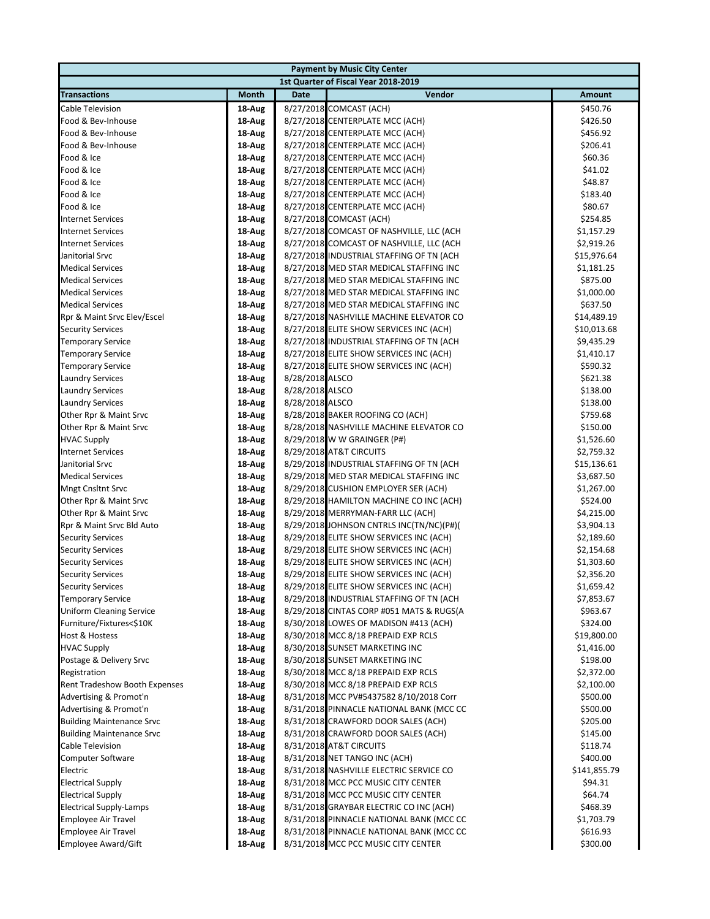| Payment by Music City Center | | | | |
|---|---|---|---|---|
| 1st Quarter of Fiscal Year 2018-2019 | | | | |
| **Transactions** | **Month** | **Date** | **Vendor** | **Amount** |
| Cable Television | 18-Aug | 8/27/2018 | COMCAST (ACH) | $450.76 |
| Food & Bev-Inhouse | 18-Aug | 8/27/2018 | CENTERPLATE MCC (ACH) | $426.50 |
| Food & Bev-Inhouse | 18-Aug | 8/27/2018 | CENTERPLATE MCC (ACH) | $456.92 |
| Food & Bev-Inhouse | 18-Aug | 8/27/2018 | CENTERPLATE MCC (ACH) | $206.41 |
| Food & Ice | 18-Aug | 8/27/2018 | CENTERPLATE MCC (ACH) | $60.36 |
| Food & Ice | 18-Aug | 8/27/2018 | CENTERPLATE MCC (ACH) | $41.02 |
| Food & Ice | 18-Aug | 8/27/2018 | CENTERPLATE MCC (ACH) | $48.87 |
| Food & Ice | 18-Aug | 8/27/2018 | CENTERPLATE MCC (ACH) | $183.40 |
| Food & Ice | 18-Aug | 8/27/2018 | CENTERPLATE MCC (ACH) | $80.67 |
| Internet Services | 18-Aug | 8/27/2018 | COMCAST (ACH) | $254.85 |
| Internet Services | 18-Aug | 8/27/2018 | COMCAST OF NASHVILLE, LLC (ACH | $1,157.29 |
| Internet Services | 18-Aug | 8/27/2018 | COMCAST OF NASHVILLE, LLC (ACH | $2,919.26 |
| Janitorial Srvc | 18-Aug | 8/27/2018 | INDUSTRIAL STAFFING OF TN (ACH | $15,976.64 |
| Medical Services | 18-Aug | 8/27/2018 | MED STAR MEDICAL STAFFING INC | $1,181.25 |
| Medical Services | 18-Aug | 8/27/2018 | MED STAR MEDICAL STAFFING INC | $875.00 |
| Medical Services | 18-Aug | 8/27/2018 | MED STAR MEDICAL STAFFING INC | $1,000.00 |
| Medical Services | 18-Aug | 8/27/2018 | MED STAR MEDICAL STAFFING INC | $637.50 |
| Rpr & Maint Srvc Elev/Escel | 18-Aug | 8/27/2018 | NASHVILLE MACHINE ELEVATOR CO | $14,489.19 |
| Security Services | 18-Aug | 8/27/2018 | ELITE SHOW SERVICES INC (ACH) | $10,013.68 |
| Temporary Service | 18-Aug | 8/27/2018 | INDUSTRIAL STAFFING OF TN (ACH | $9,435.29 |
| Temporary Service | 18-Aug | 8/27/2018 | ELITE SHOW SERVICES INC (ACH) | $1,410.17 |
| Temporary Service | 18-Aug | 8/27/2018 | ELITE SHOW SERVICES INC (ACH) | $590.32 |
| Laundry Services | 18-Aug | 8/28/2018 | ALSCO | $621.38 |
| Laundry Services | 18-Aug | 8/28/2018 | ALSCO | $138.00 |
| Laundry Services | 18-Aug | 8/28/2018 | ALSCO | $138.00 |
| Other Rpr & Maint Srvc | 18-Aug | 8/28/2018 | BAKER ROOFING CO (ACH) | $759.68 |
| Other Rpr & Maint Srvc | 18-Aug | 8/28/2018 | NASHVILLE MACHINE ELEVATOR CO | $150.00 |
| HVAC Supply | 18-Aug | 8/29/2018 | W W GRAINGER (P#) | $1,526.60 |
| Internet Services | 18-Aug | 8/29/2018 | AT&T CIRCUITS | $2,759.32 |
| Janitorial Srvc | 18-Aug | 8/29/2018 | INDUSTRIAL STAFFING OF TN (ACH | $15,136.61 |
| Medical Services | 18-Aug | 8/29/2018 | MED STAR MEDICAL STAFFING INC | $3,687.50 |
| Mngt Cnsltnt Srvc | 18-Aug | 8/29/2018 | CUSHION EMPLOYER SER (ACH) | $1,267.00 |
| Other Rpr & Maint Srvc | 18-Aug | 8/29/2018 | HAMILTON MACHINE CO INC (ACH) | $524.00 |
| Other Rpr & Maint Srvc | 18-Aug | 8/29/2018 | MERRYMAN-FARR LLC (ACH) | $4,215.00 |
| Rpr & Maint Srvc Bld Auto | 18-Aug | 8/29/2018 | JOHNSON CNTRLS INC(TN/NC)(P#)( | $3,904.13 |
| Security Services | 18-Aug | 8/29/2018 | ELITE SHOW SERVICES INC (ACH) | $2,189.60 |
| Security Services | 18-Aug | 8/29/2018 | ELITE SHOW SERVICES INC (ACH) | $2,154.68 |
| Security Services | 18-Aug | 8/29/2018 | ELITE SHOW SERVICES INC (ACH) | $1,303.60 |
| Security Services | 18-Aug | 8/29/2018 | ELITE SHOW SERVICES INC (ACH) | $2,356.20 |
| Security Services | 18-Aug | 8/29/2018 | ELITE SHOW SERVICES INC (ACH) | $1,659.42 |
| Temporary Service | 18-Aug | 8/29/2018 | INDUSTRIAL STAFFING OF TN (ACH | $7,853.67 |
| Uniform Cleaning Service | 18-Aug | 8/29/2018 | CINTAS CORP #051 MATS & RUGS(A | $963.67 |
| Furniture/Fixtures<$10K | 18-Aug | 8/30/2018 | LOWES OF MADISON #413 (ACH) | $324.00 |
| Host & Hostess | 18-Aug | 8/30/2018 | MCC 8/18 PREPAID EXP RCLS | $19,800.00 |
| HVAC Supply | 18-Aug | 8/30/2018 | SUNSET MARKETING INC | $1,416.00 |
| Postage & Delivery Srvc | 18-Aug | 8/30/2018 | SUNSET MARKETING INC | $198.00 |
| Registration | 18-Aug | 8/30/2018 | MCC 8/18 PREPAID EXP RCLS | $2,372.00 |
| Rent Tradeshow Booth Expenses | 18-Aug | 8/30/2018 | MCC 8/18 PREPAID EXP RCLS | $2,100.00 |
| Advertising & Promot'n | 18-Aug | 8/31/2018 | MCC PV#5437582 8/10/2018 Corr | $500.00 |
| Advertising & Promot'n | 18-Aug | 8/31/2018 | PINNACLE NATIONAL BANK (MCC CC | $500.00 |
| Building Maintenance Srvc | 18-Aug | 8/31/2018 | CRAWFORD DOOR SALES (ACH) | $205.00 |
| Building Maintenance Srvc | 18-Aug | 8/31/2018 | CRAWFORD DOOR SALES (ACH) | $145.00 |
| Cable Television | 18-Aug | 8/31/2018 | AT&T CIRCUITS | $118.74 |
| Computer Software | 18-Aug | 8/31/2018 | NET TANGO INC (ACH) | $400.00 |
| Electric | 18-Aug | 8/31/2018 | NASHVILLE ELECTRIC SERVICE CO | $141,855.79 |
| Electrical Supply | 18-Aug | 8/31/2018 | MCC PCC MUSIC CITY CENTER | $94.31 |
| Electrical Supply | 18-Aug | 8/31/2018 | MCC PCC MUSIC CITY CENTER | $64.74 |
| Electrical Supply-Lamps | 18-Aug | 8/31/2018 | GRAYBAR ELECTRIC CO INC (ACH) | $468.39 |
| Employee Air Travel | 18-Aug | 8/31/2018 | PINNACLE NATIONAL BANK (MCC CC | $1,703.79 |
| Employee Air Travel | 18-Aug | 8/31/2018 | PINNACLE NATIONAL BANK (MCC CC | $616.93 |
| Employee Award/Gift | 18-Aug | 8/31/2018 | MCC PCC MUSIC CITY CENTER | $300.00 |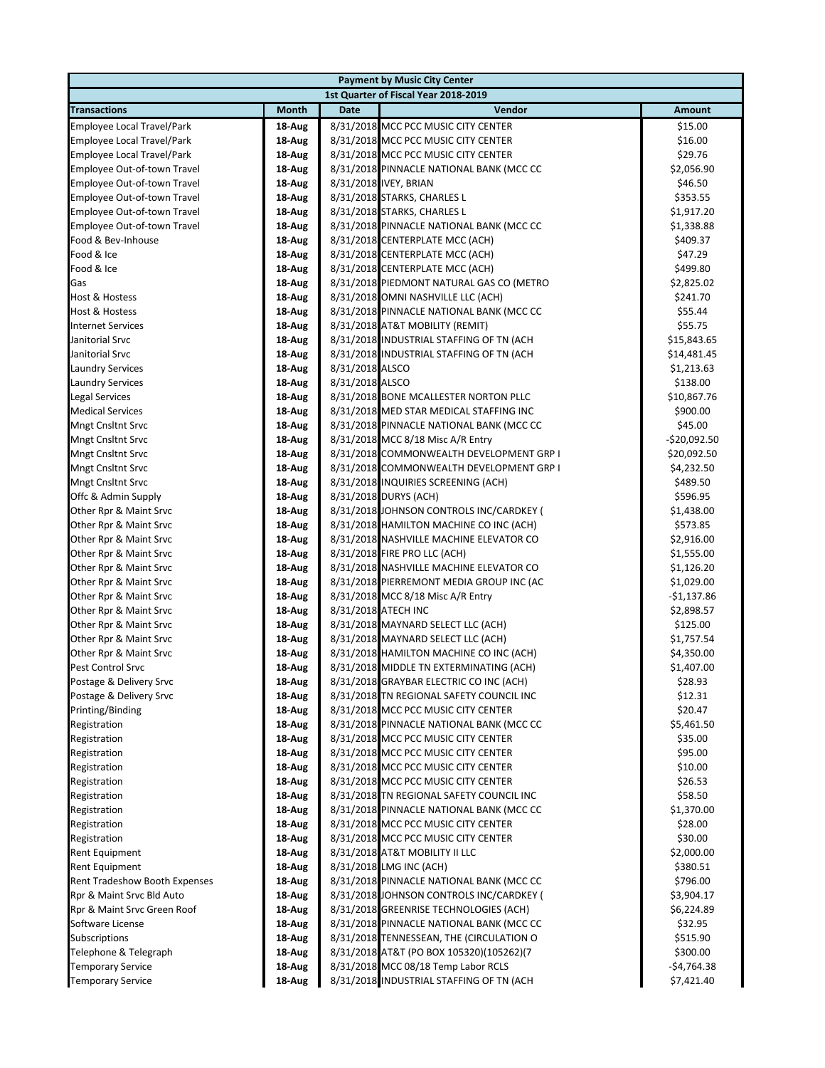| Payment by Music City Center | | | | |
|---|---|---|---|---|
| 1st Quarter of Fiscal Year 2018-2019 | | | | |
| **Transactions** | **Month** | **Date** | **Vendor** | **Amount** |
| Employee Local Travel/Park | 18-Aug | 8/31/2018 | MCC PCC MUSIC CITY CENTER | $15.00 |
| Employee Local Travel/Park | 18-Aug | 8/31/2018 | MCC PCC MUSIC CITY CENTER | $16.00 |
| Employee Local Travel/Park | 18-Aug | 8/31/2018 | MCC PCC MUSIC CITY CENTER | $29.76 |
| Employee Out-of-town Travel | 18-Aug | 8/31/2018 | PINNACLE NATIONAL BANK (MCC CC | $2,056.90 |
| Employee Out-of-town Travel | 18-Aug | 8/31/2018 | IVEY, BRIAN | $46.50 |
| Employee Out-of-town Travel | 18-Aug | 8/31/2018 | STARKS, CHARLES L | $353.55 |
| Employee Out-of-town Travel | 18-Aug | 8/31/2018 | STARKS, CHARLES L | $1,917.20 |
| Employee Out-of-town Travel | 18-Aug | 8/31/2018 | PINNACLE NATIONAL BANK (MCC CC | $1,338.88 |
| Food & Bev-Inhouse | 18-Aug | 8/31/2018 | CENTERPLATE MCC (ACH) | $409.37 |
| Food & Ice | 18-Aug | 8/31/2018 | CENTERPLATE MCC (ACH) | $47.29 |
| Food & Ice | 18-Aug | 8/31/2018 | CENTERPLATE MCC (ACH) | $499.80 |
| Gas | 18-Aug | 8/31/2018 | PIEDMONT NATURAL GAS CO (METRO | $2,825.02 |
| Host & Hostess | 18-Aug | 8/31/2018 | OMNI NASHVILLE LLC (ACH) | $241.70 |
| Host & Hostess | 18-Aug | 8/31/2018 | PINNACLE NATIONAL BANK (MCC CC | $55.44 |
| Internet Services | 18-Aug | 8/31/2018 | AT&T MOBILITY (REMIT) | $55.75 |
| Janitorial Srvc | 18-Aug | 8/31/2018 | INDUSTRIAL STAFFING OF TN (ACH | $15,843.65 |
| Janitorial Srvc | 18-Aug | 8/31/2018 | INDUSTRIAL STAFFING OF TN (ACH | $14,481.45 |
| Laundry Services | 18-Aug | 8/31/2018 | ALSCO | $1,213.63 |
| Laundry Services | 18-Aug | 8/31/2018 | ALSCO | $138.00 |
| Legal Services | 18-Aug | 8/31/2018 | BONE MCALLESTER NORTON PLLC | $10,867.76 |
| Medical Services | 18-Aug | 8/31/2018 | MED STAR MEDICAL STAFFING INC | $900.00 |
| Mngt Cnsltnt Srvc | 18-Aug | 8/31/2018 | PINNACLE NATIONAL BANK (MCC CC | $45.00 |
| Mngt Cnsltnt Srvc | 18-Aug | 8/31/2018 | MCC 8/18 Misc A/R Entry | -$20,092.50 |
| Mngt Cnsltnt Srvc | 18-Aug | 8/31/2018 | COMMONWEALTH DEVELOPMENT GRP I | $20,092.50 |
| Mngt Cnsltnt Srvc | 18-Aug | 8/31/2018 | COMMONWEALTH DEVELOPMENT GRP I | $4,232.50 |
| Mngt Cnsltnt Srvc | 18-Aug | 8/31/2018 | INQUIRIES SCREENING (ACH) | $489.50 |
| Offc & Admin Supply | 18-Aug | 8/31/2018 | DURYS (ACH) | $596.95 |
| Other Rpr & Maint Srvc | 18-Aug | 8/31/2018 | JOHNSON CONTROLS INC/CARDKEY ( | $1,438.00 |
| Other Rpr & Maint Srvc | 18-Aug | 8/31/2018 | HAMILTON MACHINE CO INC (ACH) | $573.85 |
| Other Rpr & Maint Srvc | 18-Aug | 8/31/2018 | NASHVILLE MACHINE ELEVATOR CO | $2,916.00 |
| Other Rpr & Maint Srvc | 18-Aug | 8/31/2018 | FIRE PRO LLC (ACH) | $1,555.00 |
| Other Rpr & Maint Srvc | 18-Aug | 8/31/2018 | NASHVILLE MACHINE ELEVATOR CO | $1,126.20 |
| Other Rpr & Maint Srvc | 18-Aug | 8/31/2018 | PIERREMONT MEDIA GROUP INC (AC | $1,029.00 |
| Other Rpr & Maint Srvc | 18-Aug | 8/31/2018 | MCC 8/18 Misc A/R Entry | -$1,137.86 |
| Other Rpr & Maint Srvc | 18-Aug | 8/31/2018 | ATECH INC | $2,898.57 |
| Other Rpr & Maint Srvc | 18-Aug | 8/31/2018 | MAYNARD SELECT LLC (ACH) | $125.00 |
| Other Rpr & Maint Srvc | 18-Aug | 8/31/2018 | MAYNARD SELECT LLC (ACH) | $1,757.54 |
| Other Rpr & Maint Srvc | 18-Aug | 8/31/2018 | HAMILTON MACHINE CO INC (ACH) | $4,350.00 |
| Pest Control Srvc | 18-Aug | 8/31/2018 | MIDDLE TN EXTERMINATING (ACH) | $1,407.00 |
| Postage & Delivery Srvc | 18-Aug | 8/31/2018 | GRAYBAR ELECTRIC CO INC (ACH) | $28.93 |
| Postage & Delivery Srvc | 18-Aug | 8/31/2018 | TN REGIONAL SAFETY COUNCIL INC | $12.31 |
| Printing/Binding | 18-Aug | 8/31/2018 | MCC PCC MUSIC CITY CENTER | $20.47 |
| Registration | 18-Aug | 8/31/2018 | PINNACLE NATIONAL BANK (MCC CC | $5,461.50 |
| Registration | 18-Aug | 8/31/2018 | MCC PCC MUSIC CITY CENTER | $35.00 |
| Registration | 18-Aug | 8/31/2018 | MCC PCC MUSIC CITY CENTER | $95.00 |
| Registration | 18-Aug | 8/31/2018 | MCC PCC MUSIC CITY CENTER | $10.00 |
| Registration | 18-Aug | 8/31/2018 | MCC PCC MUSIC CITY CENTER | $26.53 |
| Registration | 18-Aug | 8/31/2018 | TN REGIONAL SAFETY COUNCIL INC | $58.50 |
| Registration | 18-Aug | 8/31/2018 | PINNACLE NATIONAL BANK (MCC CC | $1,370.00 |
| Registration | 18-Aug | 8/31/2018 | MCC PCC MUSIC CITY CENTER | $28.00 |
| Registration | 18-Aug | 8/31/2018 | MCC PCC MUSIC CITY CENTER | $30.00 |
| Rent Equipment | 18-Aug | 8/31/2018 | AT&T MOBILITY II LLC | $2,000.00 |
| Rent Equipment | 18-Aug | 8/31/2018 | LMG INC (ACH) | $380.51 |
| Rent Tradeshow Booth Expenses | 18-Aug | 8/31/2018 | PINNACLE NATIONAL BANK (MCC CC | $796.00 |
| Rpr & Maint Srvc Bld Auto | 18-Aug | 8/31/2018 | JOHNSON CONTROLS INC/CARDKEY ( | $3,904.17 |
| Rpr & Maint Srvc Green Roof | 18-Aug | 8/31/2018 | GREENRISE TECHNOLOGIES (ACH) | $6,224.89 |
| Software License | 18-Aug | 8/31/2018 | PINNACLE NATIONAL BANK (MCC CC | $32.95 |
| Subscriptions | 18-Aug | 8/31/2018 | TENNESSEAN, THE (CIRCULATION O | $515.90 |
| Telephone & Telegraph | 18-Aug | 8/31/2018 | AT&T (PO BOX 105320)(105262)(7 | $300.00 |
| Temporary Service | 18-Aug | 8/31/2018 | MCC 08/18 Temp Labor RCLS | -$4,764.38 |
| Temporary Service | 18-Aug | 8/31/2018 | INDUSTRIAL STAFFING OF TN (ACH | $7,421.40 |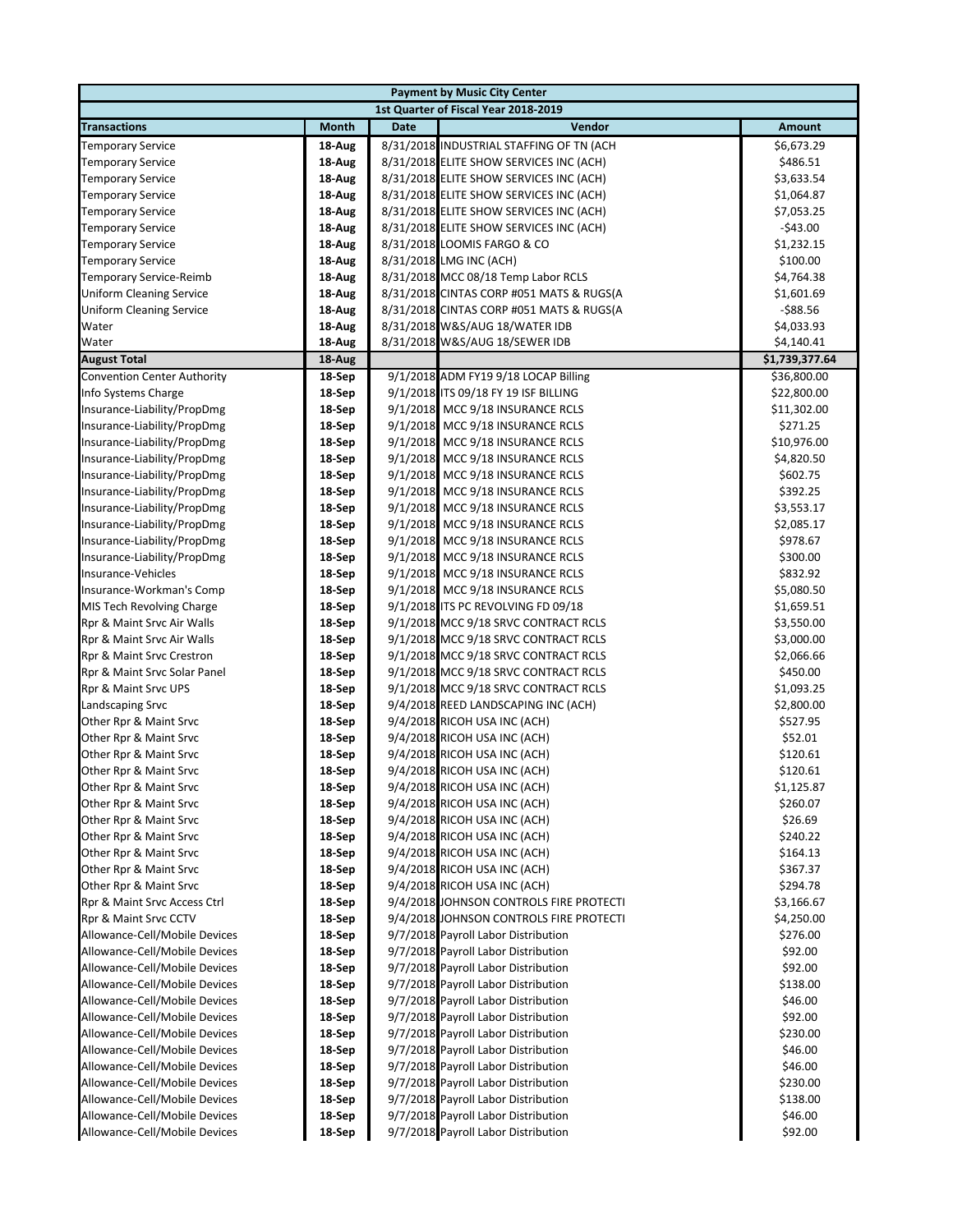| Payment by Music City Center | | | | |
|---|---|---|---|---|
| 1st Quarter of Fiscal Year 2018-2019 | | | | |
| **Transactions** | **Month** | **Date** | **Vendor** | **Amount** |
| Temporary Service | 18-Aug | 8/31/2018 | INDUSTRIAL STAFFING OF TN (ACH | $6,673.29 |
| Temporary Service | 18-Aug | 8/31/2018 | ELITE SHOW SERVICES INC (ACH) | $486.51 |
| Temporary Service | 18-Aug | 8/31/2018 | ELITE SHOW SERVICES INC (ACH) | $3,633.54 |
| Temporary Service | 18-Aug | 8/31/2018 | ELITE SHOW SERVICES INC (ACH) | $1,064.87 |
| Temporary Service | 18-Aug | 8/31/2018 | ELITE SHOW SERVICES INC (ACH) | $7,053.25 |
| Temporary Service | 18-Aug | 8/31/2018 | ELITE SHOW SERVICES INC (ACH) | -$43.00 |
| Temporary Service | 18-Aug | 8/31/2018 | LOOMIS FARGO & CO | $1,232.15 |
| Temporary Service | 18-Aug | 8/31/2018 | LMG INC (ACH) | $100.00 |
| Temporary Service-Reimb | 18-Aug | 8/31/2018 | MCC 08/18 Temp Labor RCLS | $4,764.38 |
| Uniform Cleaning Service | 18-Aug | 8/31/2018 | CINTAS CORP #051 MATS & RUGS(A | $1,601.69 |
| Uniform Cleaning Service | 18-Aug | 8/31/2018 | CINTAS CORP #051 MATS & RUGS(A | -$88.56 |
| Water | 18-Aug | 8/31/2018 | W&S/AUG 18/WATER IDB | $4,033.93 |
| Water | 18-Aug | 8/31/2018 | W&S/AUG 18/SEWER IDB | $4,140.41 |
| **August Total** | **18-Aug** | | | **$1,739,377.64** |
| Convention Center Authority | 18-Sep | 9/1/2018 | ADM FY19 9/18 LOCAP Billing | $36,800.00 |
| Info Systems Charge | 18-Sep | 9/1/2018 | ITS 09/18 FY 19 ISF BILLING | $22,800.00 |
| Insurance-Liability/PropDmg | 18-Sep | 9/1/2018 | MCC 9/18 INSURANCE RCLS | $11,302.00 |
| Insurance-Liability/PropDmg | 18-Sep | 9/1/2018 | MCC 9/18 INSURANCE RCLS | $271.25 |
| Insurance-Liability/PropDmg | 18-Sep | 9/1/2018 | MCC 9/18 INSURANCE RCLS | $10,976.00 |
| Insurance-Liability/PropDmg | 18-Sep | 9/1/2018 | MCC 9/18 INSURANCE RCLS | $4,820.50 |
| Insurance-Liability/PropDmg | 18-Sep | 9/1/2018 | MCC 9/18 INSURANCE RCLS | $602.75 |
| Insurance-Liability/PropDmg | 18-Sep | 9/1/2018 | MCC 9/18 INSURANCE RCLS | $392.25 |
| Insurance-Liability/PropDmg | 18-Sep | 9/1/2018 | MCC 9/18 INSURANCE RCLS | $3,553.17 |
| Insurance-Liability/PropDmg | 18-Sep | 9/1/2018 | MCC 9/18 INSURANCE RCLS | $2,085.17 |
| Insurance-Liability/PropDmg | 18-Sep | 9/1/2018 | MCC 9/18 INSURANCE RCLS | $978.67 |
| Insurance-Liability/PropDmg | 18-Sep | 9/1/2018 | MCC 9/18 INSURANCE RCLS | $300.00 |
| Insurance-Vehicles | 18-Sep | 9/1/2018 | MCC 9/18 INSURANCE RCLS | $832.92 |
| Insurance-Workman's Comp | 18-Sep | 9/1/2018 | MCC 9/18 INSURANCE RCLS | $5,080.50 |
| MIS Tech Revolving Charge | 18-Sep | 9/1/2018 | ITS PC REVOLVING FD 09/18 | $1,659.51 |
| Rpr & Maint Srvc Air Walls | 18-Sep | 9/1/2018 | MCC 9/18 SRVC CONTRACT RCLS | $3,550.00 |
| Rpr & Maint Srvc Air Walls | 18-Sep | 9/1/2018 | MCC 9/18 SRVC CONTRACT RCLS | $3,000.00 |
| Rpr & Maint Srvc Crestron | 18-Sep | 9/1/2018 | MCC 9/18 SRVC CONTRACT RCLS | $2,066.66 |
| Rpr & Maint Srvc Solar Panel | 18-Sep | 9/1/2018 | MCC 9/18 SRVC CONTRACT RCLS | $450.00 |
| Rpr & Maint Srvc UPS | 18-Sep | 9/1/2018 | MCC 9/18 SRVC CONTRACT RCLS | $1,093.25 |
| Landscaping Srvc | 18-Sep | 9/4/2018 | REED LANDSCAPING INC (ACH) | $2,800.00 |
| Other Rpr & Maint Srvc | 18-Sep | 9/4/2018 | RICOH USA INC (ACH) | $527.95 |
| Other Rpr & Maint Srvc | 18-Sep | 9/4/2018 | RICOH USA INC (ACH) | $52.01 |
| Other Rpr & Maint Srvc | 18-Sep | 9/4/2018 | RICOH USA INC (ACH) | $120.61 |
| Other Rpr & Maint Srvc | 18-Sep | 9/4/2018 | RICOH USA INC (ACH) | $120.61 |
| Other Rpr & Maint Srvc | 18-Sep | 9/4/2018 | RICOH USA INC (ACH) | $1,125.87 |
| Other Rpr & Maint Srvc | 18-Sep | 9/4/2018 | RICOH USA INC (ACH) | $260.07 |
| Other Rpr & Maint Srvc | 18-Sep | 9/4/2018 | RICOH USA INC (ACH) | $26.69 |
| Other Rpr & Maint Srvc | 18-Sep | 9/4/2018 | RICOH USA INC (ACH) | $240.22 |
| Other Rpr & Maint Srvc | 18-Sep | 9/4/2018 | RICOH USA INC (ACH) | $164.13 |
| Other Rpr & Maint Srvc | 18-Sep | 9/4/2018 | RICOH USA INC (ACH) | $367.37 |
| Other Rpr & Maint Srvc | 18-Sep | 9/4/2018 | RICOH USA INC (ACH) | $294.78 |
| Rpr & Maint Srvc Access Ctrl | 18-Sep | 9/4/2018 | JOHNSON CONTROLS FIRE PROTECTI | $3,166.67 |
| Rpr & Maint Srvc CCTV | 18-Sep | 9/4/2018 | JOHNSON CONTROLS FIRE PROTECTI | $4,250.00 |
| Allowance-Cell/Mobile Devices | 18-Sep | 9/7/2018 | Payroll Labor Distribution | $276.00 |
| Allowance-Cell/Mobile Devices | 18-Sep | 9/7/2018 | Payroll Labor Distribution | $92.00 |
| Allowance-Cell/Mobile Devices | 18-Sep | 9/7/2018 | Payroll Labor Distribution | $92.00 |
| Allowance-Cell/Mobile Devices | 18-Sep | 9/7/2018 | Payroll Labor Distribution | $138.00 |
| Allowance-Cell/Mobile Devices | 18-Sep | 9/7/2018 | Payroll Labor Distribution | $46.00 |
| Allowance-Cell/Mobile Devices | 18-Sep | 9/7/2018 | Payroll Labor Distribution | $92.00 |
| Allowance-Cell/Mobile Devices | 18-Sep | 9/7/2018 | Payroll Labor Distribution | $230.00 |
| Allowance-Cell/Mobile Devices | 18-Sep | 9/7/2018 | Payroll Labor Distribution | $46.00 |
| Allowance-Cell/Mobile Devices | 18-Sep | 9/7/2018 | Payroll Labor Distribution | $46.00 |
| Allowance-Cell/Mobile Devices | 18-Sep | 9/7/2018 | Payroll Labor Distribution | $230.00 |
| Allowance-Cell/Mobile Devices | 18-Sep | 9/7/2018 | Payroll Labor Distribution | $138.00 |
| Allowance-Cell/Mobile Devices | 18-Sep | 9/7/2018 | Payroll Labor Distribution | $46.00 |
| Allowance-Cell/Mobile Devices | 18-Sep | 9/7/2018 | Payroll Labor Distribution | $92.00 |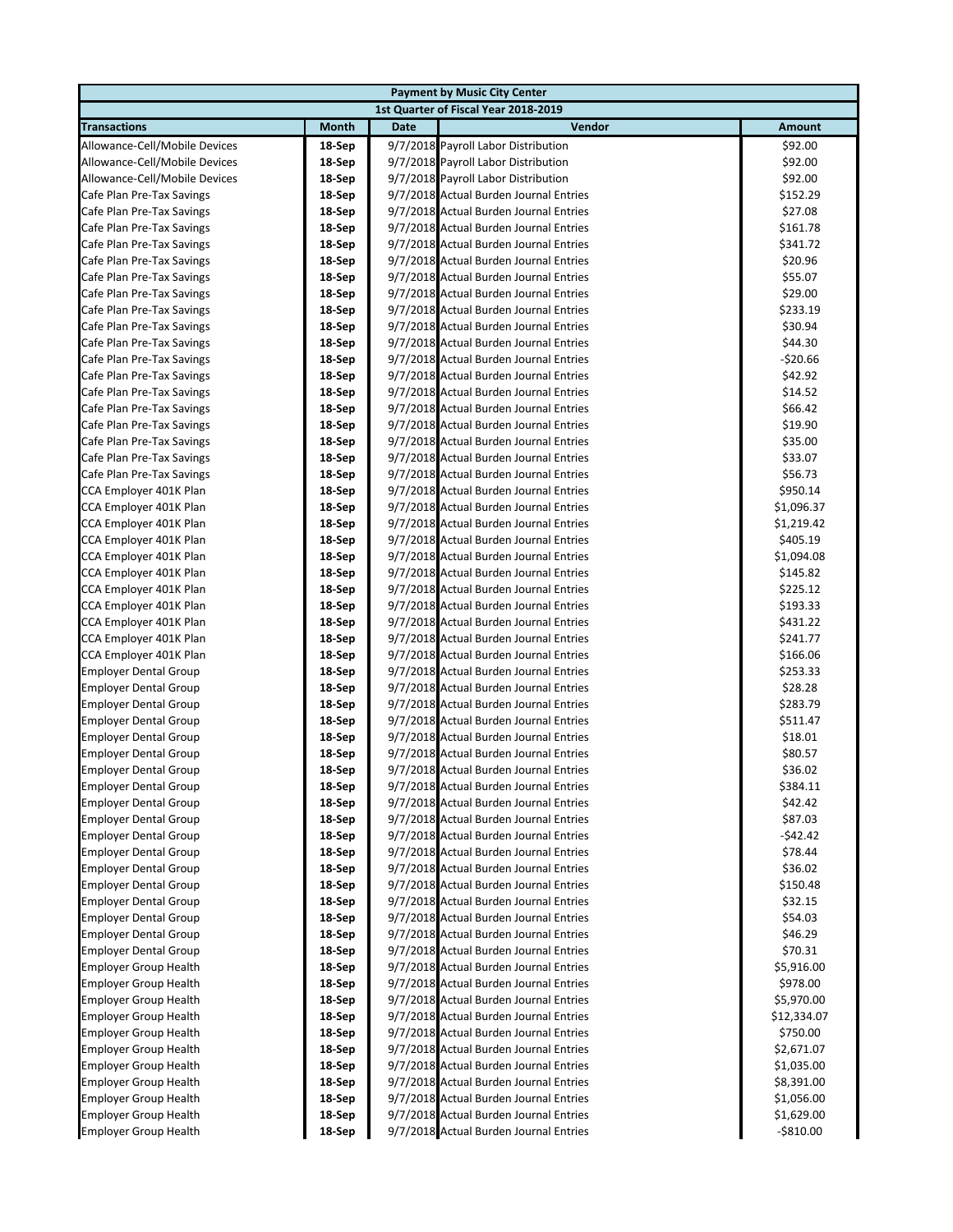| Payment by Music City Center | | | | |
|---|---|---|---|---|
| 1st Quarter of Fiscal Year 2018-2019 | | | | |
| **Transactions** | **Month** | **Date** | **Vendor** | **Amount** |
| Allowance-Cell/Mobile Devices | 18-Sep | 9/7/2018 | Payroll Labor Distribution | $92.00 |
| Allowance-Cell/Mobile Devices | 18-Sep | 9/7/2018 | Payroll Labor Distribution | $92.00 |
| Allowance-Cell/Mobile Devices | 18-Sep | 9/7/2018 | Payroll Labor Distribution | $92.00 |
| Cafe Plan Pre-Tax Savings | 18-Sep | 9/7/2018 | Actual Burden Journal Entries | $152.29 |
| Cafe Plan Pre-Tax Savings | 18-Sep | 9/7/2018 | Actual Burden Journal Entries | $27.08 |
| Cafe Plan Pre-Tax Savings | 18-Sep | 9/7/2018 | Actual Burden Journal Entries | $161.78 |
| Cafe Plan Pre-Tax Savings | 18-Sep | 9/7/2018 | Actual Burden Journal Entries | $341.72 |
| Cafe Plan Pre-Tax Savings | 18-Sep | 9/7/2018 | Actual Burden Journal Entries | $20.96 |
| Cafe Plan Pre-Tax Savings | 18-Sep | 9/7/2018 | Actual Burden Journal Entries | $55.07 |
| Cafe Plan Pre-Tax Savings | 18-Sep | 9/7/2018 | Actual Burden Journal Entries | $29.00 |
| Cafe Plan Pre-Tax Savings | 18-Sep | 9/7/2018 | Actual Burden Journal Entries | $233.19 |
| Cafe Plan Pre-Tax Savings | 18-Sep | 9/7/2018 | Actual Burden Journal Entries | $30.94 |
| Cafe Plan Pre-Tax Savings | 18-Sep | 9/7/2018 | Actual Burden Journal Entries | $44.30 |
| Cafe Plan Pre-Tax Savings | 18-Sep | 9/7/2018 | Actual Burden Journal Entries | -$20.66 |
| Cafe Plan Pre-Tax Savings | 18-Sep | 9/7/2018 | Actual Burden Journal Entries | $42.92 |
| Cafe Plan Pre-Tax Savings | 18-Sep | 9/7/2018 | Actual Burden Journal Entries | $14.52 |
| Cafe Plan Pre-Tax Savings | 18-Sep | 9/7/2018 | Actual Burden Journal Entries | $66.42 |
| Cafe Plan Pre-Tax Savings | 18-Sep | 9/7/2018 | Actual Burden Journal Entries | $19.90 |
| Cafe Plan Pre-Tax Savings | 18-Sep | 9/7/2018 | Actual Burden Journal Entries | $35.00 |
| Cafe Plan Pre-Tax Savings | 18-Sep | 9/7/2018 | Actual Burden Journal Entries | $33.07 |
| Cafe Plan Pre-Tax Savings | 18-Sep | 9/7/2018 | Actual Burden Journal Entries | $56.73 |
| CCA Employer 401K Plan | 18-Sep | 9/7/2018 | Actual Burden Journal Entries | $950.14 |
| CCA Employer 401K Plan | 18-Sep | 9/7/2018 | Actual Burden Journal Entries | $1,096.37 |
| CCA Employer 401K Plan | 18-Sep | 9/7/2018 | Actual Burden Journal Entries | $1,219.42 |
| CCA Employer 401K Plan | 18-Sep | 9/7/2018 | Actual Burden Journal Entries | $405.19 |
| CCA Employer 401K Plan | 18-Sep | 9/7/2018 | Actual Burden Journal Entries | $1,094.08 |
| CCA Employer 401K Plan | 18-Sep | 9/7/2018 | Actual Burden Journal Entries | $145.82 |
| CCA Employer 401K Plan | 18-Sep | 9/7/2018 | Actual Burden Journal Entries | $225.12 |
| CCA Employer 401K Plan | 18-Sep | 9/7/2018 | Actual Burden Journal Entries | $193.33 |
| CCA Employer 401K Plan | 18-Sep | 9/7/2018 | Actual Burden Journal Entries | $431.22 |
| CCA Employer 401K Plan | 18-Sep | 9/7/2018 | Actual Burden Journal Entries | $241.77 |
| CCA Employer 401K Plan | 18-Sep | 9/7/2018 | Actual Burden Journal Entries | $166.06 |
| Employer Dental Group | 18-Sep | 9/7/2018 | Actual Burden Journal Entries | $253.33 |
| Employer Dental Group | 18-Sep | 9/7/2018 | Actual Burden Journal Entries | $28.28 |
| Employer Dental Group | 18-Sep | 9/7/2018 | Actual Burden Journal Entries | $283.79 |
| Employer Dental Group | 18-Sep | 9/7/2018 | Actual Burden Journal Entries | $511.47 |
| Employer Dental Group | 18-Sep | 9/7/2018 | Actual Burden Journal Entries | $18.01 |
| Employer Dental Group | 18-Sep | 9/7/2018 | Actual Burden Journal Entries | $80.57 |
| Employer Dental Group | 18-Sep | 9/7/2018 | Actual Burden Journal Entries | $36.02 |
| Employer Dental Group | 18-Sep | 9/7/2018 | Actual Burden Journal Entries | $384.11 |
| Employer Dental Group | 18-Sep | 9/7/2018 | Actual Burden Journal Entries | $42.42 |
| Employer Dental Group | 18-Sep | 9/7/2018 | Actual Burden Journal Entries | $87.03 |
| Employer Dental Group | 18-Sep | 9/7/2018 | Actual Burden Journal Entries | -$42.42 |
| Employer Dental Group | 18-Sep | 9/7/2018 | Actual Burden Journal Entries | $78.44 |
| Employer Dental Group | 18-Sep | 9/7/2018 | Actual Burden Journal Entries | $36.02 |
| Employer Dental Group | 18-Sep | 9/7/2018 | Actual Burden Journal Entries | $150.48 |
| Employer Dental Group | 18-Sep | 9/7/2018 | Actual Burden Journal Entries | $32.15 |
| Employer Dental Group | 18-Sep | 9/7/2018 | Actual Burden Journal Entries | $54.03 |
| Employer Dental Group | 18-Sep | 9/7/2018 | Actual Burden Journal Entries | $46.29 |
| Employer Dental Group | 18-Sep | 9/7/2018 | Actual Burden Journal Entries | $70.31 |
| Employer Group Health | 18-Sep | 9/7/2018 | Actual Burden Journal Entries | $5,916.00 |
| Employer Group Health | 18-Sep | 9/7/2018 | Actual Burden Journal Entries | $978.00 |
| Employer Group Health | 18-Sep | 9/7/2018 | Actual Burden Journal Entries | $5,970.00 |
| Employer Group Health | 18-Sep | 9/7/2018 | Actual Burden Journal Entries | $12,334.07 |
| Employer Group Health | 18-Sep | 9/7/2018 | Actual Burden Journal Entries | $750.00 |
| Employer Group Health | 18-Sep | 9/7/2018 | Actual Burden Journal Entries | $2,671.07 |
| Employer Group Health | 18-Sep | 9/7/2018 | Actual Burden Journal Entries | $1,035.00 |
| Employer Group Health | 18-Sep | 9/7/2018 | Actual Burden Journal Entries | $8,391.00 |
| Employer Group Health | 18-Sep | 9/7/2018 | Actual Burden Journal Entries | $1,056.00 |
| Employer Group Health | 18-Sep | 9/7/2018 | Actual Burden Journal Entries | $1,629.00 |
| Employer Group Health | 18-Sep | 9/7/2018 | Actual Burden Journal Entries | -$810.00 |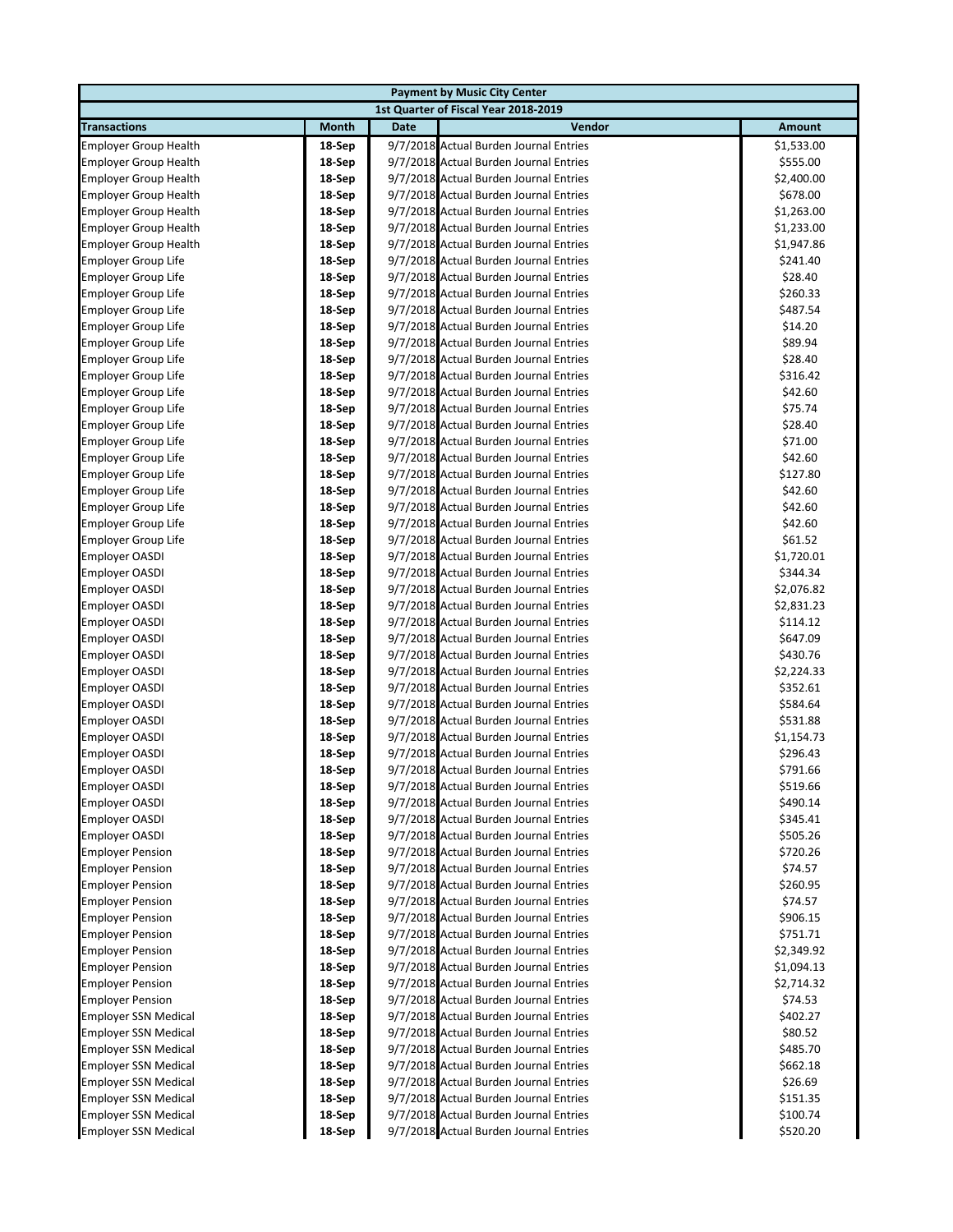| Payment by Music City Center | | | | |
|---|---|---|---|---|
| 1st Quarter of Fiscal Year 2018-2019 | | | | |
| **Transactions** | **Month** | **Date** | **Vendor** | **Amount** |
| Employer Group Health | 18-Sep | 9/7/2018 | Actual Burden Journal Entries | $1,533.00 |
| Employer Group Health | 18-Sep | 9/7/2018 | Actual Burden Journal Entries | $555.00 |
| Employer Group Health | 18-Sep | 9/7/2018 | Actual Burden Journal Entries | $2,400.00 |
| Employer Group Health | 18-Sep | 9/7/2018 | Actual Burden Journal Entries | $678.00 |
| Employer Group Health | 18-Sep | 9/7/2018 | Actual Burden Journal Entries | $1,263.00 |
| Employer Group Health | 18-Sep | 9/7/2018 | Actual Burden Journal Entries | $1,233.00 |
| Employer Group Health | 18-Sep | 9/7/2018 | Actual Burden Journal Entries | $1,947.86 |
| Employer Group Life | 18-Sep | 9/7/2018 | Actual Burden Journal Entries | $241.40 |
| Employer Group Life | 18-Sep | 9/7/2018 | Actual Burden Journal Entries | $28.40 |
| Employer Group Life | 18-Sep | 9/7/2018 | Actual Burden Journal Entries | $260.33 |
| Employer Group Life | 18-Sep | 9/7/2018 | Actual Burden Journal Entries | $487.54 |
| Employer Group Life | 18-Sep | 9/7/2018 | Actual Burden Journal Entries | $14.20 |
| Employer Group Life | 18-Sep | 9/7/2018 | Actual Burden Journal Entries | $89.94 |
| Employer Group Life | 18-Sep | 9/7/2018 | Actual Burden Journal Entries | $28.40 |
| Employer Group Life | 18-Sep | 9/7/2018 | Actual Burden Journal Entries | $316.42 |
| Employer Group Life | 18-Sep | 9/7/2018 | Actual Burden Journal Entries | $42.60 |
| Employer Group Life | 18-Sep | 9/7/2018 | Actual Burden Journal Entries | $75.74 |
| Employer Group Life | 18-Sep | 9/7/2018 | Actual Burden Journal Entries | $28.40 |
| Employer Group Life | 18-Sep | 9/7/2018 | Actual Burden Journal Entries | $71.00 |
| Employer Group Life | 18-Sep | 9/7/2018 | Actual Burden Journal Entries | $42.60 |
| Employer Group Life | 18-Sep | 9/7/2018 | Actual Burden Journal Entries | $127.80 |
| Employer Group Life | 18-Sep | 9/7/2018 | Actual Burden Journal Entries | $42.60 |
| Employer Group Life | 18-Sep | 9/7/2018 | Actual Burden Journal Entries | $42.60 |
| Employer Group Life | 18-Sep | 9/7/2018 | Actual Burden Journal Entries | $42.60 |
| Employer Group Life | 18-Sep | 9/7/2018 | Actual Burden Journal Entries | $61.52 |
| Employer OASDI | 18-Sep | 9/7/2018 | Actual Burden Journal Entries | $1,720.01 |
| Employer OASDI | 18-Sep | 9/7/2018 | Actual Burden Journal Entries | $344.34 |
| Employer OASDI | 18-Sep | 9/7/2018 | Actual Burden Journal Entries | $2,076.82 |
| Employer OASDI | 18-Sep | 9/7/2018 | Actual Burden Journal Entries | $2,831.23 |
| Employer OASDI | 18-Sep | 9/7/2018 | Actual Burden Journal Entries | $114.12 |
| Employer OASDI | 18-Sep | 9/7/2018 | Actual Burden Journal Entries | $647.09 |
| Employer OASDI | 18-Sep | 9/7/2018 | Actual Burden Journal Entries | $430.76 |
| Employer OASDI | 18-Sep | 9/7/2018 | Actual Burden Journal Entries | $2,224.33 |
| Employer OASDI | 18-Sep | 9/7/2018 | Actual Burden Journal Entries | $352.61 |
| Employer OASDI | 18-Sep | 9/7/2018 | Actual Burden Journal Entries | $584.64 |
| Employer OASDI | 18-Sep | 9/7/2018 | Actual Burden Journal Entries | $531.88 |
| Employer OASDI | 18-Sep | 9/7/2018 | Actual Burden Journal Entries | $1,154.73 |
| Employer OASDI | 18-Sep | 9/7/2018 | Actual Burden Journal Entries | $296.43 |
| Employer OASDI | 18-Sep | 9/7/2018 | Actual Burden Journal Entries | $791.66 |
| Employer OASDI | 18-Sep | 9/7/2018 | Actual Burden Journal Entries | $519.66 |
| Employer OASDI | 18-Sep | 9/7/2018 | Actual Burden Journal Entries | $490.14 |
| Employer OASDI | 18-Sep | 9/7/2018 | Actual Burden Journal Entries | $345.41 |
| Employer OASDI | 18-Sep | 9/7/2018 | Actual Burden Journal Entries | $505.26 |
| Employer Pension | 18-Sep | 9/7/2018 | Actual Burden Journal Entries | $720.26 |
| Employer Pension | 18-Sep | 9/7/2018 | Actual Burden Journal Entries | $74.57 |
| Employer Pension | 18-Sep | 9/7/2018 | Actual Burden Journal Entries | $260.95 |
| Employer Pension | 18-Sep | 9/7/2018 | Actual Burden Journal Entries | $74.57 |
| Employer Pension | 18-Sep | 9/7/2018 | Actual Burden Journal Entries | $906.15 |
| Employer Pension | 18-Sep | 9/7/2018 | Actual Burden Journal Entries | $751.71 |
| Employer Pension | 18-Sep | 9/7/2018 | Actual Burden Journal Entries | $2,349.92 |
| Employer Pension | 18-Sep | 9/7/2018 | Actual Burden Journal Entries | $1,094.13 |
| Employer Pension | 18-Sep | 9/7/2018 | Actual Burden Journal Entries | $2,714.32 |
| Employer Pension | 18-Sep | 9/7/2018 | Actual Burden Journal Entries | $74.53 |
| Employer SSN Medical | 18-Sep | 9/7/2018 | Actual Burden Journal Entries | $402.27 |
| Employer SSN Medical | 18-Sep | 9/7/2018 | Actual Burden Journal Entries | $80.52 |
| Employer SSN Medical | 18-Sep | 9/7/2018 | Actual Burden Journal Entries | $485.70 |
| Employer SSN Medical | 18-Sep | 9/7/2018 | Actual Burden Journal Entries | $662.18 |
| Employer SSN Medical | 18-Sep | 9/7/2018 | Actual Burden Journal Entries | $26.69 |
| Employer SSN Medical | 18-Sep | 9/7/2018 | Actual Burden Journal Entries | $151.35 |
| Employer SSN Medical | 18-Sep | 9/7/2018 | Actual Burden Journal Entries | $100.74 |
| Employer SSN Medical | 18-Sep | 9/7/2018 | Actual Burden Journal Entries | $520.20 |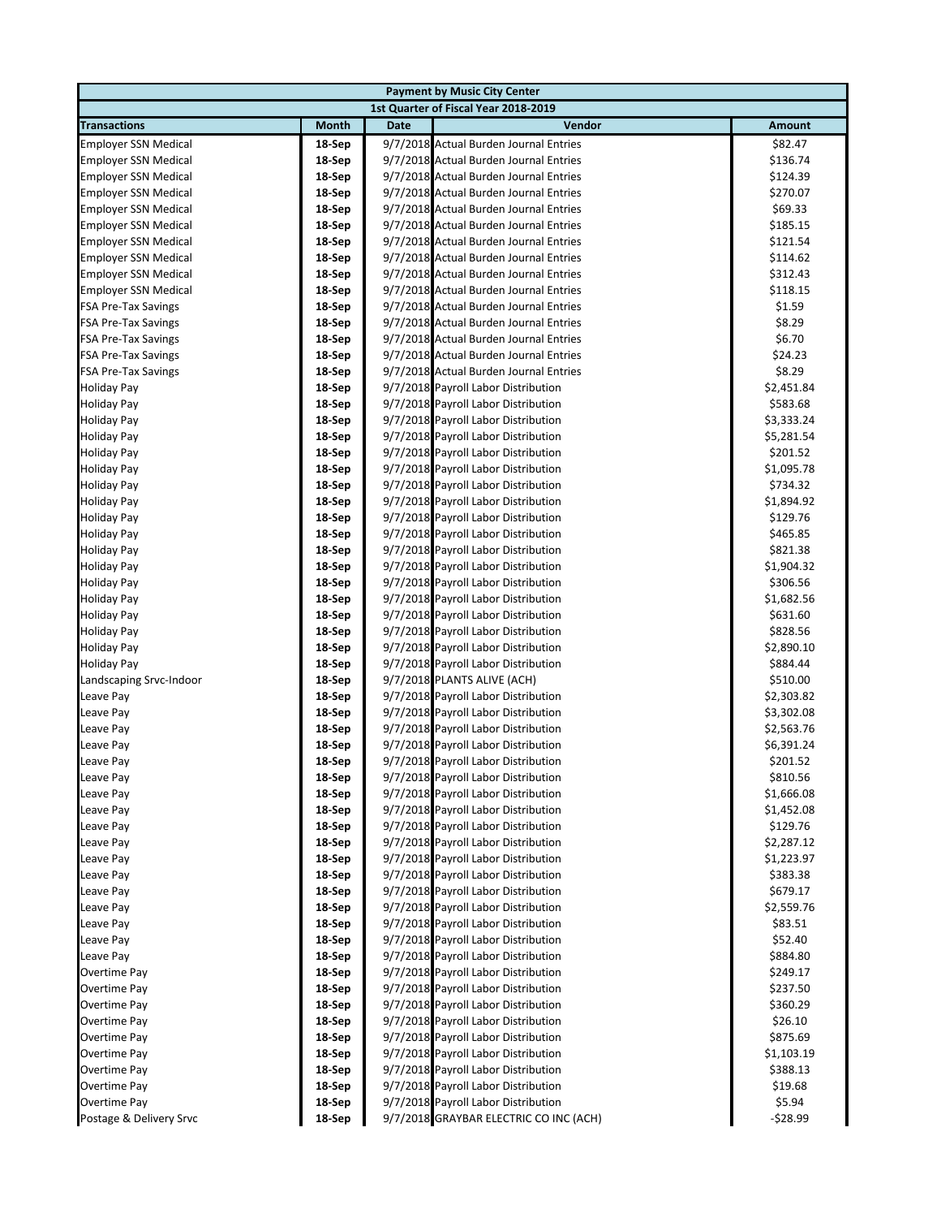| Payment by Music City Center | | | | |
|---|---|---|---|---|
| 1st Quarter of Fiscal Year 2018-2019 | | | | |
| **Transactions** | **Month** | **Date** | **Vendor** | **Amount** |
| Employer SSN Medical | 18-Sep | 9/7/2018 | Actual Burden Journal Entries | $82.47 |
| Employer SSN Medical | 18-Sep | 9/7/2018 | Actual Burden Journal Entries | $136.74 |
| Employer SSN Medical | 18-Sep | 9/7/2018 | Actual Burden Journal Entries | $124.39 |
| Employer SSN Medical | 18-Sep | 9/7/2018 | Actual Burden Journal Entries | $270.07 |
| Employer SSN Medical | 18-Sep | 9/7/2018 | Actual Burden Journal Entries | $69.33 |
| Employer SSN Medical | 18-Sep | 9/7/2018 | Actual Burden Journal Entries | $185.15 |
| Employer SSN Medical | 18-Sep | 9/7/2018 | Actual Burden Journal Entries | $121.54 |
| Employer SSN Medical | 18-Sep | 9/7/2018 | Actual Burden Journal Entries | $114.62 |
| Employer SSN Medical | 18-Sep | 9/7/2018 | Actual Burden Journal Entries | $312.43 |
| Employer SSN Medical | 18-Sep | 9/7/2018 | Actual Burden Journal Entries | $118.15 |
| FSA Pre-Tax Savings | 18-Sep | 9/7/2018 | Actual Burden Journal Entries | $1.59 |
| FSA Pre-Tax Savings | 18-Sep | 9/7/2018 | Actual Burden Journal Entries | $8.29 |
| FSA Pre-Tax Savings | 18-Sep | 9/7/2018 | Actual Burden Journal Entries | $6.70 |
| FSA Pre-Tax Savings | 18-Sep | 9/7/2018 | Actual Burden Journal Entries | $24.23 |
| FSA Pre-Tax Savings | 18-Sep | 9/7/2018 | Actual Burden Journal Entries | $8.29 |
| Holiday Pay | 18-Sep | 9/7/2018 | Payroll Labor Distribution | $2,451.84 |
| Holiday Pay | 18-Sep | 9/7/2018 | Payroll Labor Distribution | $583.68 |
| Holiday Pay | 18-Sep | 9/7/2018 | Payroll Labor Distribution | $3,333.24 |
| Holiday Pay | 18-Sep | 9/7/2018 | Payroll Labor Distribution | $5,281.54 |
| Holiday Pay | 18-Sep | 9/7/2018 | Payroll Labor Distribution | $201.52 |
| Holiday Pay | 18-Sep | 9/7/2018 | Payroll Labor Distribution | $1,095.78 |
| Holiday Pay | 18-Sep | 9/7/2018 | Payroll Labor Distribution | $734.32 |
| Holiday Pay | 18-Sep | 9/7/2018 | Payroll Labor Distribution | $1,894.92 |
| Holiday Pay | 18-Sep | 9/7/2018 | Payroll Labor Distribution | $129.76 |
| Holiday Pay | 18-Sep | 9/7/2018 | Payroll Labor Distribution | $465.85 |
| Holiday Pay | 18-Sep | 9/7/2018 | Payroll Labor Distribution | $821.38 |
| Holiday Pay | 18-Sep | 9/7/2018 | Payroll Labor Distribution | $1,904.32 |
| Holiday Pay | 18-Sep | 9/7/2018 | Payroll Labor Distribution | $306.56 |
| Holiday Pay | 18-Sep | 9/7/2018 | Payroll Labor Distribution | $1,682.56 |
| Holiday Pay | 18-Sep | 9/7/2018 | Payroll Labor Distribution | $631.60 |
| Holiday Pay | 18-Sep | 9/7/2018 | Payroll Labor Distribution | $828.56 |
| Holiday Pay | 18-Sep | 9/7/2018 | Payroll Labor Distribution | $2,890.10 |
| Holiday Pay | 18-Sep | 9/7/2018 | Payroll Labor Distribution | $884.44 |
| Landscaping Srvc-Indoor | 18-Sep | 9/7/2018 | PLANTS ALIVE (ACH) | $510.00 |
| Leave Pay | 18-Sep | 9/7/2018 | Payroll Labor Distribution | $2,303.82 |
| Leave Pay | 18-Sep | 9/7/2018 | Payroll Labor Distribution | $3,302.08 |
| Leave Pay | 18-Sep | 9/7/2018 | Payroll Labor Distribution | $2,563.76 |
| Leave Pay | 18-Sep | 9/7/2018 | Payroll Labor Distribution | $6,391.24 |
| Leave Pay | 18-Sep | 9/7/2018 | Payroll Labor Distribution | $201.52 |
| Leave Pay | 18-Sep | 9/7/2018 | Payroll Labor Distribution | $810.56 |
| Leave Pay | 18-Sep | 9/7/2018 | Payroll Labor Distribution | $1,666.08 |
| Leave Pay | 18-Sep | 9/7/2018 | Payroll Labor Distribution | $1,452.08 |
| Leave Pay | 18-Sep | 9/7/2018 | Payroll Labor Distribution | $129.76 |
| Leave Pay | 18-Sep | 9/7/2018 | Payroll Labor Distribution | $2,287.12 |
| Leave Pay | 18-Sep | 9/7/2018 | Payroll Labor Distribution | $1,223.97 |
| Leave Pay | 18-Sep | 9/7/2018 | Payroll Labor Distribution | $383.38 |
| Leave Pay | 18-Sep | 9/7/2018 | Payroll Labor Distribution | $679.17 |
| Leave Pay | 18-Sep | 9/7/2018 | Payroll Labor Distribution | $2,559.76 |
| Leave Pay | 18-Sep | 9/7/2018 | Payroll Labor Distribution | $83.51 |
| Leave Pay | 18-Sep | 9/7/2018 | Payroll Labor Distribution | $52.40 |
| Leave Pay | 18-Sep | 9/7/2018 | Payroll Labor Distribution | $884.80 |
| Overtime Pay | 18-Sep | 9/7/2018 | Payroll Labor Distribution | $249.17 |
| Overtime Pay | 18-Sep | 9/7/2018 | Payroll Labor Distribution | $237.50 |
| Overtime Pay | 18-Sep | 9/7/2018 | Payroll Labor Distribution | $360.29 |
| Overtime Pay | 18-Sep | 9/7/2018 | Payroll Labor Distribution | $26.10 |
| Overtime Pay | 18-Sep | 9/7/2018 | Payroll Labor Distribution | $875.69 |
| Overtime Pay | 18-Sep | 9/7/2018 | Payroll Labor Distribution | $1,103.19 |
| Overtime Pay | 18-Sep | 9/7/2018 | Payroll Labor Distribution | $388.13 |
| Overtime Pay | 18-Sep | 9/7/2018 | Payroll Labor Distribution | $19.68 |
| Overtime Pay | 18-Sep | 9/7/2018 | Payroll Labor Distribution | $5.94 |
| Postage & Delivery Srvc | 18-Sep | 9/7/2018 | GRAYBAR ELECTRIC CO INC (ACH) | -$28.99 |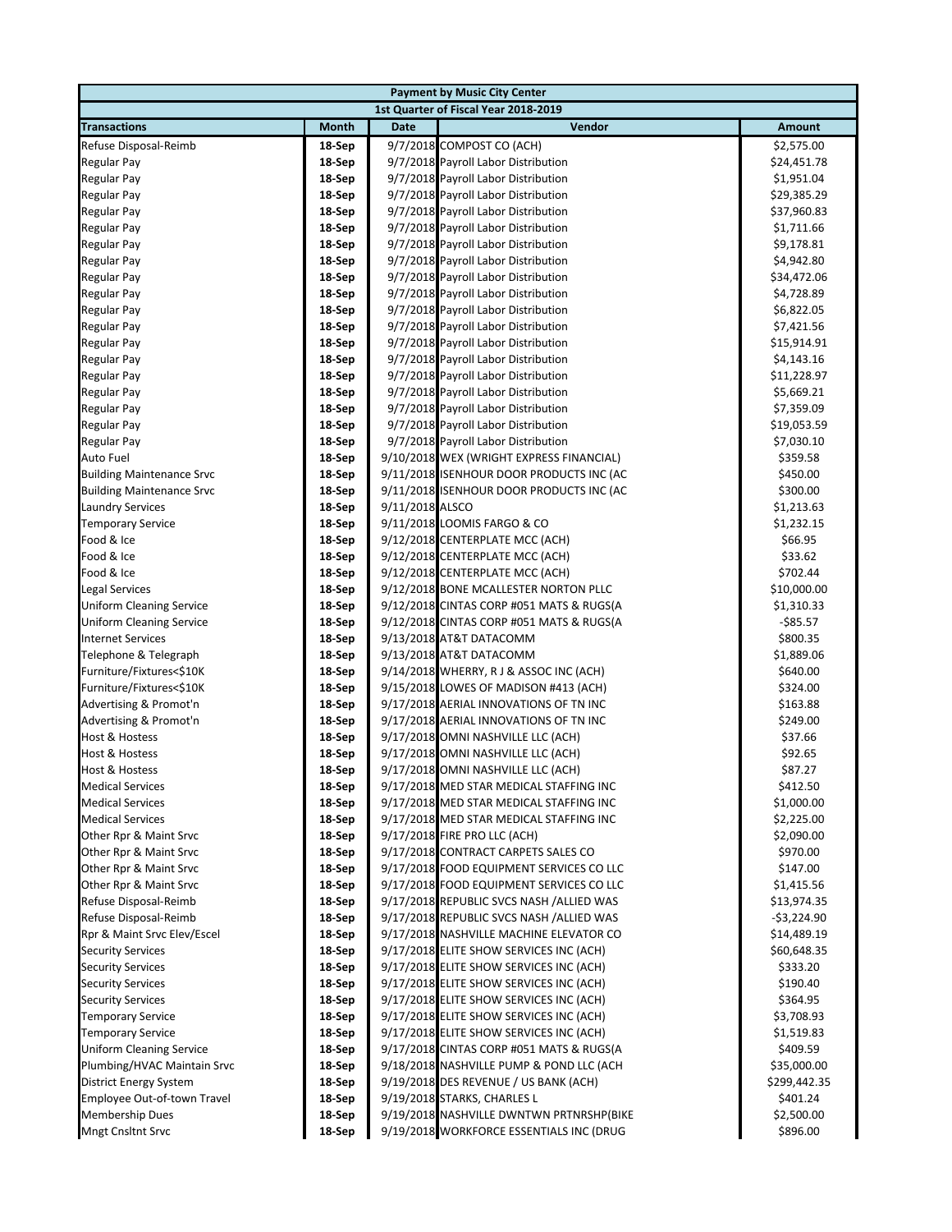| Payment by Music City Center | | | | |
|---|---|---|---|---|
| 1st Quarter of Fiscal Year 2018-2019 | | | | |
| **Transactions** | **Month** | **Date** | **Vendor** | **Amount** |
| Refuse Disposal-Reimb | 18-Sep | 9/7/2018 | COMPOST CO (ACH) | $2,575.00 |
| Regular Pay | 18-Sep | 9/7/2018 | Payroll Labor Distribution | $24,451.78 |
| Regular Pay | 18-Sep | 9/7/2018 | Payroll Labor Distribution | $1,951.04 |
| Regular Pay | 18-Sep | 9/7/2018 | Payroll Labor Distribution | $29,385.29 |
| Regular Pay | 18-Sep | 9/7/2018 | Payroll Labor Distribution | $37,960.83 |
| Regular Pay | 18-Sep | 9/7/2018 | Payroll Labor Distribution | $1,711.66 |
| Regular Pay | 18-Sep | 9/7/2018 | Payroll Labor Distribution | $9,178.81 |
| Regular Pay | 18-Sep | 9/7/2018 | Payroll Labor Distribution | $4,942.80 |
| Regular Pay | 18-Sep | 9/7/2018 | Payroll Labor Distribution | $34,472.06 |
| Regular Pay | 18-Sep | 9/7/2018 | Payroll Labor Distribution | $4,728.89 |
| Regular Pay | 18-Sep | 9/7/2018 | Payroll Labor Distribution | $6,822.05 |
| Regular Pay | 18-Sep | 9/7/2018 | Payroll Labor Distribution | $7,421.56 |
| Regular Pay | 18-Sep | 9/7/2018 | Payroll Labor Distribution | $15,914.91 |
| Regular Pay | 18-Sep | 9/7/2018 | Payroll Labor Distribution | $4,143.16 |
| Regular Pay | 18-Sep | 9/7/2018 | Payroll Labor Distribution | $11,228.97 |
| Regular Pay | 18-Sep | 9/7/2018 | Payroll Labor Distribution | $5,669.21 |
| Regular Pay | 18-Sep | 9/7/2018 | Payroll Labor Distribution | $7,359.09 |
| Regular Pay | 18-Sep | 9/7/2018 | Payroll Labor Distribution | $19,053.59 |
| Regular Pay | 18-Sep | 9/7/2018 | Payroll Labor Distribution | $7,030.10 |
| Auto Fuel | 18-Sep | 9/10/2018 | WEX (WRIGHT EXPRESS FINANCIAL) | $359.58 |
| Building Maintenance Srvc | 18-Sep | 9/11/2018 | ISENHOUR DOOR PRODUCTS INC (AC | $450.00 |
| Building Maintenance Srvc | 18-Sep | 9/11/2018 | ISENHOUR DOOR PRODUCTS INC (AC | $300.00 |
| Laundry Services | 18-Sep | 9/11/2018 | ALSCO | $1,213.63 |
| Temporary Service | 18-Sep | 9/11/2018 | LOOMIS FARGO & CO | $1,232.15 |
| Food & Ice | 18-Sep | 9/12/2018 | CENTERPLATE MCC (ACH) | $66.95 |
| Food & Ice | 18-Sep | 9/12/2018 | CENTERPLATE MCC (ACH) | $33.62 |
| Food & Ice | 18-Sep | 9/12/2018 | CENTERPLATE MCC (ACH) | $702.44 |
| Legal Services | 18-Sep | 9/12/2018 | BONE MCALLESTER NORTON PLLC | $10,000.00 |
| Uniform Cleaning Service | 18-Sep | 9/12/2018 | CINTAS CORP #051 MATS & RUGS(A | $1,310.33 |
| Uniform Cleaning Service | 18-Sep | 9/12/2018 | CINTAS CORP #051 MATS & RUGS(A | -$85.57 |
| Internet Services | 18-Sep | 9/13/2018 | AT&T DATACOMM | $800.35 |
| Telephone & Telegraph | 18-Sep | 9/13/2018 | AT&T DATACOMM | $1,889.06 |
| Furniture/Fixtures<$10K | 18-Sep | 9/14/2018 | WHERRY, R J & ASSOC INC (ACH) | $640.00 |
| Furniture/Fixtures<$10K | 18-Sep | 9/15/2018 | LOWES OF MADISON #413 (ACH) | $324.00 |
| Advertising & Promot'n | 18-Sep | 9/17/2018 | AERIAL INNOVATIONS OF TN INC | $163.88 |
| Advertising & Promot'n | 18-Sep | 9/17/2018 | AERIAL INNOVATIONS OF TN INC | $249.00 |
| Host & Hostess | 18-Sep | 9/17/2018 | OMNI NASHVILLE LLC (ACH) | $37.66 |
| Host & Hostess | 18-Sep | 9/17/2018 | OMNI NASHVILLE LLC (ACH) | $92.65 |
| Host & Hostess | 18-Sep | 9/17/2018 | OMNI NASHVILLE LLC (ACH) | $87.27 |
| Medical Services | 18-Sep | 9/17/2018 | MED STAR MEDICAL STAFFING INC | $412.50 |
| Medical Services | 18-Sep | 9/17/2018 | MED STAR MEDICAL STAFFING INC | $1,000.00 |
| Medical Services | 18-Sep | 9/17/2018 | MED STAR MEDICAL STAFFING INC | $2,225.00 |
| Other Rpr & Maint Srvc | 18-Sep | 9/17/2018 | FIRE PRO LLC (ACH) | $2,090.00 |
| Other Rpr & Maint Srvc | 18-Sep | 9/17/2018 | CONTRACT CARPETS SALES CO | $970.00 |
| Other Rpr & Maint Srvc | 18-Sep | 9/17/2018 | FOOD EQUIPMENT SERVICES CO LLC | $147.00 |
| Other Rpr & Maint Srvc | 18-Sep | 9/17/2018 | FOOD EQUIPMENT SERVICES CO LLC | $1,415.56 |
| Refuse Disposal-Reimb | 18-Sep | 9/17/2018 | REPUBLIC SVCS NASH /ALLIED WAS | $13,974.35 |
| Refuse Disposal-Reimb | 18-Sep | 9/17/2018 | REPUBLIC SVCS NASH /ALLIED WAS | -$3,224.90 |
| Rpr & Maint Srvc Elev/Escel | 18-Sep | 9/17/2018 | NASHVILLE MACHINE ELEVATOR CO | $14,489.19 |
| Security Services | 18-Sep | 9/17/2018 | ELITE SHOW SERVICES INC (ACH) | $60,648.35 |
| Security Services | 18-Sep | 9/17/2018 | ELITE SHOW SERVICES INC (ACH) | $333.20 |
| Security Services | 18-Sep | 9/17/2018 | ELITE SHOW SERVICES INC (ACH) | $190.40 |
| Security Services | 18-Sep | 9/17/2018 | ELITE SHOW SERVICES INC (ACH) | $364.95 |
| Temporary Service | 18-Sep | 9/17/2018 | ELITE SHOW SERVICES INC (ACH) | $3,708.93 |
| Temporary Service | 18-Sep | 9/17/2018 | ELITE SHOW SERVICES INC (ACH) | $1,519.83 |
| Uniform Cleaning Service | 18-Sep | 9/17/2018 | CINTAS CORP #051 MATS & RUGS(A | $409.59 |
| Plumbing/HVAC Maintain Srvc | 18-Sep | 9/18/2018 | NASHVILLE PUMP & POND LLC (ACH | $35,000.00 |
| District Energy System | 18-Sep | 9/19/2018 | DES REVENUE / US BANK (ACH) | $299,442.35 |
| Employee Out-of-town Travel | 18-Sep | 9/19/2018 | STARKS, CHARLES L | $401.24 |
| Membership Dues | 18-Sep | 9/19/2018 | NASHVILLE DWNTWN PRTNRSHP(BIKE | $2,500.00 |
| Mngt Cnsltnt Srvc | 18-Sep | 9/19/2018 | WORKFORCE ESSENTIALS INC (DRUG | $896.00 |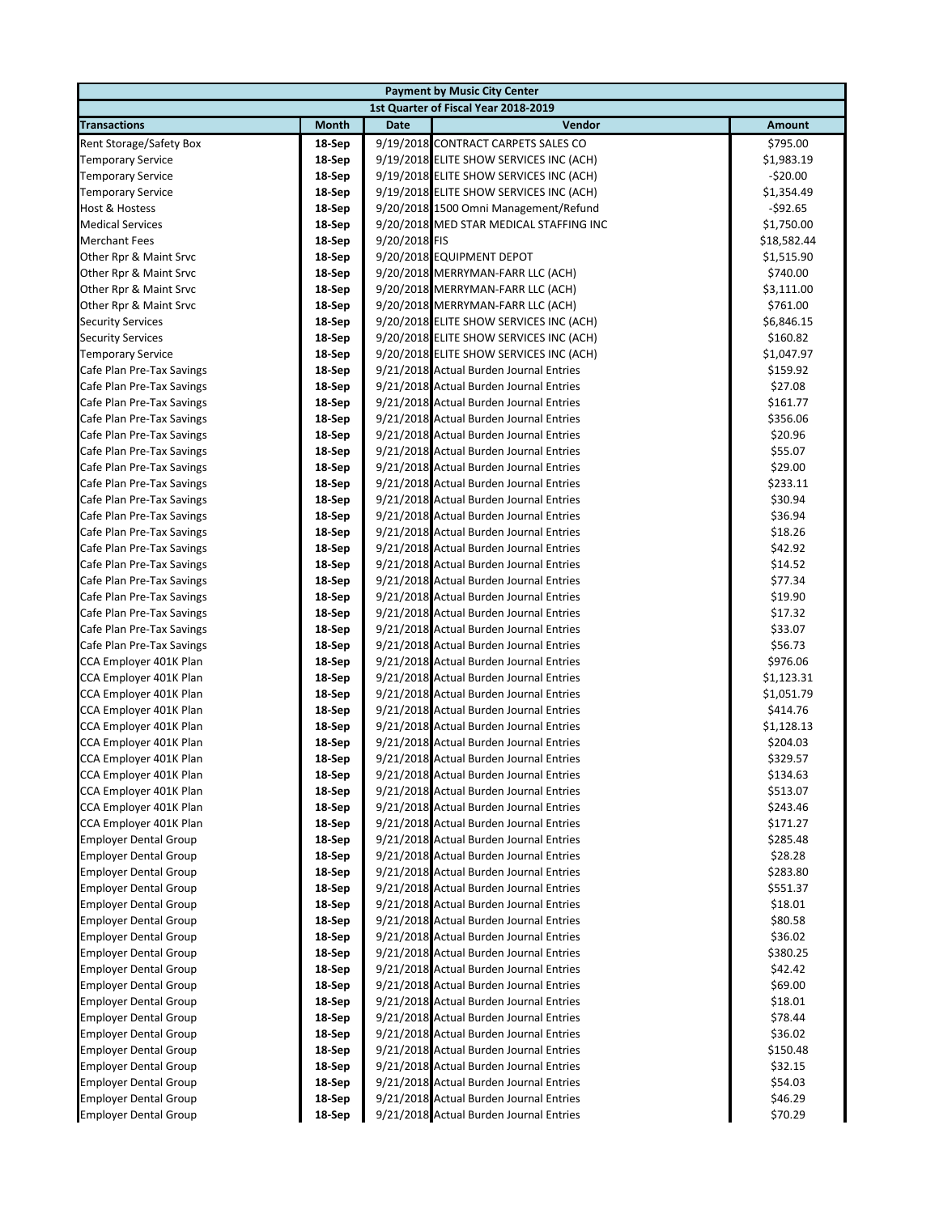| Payment by Music City Center | | | | |
|---|---|---|---|---|
| 1st Quarter of Fiscal Year 2018-2019 | | | | |
| **Transactions** | **Month** | **Date** | **Vendor** | **Amount** |
| Rent Storage/Safety Box | 18-Sep | 9/19/2018 | CONTRACT CARPETS SALES CO | $795.00 |
| Temporary Service | 18-Sep | 9/19/2018 | ELITE SHOW SERVICES INC (ACH) | $1,983.19 |
| Temporary Service | 18-Sep | 9/19/2018 | ELITE SHOW SERVICES INC (ACH) | -$20.00 |
| Temporary Service | 18-Sep | 9/19/2018 | ELITE SHOW SERVICES INC (ACH) | $1,354.49 |
| Host & Hostess | 18-Sep | 9/20/2018 | 1500 Omni Management/Refund | -$92.65 |
| Medical Services | 18-Sep | 9/20/2018 | MED STAR MEDICAL STAFFING INC | $1,750.00 |
| Merchant Fees | 18-Sep | 9/20/2018 | FIS | $18,582.44 |
| Other Rpr & Maint Srvc | 18-Sep | 9/20/2018 | EQUIPMENT DEPOT | $1,515.90 |
| Other Rpr & Maint Srvc | 18-Sep | 9/20/2018 | MERRYMAN-FARR LLC (ACH) | $740.00 |
| Other Rpr & Maint Srvc | 18-Sep | 9/20/2018 | MERRYMAN-FARR LLC (ACH) | $3,111.00 |
| Other Rpr & Maint Srvc | 18-Sep | 9/20/2018 | MERRYMAN-FARR LLC (ACH) | $761.00 |
| Security Services | 18-Sep | 9/20/2018 | ELITE SHOW SERVICES INC (ACH) | $6,846.15 |
| Security Services | 18-Sep | 9/20/2018 | ELITE SHOW SERVICES INC (ACH) | $160.82 |
| Temporary Service | 18-Sep | 9/20/2018 | ELITE SHOW SERVICES INC (ACH) | $1,047.97 |
| Cafe Plan Pre-Tax Savings | 18-Sep | 9/21/2018 | Actual Burden Journal Entries | $159.92 |
| Cafe Plan Pre-Tax Savings | 18-Sep | 9/21/2018 | Actual Burden Journal Entries | $27.08 |
| Cafe Plan Pre-Tax Savings | 18-Sep | 9/21/2018 | Actual Burden Journal Entries | $161.77 |
| Cafe Plan Pre-Tax Savings | 18-Sep | 9/21/2018 | Actual Burden Journal Entries | $356.06 |
| Cafe Plan Pre-Tax Savings | 18-Sep | 9/21/2018 | Actual Burden Journal Entries | $20.96 |
| Cafe Plan Pre-Tax Savings | 18-Sep | 9/21/2018 | Actual Burden Journal Entries | $55.07 |
| Cafe Plan Pre-Tax Savings | 18-Sep | 9/21/2018 | Actual Burden Journal Entries | $29.00 |
| Cafe Plan Pre-Tax Savings | 18-Sep | 9/21/2018 | Actual Burden Journal Entries | $233.11 |
| Cafe Plan Pre-Tax Savings | 18-Sep | 9/21/2018 | Actual Burden Journal Entries | $30.94 |
| Cafe Plan Pre-Tax Savings | 18-Sep | 9/21/2018 | Actual Burden Journal Entries | $36.94 |
| Cafe Plan Pre-Tax Savings | 18-Sep | 9/21/2018 | Actual Burden Journal Entries | $18.26 |
| Cafe Plan Pre-Tax Savings | 18-Sep | 9/21/2018 | Actual Burden Journal Entries | $42.92 |
| Cafe Plan Pre-Tax Savings | 18-Sep | 9/21/2018 | Actual Burden Journal Entries | $14.52 |
| Cafe Plan Pre-Tax Savings | 18-Sep | 9/21/2018 | Actual Burden Journal Entries | $77.34 |
| Cafe Plan Pre-Tax Savings | 18-Sep | 9/21/2018 | Actual Burden Journal Entries | $19.90 |
| Cafe Plan Pre-Tax Savings | 18-Sep | 9/21/2018 | Actual Burden Journal Entries | $17.32 |
| Cafe Plan Pre-Tax Savings | 18-Sep | 9/21/2018 | Actual Burden Journal Entries | $33.07 |
| Cafe Plan Pre-Tax Savings | 18-Sep | 9/21/2018 | Actual Burden Journal Entries | $56.73 |
| CCA Employer 401K Plan | 18-Sep | 9/21/2018 | Actual Burden Journal Entries | $976.06 |
| CCA Employer 401K Plan | 18-Sep | 9/21/2018 | Actual Burden Journal Entries | $1,123.31 |
| CCA Employer 401K Plan | 18-Sep | 9/21/2018 | Actual Burden Journal Entries | $1,051.79 |
| CCA Employer 401K Plan | 18-Sep | 9/21/2018 | Actual Burden Journal Entries | $414.76 |
| CCA Employer 401K Plan | 18-Sep | 9/21/2018 | Actual Burden Journal Entries | $1,128.13 |
| CCA Employer 401K Plan | 18-Sep | 9/21/2018 | Actual Burden Journal Entries | $204.03 |
| CCA Employer 401K Plan | 18-Sep | 9/21/2018 | Actual Burden Journal Entries | $329.57 |
| CCA Employer 401K Plan | 18-Sep | 9/21/2018 | Actual Burden Journal Entries | $134.63 |
| CCA Employer 401K Plan | 18-Sep | 9/21/2018 | Actual Burden Journal Entries | $513.07 |
| CCA Employer 401K Plan | 18-Sep | 9/21/2018 | Actual Burden Journal Entries | $243.46 |
| CCA Employer 401K Plan | 18-Sep | 9/21/2018 | Actual Burden Journal Entries | $171.27 |
| Employer Dental Group | 18-Sep | 9/21/2018 | Actual Burden Journal Entries | $285.48 |
| Employer Dental Group | 18-Sep | 9/21/2018 | Actual Burden Journal Entries | $28.28 |
| Employer Dental Group | 18-Sep | 9/21/2018 | Actual Burden Journal Entries | $283.80 |
| Employer Dental Group | 18-Sep | 9/21/2018 | Actual Burden Journal Entries | $551.37 |
| Employer Dental Group | 18-Sep | 9/21/2018 | Actual Burden Journal Entries | $18.01 |
| Employer Dental Group | 18-Sep | 9/21/2018 | Actual Burden Journal Entries | $80.58 |
| Employer Dental Group | 18-Sep | 9/21/2018 | Actual Burden Journal Entries | $36.02 |
| Employer Dental Group | 18-Sep | 9/21/2018 | Actual Burden Journal Entries | $380.25 |
| Employer Dental Group | 18-Sep | 9/21/2018 | Actual Burden Journal Entries | $42.42 |
| Employer Dental Group | 18-Sep | 9/21/2018 | Actual Burden Journal Entries | $69.00 |
| Employer Dental Group | 18-Sep | 9/21/2018 | Actual Burden Journal Entries | $18.01 |
| Employer Dental Group | 18-Sep | 9/21/2018 | Actual Burden Journal Entries | $78.44 |
| Employer Dental Group | 18-Sep | 9/21/2018 | Actual Burden Journal Entries | $36.02 |
| Employer Dental Group | 18-Sep | 9/21/2018 | Actual Burden Journal Entries | $150.48 |
| Employer Dental Group | 18-Sep | 9/21/2018 | Actual Burden Journal Entries | $32.15 |
| Employer Dental Group | 18-Sep | 9/21/2018 | Actual Burden Journal Entries | $54.03 |
| Employer Dental Group | 18-Sep | 9/21/2018 | Actual Burden Journal Entries | $46.29 |
| Employer Dental Group | 18-Sep | 9/21/2018 | Actual Burden Journal Entries | $70.29 |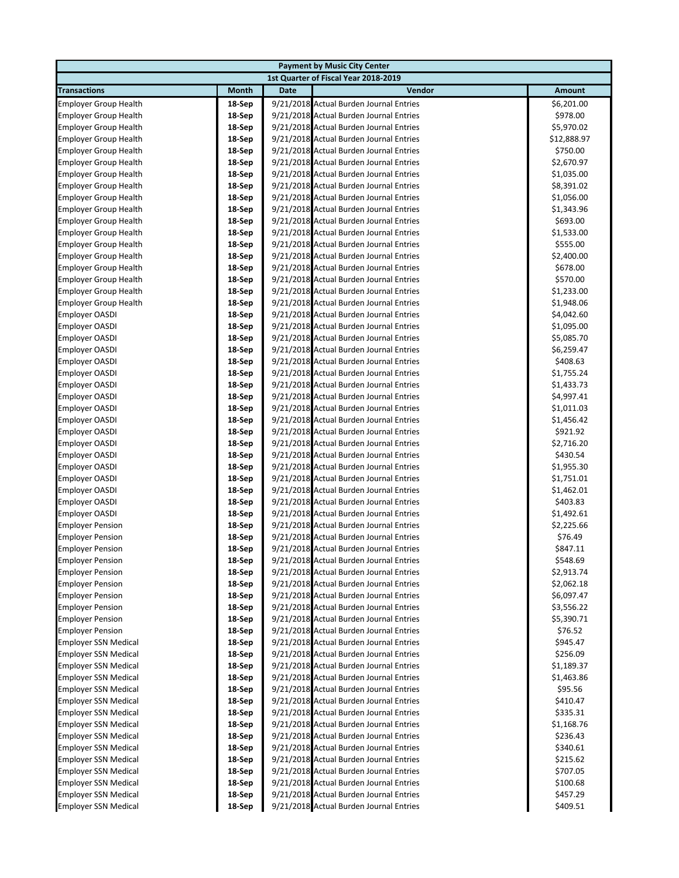| Payment by Music City Center | | | | |
|---|---|---|---|---|
| 1st Quarter of Fiscal Year 2018-2019 | | | | |
| **Transactions** | **Month** | **Date** | **Vendor** | **Amount** |
| Employer Group Health | **18-Sep** | 9/21/2018 | Actual Burden Journal Entries | $6,201.00 |
| Employer Group Health | **18-Sep** | 9/21/2018 | Actual Burden Journal Entries | $978.00 |
| Employer Group Health | **18-Sep** | 9/21/2018 | Actual Burden Journal Entries | $5,970.02 |
| Employer Group Health | **18-Sep** | 9/21/2018 | Actual Burden Journal Entries | $12,888.97 |
| Employer Group Health | **18-Sep** | 9/21/2018 | Actual Burden Journal Entries | $750.00 |
| Employer Group Health | **18-Sep** | 9/21/2018 | Actual Burden Journal Entries | $2,670.97 |
| Employer Group Health | **18-Sep** | 9/21/2018 | Actual Burden Journal Entries | $1,035.00 |
| Employer Group Health | **18-Sep** | 9/21/2018 | Actual Burden Journal Entries | $8,391.02 |
| Employer Group Health | **18-Sep** | 9/21/2018 | Actual Burden Journal Entries | $1,056.00 |
| Employer Group Health | **18-Sep** | 9/21/2018 | Actual Burden Journal Entries | $1,343.96 |
| Employer Group Health | **18-Sep** | 9/21/2018 | Actual Burden Journal Entries | $693.00 |
| Employer Group Health | **18-Sep** | 9/21/2018 | Actual Burden Journal Entries | $1,533.00 |
| Employer Group Health | **18-Sep** | 9/21/2018 | Actual Burden Journal Entries | $555.00 |
| Employer Group Health | **18-Sep** | 9/21/2018 | Actual Burden Journal Entries | $2,400.00 |
| Employer Group Health | **18-Sep** | 9/21/2018 | Actual Burden Journal Entries | $678.00 |
| Employer Group Health | **18-Sep** | 9/21/2018 | Actual Burden Journal Entries | $570.00 |
| Employer Group Health | **18-Sep** | 9/21/2018 | Actual Burden Journal Entries | $1,233.00 |
| Employer Group Health | **18-Sep** | 9/21/2018 | Actual Burden Journal Entries | $1,948.06 |
| Employer OASDI | **18-Sep** | 9/21/2018 | Actual Burden Journal Entries | $4,042.60 |
| Employer OASDI | **18-Sep** | 9/21/2018 | Actual Burden Journal Entries | $1,095.00 |
| Employer OASDI | **18-Sep** | 9/21/2018 | Actual Burden Journal Entries | $5,085.70 |
| Employer OASDI | **18-Sep** | 9/21/2018 | Actual Burden Journal Entries | $6,259.47 |
| Employer OASDI | **18-Sep** | 9/21/2018 | Actual Burden Journal Entries | $408.63 |
| Employer OASDI | **18-Sep** | 9/21/2018 | Actual Burden Journal Entries | $1,755.24 |
| Employer OASDI | **18-Sep** | 9/21/2018 | Actual Burden Journal Entries | $1,433.73 |
| Employer OASDI | **18-Sep** | 9/21/2018 | Actual Burden Journal Entries | $4,997.41 |
| Employer OASDI | **18-Sep** | 9/21/2018 | Actual Burden Journal Entries | $1,011.03 |
| Employer OASDI | **18-Sep** | 9/21/2018 | Actual Burden Journal Entries | $1,456.42 |
| Employer OASDI | **18-Sep** | 9/21/2018 | Actual Burden Journal Entries | $921.92 |
| Employer OASDI | **18-Sep** | 9/21/2018 | Actual Burden Journal Entries | $2,716.20 |
| Employer OASDI | **18-Sep** | 9/21/2018 | Actual Burden Journal Entries | $430.54 |
| Employer OASDI | **18-Sep** | 9/21/2018 | Actual Burden Journal Entries | $1,955.30 |
| Employer OASDI | **18-Sep** | 9/21/2018 | Actual Burden Journal Entries | $1,751.01 |
| Employer OASDI | **18-Sep** | 9/21/2018 | Actual Burden Journal Entries | $1,462.01 |
| Employer OASDI | **18-Sep** | 9/21/2018 | Actual Burden Journal Entries | $403.83 |
| Employer OASDI | **18-Sep** | 9/21/2018 | Actual Burden Journal Entries | $1,492.61 |
| Employer Pension | **18-Sep** | 9/21/2018 | Actual Burden Journal Entries | $2,225.66 |
| Employer Pension | **18-Sep** | 9/21/2018 | Actual Burden Journal Entries | $76.49 |
| Employer Pension | **18-Sep** | 9/21/2018 | Actual Burden Journal Entries | $847.11 |
| Employer Pension | **18-Sep** | 9/21/2018 | Actual Burden Journal Entries | $548.69 |
| Employer Pension | **18-Sep** | 9/21/2018 | Actual Burden Journal Entries | $2,913.74 |
| Employer Pension | **18-Sep** | 9/21/2018 | Actual Burden Journal Entries | $2,062.18 |
| Employer Pension | **18-Sep** | 9/21/2018 | Actual Burden Journal Entries | $6,097.47 |
| Employer Pension | **18-Sep** | 9/21/2018 | Actual Burden Journal Entries | $3,556.22 |
| Employer Pension | **18-Sep** | 9/21/2018 | Actual Burden Journal Entries | $5,390.71 |
| Employer Pension | **18-Sep** | 9/21/2018 | Actual Burden Journal Entries | $76.52 |
| Employer SSN Medical | **18-Sep** | 9/21/2018 | Actual Burden Journal Entries | $945.47 |
| Employer SSN Medical | **18-Sep** | 9/21/2018 | Actual Burden Journal Entries | $256.09 |
| Employer SSN Medical | **18-Sep** | 9/21/2018 | Actual Burden Journal Entries | $1,189.37 |
| Employer SSN Medical | **18-Sep** | 9/21/2018 | Actual Burden Journal Entries | $1,463.86 |
| Employer SSN Medical | **18-Sep** | 9/21/2018 | Actual Burden Journal Entries | $95.56 |
| Employer SSN Medical | **18-Sep** | 9/21/2018 | Actual Burden Journal Entries | $410.47 |
| Employer SSN Medical | **18-Sep** | 9/21/2018 | Actual Burden Journal Entries | $335.31 |
| Employer SSN Medical | **18-Sep** | 9/21/2018 | Actual Burden Journal Entries | $1,168.76 |
| Employer SSN Medical | **18-Sep** | 9/21/2018 | Actual Burden Journal Entries | $236.43 |
| Employer SSN Medical | **18-Sep** | 9/21/2018 | Actual Burden Journal Entries | $340.61 |
| Employer SSN Medical | **18-Sep** | 9/21/2018 | Actual Burden Journal Entries | $215.62 |
| Employer SSN Medical | **18-Sep** | 9/21/2018 | Actual Burden Journal Entries | $707.05 |
| Employer SSN Medical | **18-Sep** | 9/21/2018 | Actual Burden Journal Entries | $100.68 |
| Employer SSN Medical | **18-Sep** | 9/21/2018 | Actual Burden Journal Entries | $457.29 |
| Employer SSN Medical | **18-Sep** | 9/21/2018 | Actual Burden Journal Entries | $409.51 |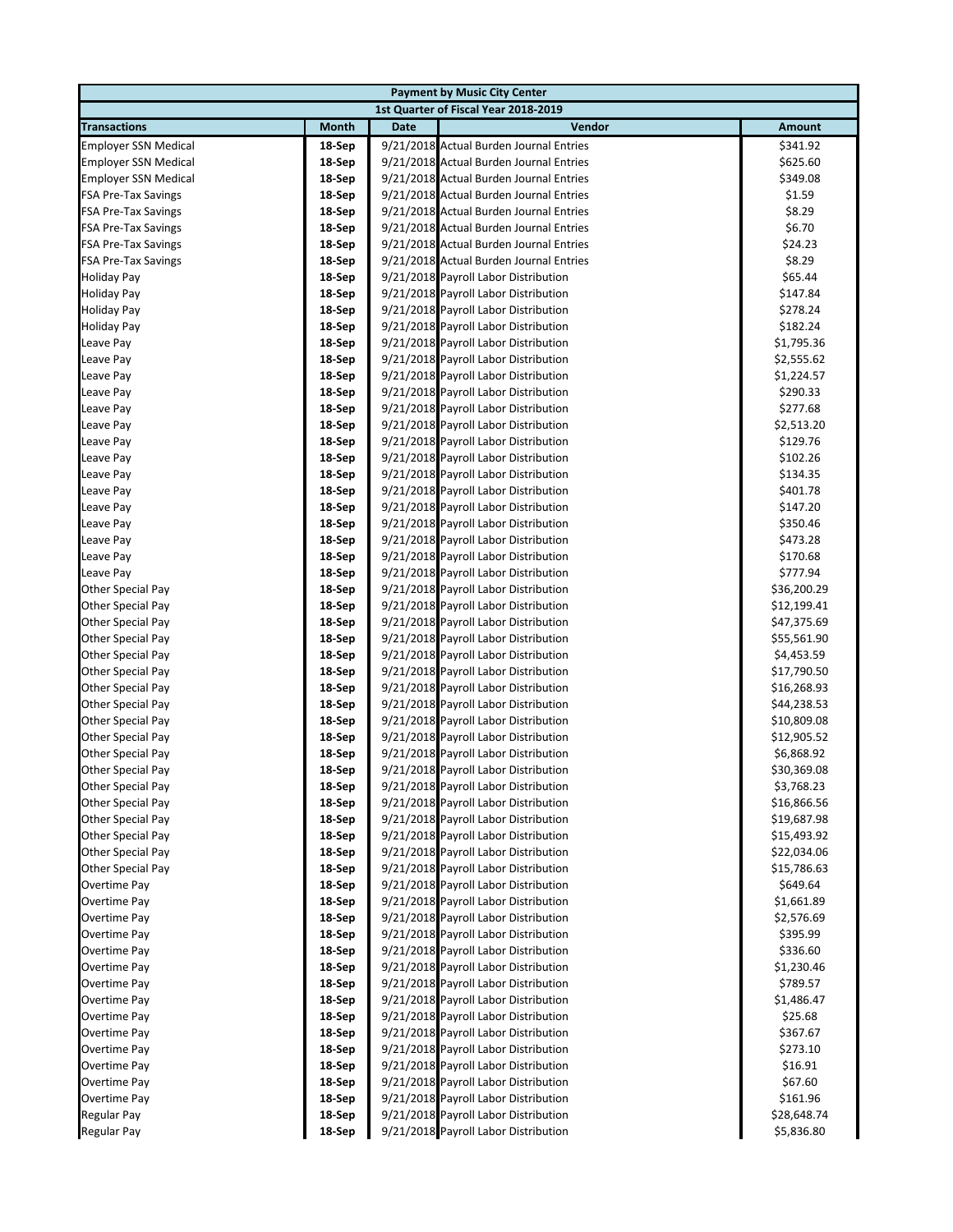| Payment by Music City Center | | | | |
|---|---|---|---|---|
| 1st Quarter of Fiscal Year 2018-2019 | | | | |
| **Transactions** | **Month** | **Date** | **Vendor** | **Amount** |
| Employer SSN Medical | 18-Sep | 9/21/2018 | Actual Burden Journal Entries | $341.92 |
| Employer SSN Medical | 18-Sep | 9/21/2018 | Actual Burden Journal Entries | $625.60 |
| Employer SSN Medical | 18-Sep | 9/21/2018 | Actual Burden Journal Entries | $349.08 |
| FSA Pre-Tax Savings | 18-Sep | 9/21/2018 | Actual Burden Journal Entries | $1.59 |
| FSA Pre-Tax Savings | 18-Sep | 9/21/2018 | Actual Burden Journal Entries | $8.29 |
| FSA Pre-Tax Savings | 18-Sep | 9/21/2018 | Actual Burden Journal Entries | $6.70 |
| FSA Pre-Tax Savings | 18-Sep | 9/21/2018 | Actual Burden Journal Entries | $24.23 |
| FSA Pre-Tax Savings | 18-Sep | 9/21/2018 | Actual Burden Journal Entries | $8.29 |
| Holiday Pay | 18-Sep | 9/21/2018 | Payroll Labor Distribution | $65.44 |
| Holiday Pay | 18-Sep | 9/21/2018 | Payroll Labor Distribution | $147.84 |
| Holiday Pay | 18-Sep | 9/21/2018 | Payroll Labor Distribution | $278.24 |
| Holiday Pay | 18-Sep | 9/21/2018 | Payroll Labor Distribution | $182.24 |
| Leave Pay | 18-Sep | 9/21/2018 | Payroll Labor Distribution | $1,795.36 |
| Leave Pay | 18-Sep | 9/21/2018 | Payroll Labor Distribution | $2,555.62 |
| Leave Pay | 18-Sep | 9/21/2018 | Payroll Labor Distribution | $1,224.57 |
| Leave Pay | 18-Sep | 9/21/2018 | Payroll Labor Distribution | $290.33 |
| Leave Pay | 18-Sep | 9/21/2018 | Payroll Labor Distribution | $277.68 |
| Leave Pay | 18-Sep | 9/21/2018 | Payroll Labor Distribution | $2,513.20 |
| Leave Pay | 18-Sep | 9/21/2018 | Payroll Labor Distribution | $129.76 |
| Leave Pay | 18-Sep | 9/21/2018 | Payroll Labor Distribution | $102.26 |
| Leave Pay | 18-Sep | 9/21/2018 | Payroll Labor Distribution | $134.35 |
| Leave Pay | 18-Sep | 9/21/2018 | Payroll Labor Distribution | $401.78 |
| Leave Pay | 18-Sep | 9/21/2018 | Payroll Labor Distribution | $147.20 |
| Leave Pay | 18-Sep | 9/21/2018 | Payroll Labor Distribution | $350.46 |
| Leave Pay | 18-Sep | 9/21/2018 | Payroll Labor Distribution | $473.28 |
| Leave Pay | 18-Sep | 9/21/2018 | Payroll Labor Distribution | $170.68 |
| Leave Pay | 18-Sep | 9/21/2018 | Payroll Labor Distribution | $777.94 |
| Other Special Pay | 18-Sep | 9/21/2018 | Payroll Labor Distribution | $36,200.29 |
| Other Special Pay | 18-Sep | 9/21/2018 | Payroll Labor Distribution | $12,199.41 |
| Other Special Pay | 18-Sep | 9/21/2018 | Payroll Labor Distribution | $47,375.69 |
| Other Special Pay | 18-Sep | 9/21/2018 | Payroll Labor Distribution | $55,561.90 |
| Other Special Pay | 18-Sep | 9/21/2018 | Payroll Labor Distribution | $4,453.59 |
| Other Special Pay | 18-Sep | 9/21/2018 | Payroll Labor Distribution | $17,790.50 |
| Other Special Pay | 18-Sep | 9/21/2018 | Payroll Labor Distribution | $16,268.93 |
| Other Special Pay | 18-Sep | 9/21/2018 | Payroll Labor Distribution | $44,238.53 |
| Other Special Pay | 18-Sep | 9/21/2018 | Payroll Labor Distribution | $10,809.08 |
| Other Special Pay | 18-Sep | 9/21/2018 | Payroll Labor Distribution | $12,905.52 |
| Other Special Pay | 18-Sep | 9/21/2018 | Payroll Labor Distribution | $6,868.92 |
| Other Special Pay | 18-Sep | 9/21/2018 | Payroll Labor Distribution | $30,369.08 |
| Other Special Pay | 18-Sep | 9/21/2018 | Payroll Labor Distribution | $3,768.23 |
| Other Special Pay | 18-Sep | 9/21/2018 | Payroll Labor Distribution | $16,866.56 |
| Other Special Pay | 18-Sep | 9/21/2018 | Payroll Labor Distribution | $19,687.98 |
| Other Special Pay | 18-Sep | 9/21/2018 | Payroll Labor Distribution | $15,493.92 |
| Other Special Pay | 18-Sep | 9/21/2018 | Payroll Labor Distribution | $22,034.06 |
| Other Special Pay | 18-Sep | 9/21/2018 | Payroll Labor Distribution | $15,786.63 |
| Overtime Pay | 18-Sep | 9/21/2018 | Payroll Labor Distribution | $649.64 |
| Overtime Pay | 18-Sep | 9/21/2018 | Payroll Labor Distribution | $1,661.89 |
| Overtime Pay | 18-Sep | 9/21/2018 | Payroll Labor Distribution | $2,576.69 |
| Overtime Pay | 18-Sep | 9/21/2018 | Payroll Labor Distribution | $395.99 |
| Overtime Pay | 18-Sep | 9/21/2018 | Payroll Labor Distribution | $336.60 |
| Overtime Pay | 18-Sep | 9/21/2018 | Payroll Labor Distribution | $1,230.46 |
| Overtime Pay | 18-Sep | 9/21/2018 | Payroll Labor Distribution | $789.57 |
| Overtime Pay | 18-Sep | 9/21/2018 | Payroll Labor Distribution | $1,486.47 |
| Overtime Pay | 18-Sep | 9/21/2018 | Payroll Labor Distribution | $25.68 |
| Overtime Pay | 18-Sep | 9/21/2018 | Payroll Labor Distribution | $367.67 |
| Overtime Pay | 18-Sep | 9/21/2018 | Payroll Labor Distribution | $273.10 |
| Overtime Pay | 18-Sep | 9/21/2018 | Payroll Labor Distribution | $16.91 |
| Overtime Pay | 18-Sep | 9/21/2018 | Payroll Labor Distribution | $67.60 |
| Overtime Pay | 18-Sep | 9/21/2018 | Payroll Labor Distribution | $161.96 |
| Regular Pay | 18-Sep | 9/21/2018 | Payroll Labor Distribution | $28,648.74 |
| Regular Pay | 18-Sep | 9/21/2018 | Payroll Labor Distribution | $5,836.80 |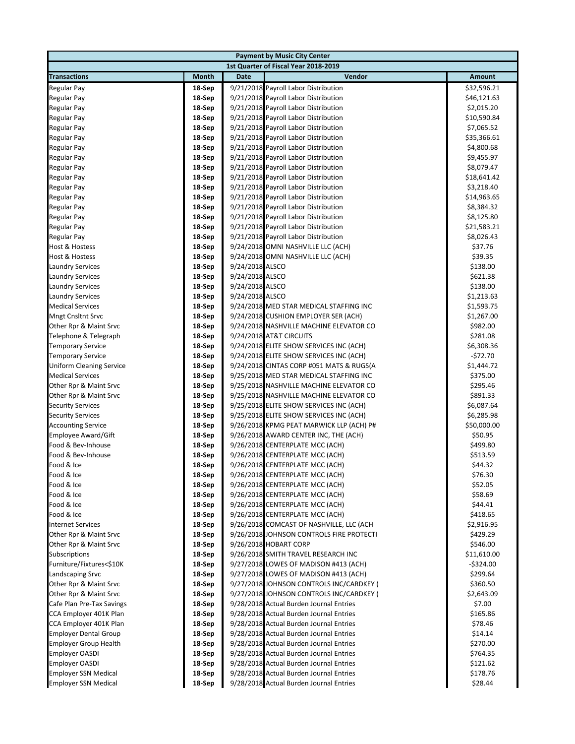| Payment by Music City Center | | | | |
|---|---|---|---|---|
| 1st Quarter of Fiscal Year 2018-2019 | | | | |
| **Transactions** | **Month** | **Date** | **Vendor** | **Amount** |
| Regular Pay | 18-Sep | 9/21/2018 | Payroll Labor Distribution | $32,596.21 |
| Regular Pay | 18-Sep | 9/21/2018 | Payroll Labor Distribution | $46,121.63 |
| Regular Pay | 18-Sep | 9/21/2018 | Payroll Labor Distribution | $2,015.20 |
| Regular Pay | 18-Sep | 9/21/2018 | Payroll Labor Distribution | $10,590.84 |
| Regular Pay | 18-Sep | 9/21/2018 | Payroll Labor Distribution | $7,065.52 |
| Regular Pay | 18-Sep | 9/21/2018 | Payroll Labor Distribution | $35,366.61 |
| Regular Pay | 18-Sep | 9/21/2018 | Payroll Labor Distribution | $4,800.68 |
| Regular Pay | 18-Sep | 9/21/2018 | Payroll Labor Distribution | $9,455.97 |
| Regular Pay | 18-Sep | 9/21/2018 | Payroll Labor Distribution | $8,079.47 |
| Regular Pay | 18-Sep | 9/21/2018 | Payroll Labor Distribution | $18,641.42 |
| Regular Pay | 18-Sep | 9/21/2018 | Payroll Labor Distribution | $3,218.40 |
| Regular Pay | 18-Sep | 9/21/2018 | Payroll Labor Distribution | $14,963.65 |
| Regular Pay | 18-Sep | 9/21/2018 | Payroll Labor Distribution | $8,384.32 |
| Regular Pay | 18-Sep | 9/21/2018 | Payroll Labor Distribution | $8,125.80 |
| Regular Pay | 18-Sep | 9/21/2018 | Payroll Labor Distribution | $21,583.21 |
| Regular Pay | 18-Sep | 9/21/2018 | Payroll Labor Distribution | $8,026.43 |
| Host & Hostess | 18-Sep | 9/24/2018 | OMNI NASHVILLE LLC (ACH) | $37.76 |
| Host & Hostess | 18-Sep | 9/24/2018 | OMNI NASHVILLE LLC (ACH) | $39.35 |
| Laundry Services | 18-Sep | 9/24/2018 | ALSCO | $138.00 |
| Laundry Services | 18-Sep | 9/24/2018 | ALSCO | $621.38 |
| Laundry Services | 18-Sep | 9/24/2018 | ALSCO | $138.00 |
| Laundry Services | 18-Sep | 9/24/2018 | ALSCO | $1,213.63 |
| Medical Services | 18-Sep | 9/24/2018 | MED STAR MEDICAL STAFFING INC | $1,593.75 |
| Mngt Cnsltnt Srvc | 18-Sep | 9/24/2018 | CUSHION EMPLOYER SER (ACH) | $1,267.00 |
| Other Rpr & Maint Srvc | 18-Sep | 9/24/2018 | NASHVILLE MACHINE ELEVATOR CO | $982.00 |
| Telephone & Telegraph | 18-Sep | 9/24/2018 | AT&T CIRCUITS | $281.08 |
| Temporary Service | 18-Sep | 9/24/2018 | ELITE SHOW SERVICES INC (ACH) | $6,308.36 |
| Temporary Service | 18-Sep | 9/24/2018 | ELITE SHOW SERVICES INC (ACH) | -$72.70 |
| Uniform Cleaning Service | 18-Sep | 9/24/2018 | CINTAS CORP #051 MATS & RUGS(A | $1,444.72 |
| Medical Services | 18-Sep | 9/25/2018 | MED STAR MEDICAL STAFFING INC | $375.00 |
| Other Rpr & Maint Srvc | 18-Sep | 9/25/2018 | NASHVILLE MACHINE ELEVATOR CO | $295.46 |
| Other Rpr & Maint Srvc | 18-Sep | 9/25/2018 | NASHVILLE MACHINE ELEVATOR CO | $891.33 |
| Security Services | 18-Sep | 9/25/2018 | ELITE SHOW SERVICES INC (ACH) | $6,087.64 |
| Security Services | 18-Sep | 9/25/2018 | ELITE SHOW SERVICES INC (ACH) | $6,285.98 |
| Accounting Service | 18-Sep | 9/26/2018 | KPMG PEAT MARWICK LLP (ACH) P# | $50,000.00 |
| Employee Award/Gift | 18-Sep | 9/26/2018 | AWARD CENTER INC, THE (ACH) | $50.95 |
| Food & Bev-Inhouse | 18-Sep | 9/26/2018 | CENTERPLATE MCC (ACH) | $499.80 |
| Food & Bev-Inhouse | 18-Sep | 9/26/2018 | CENTERPLATE MCC (ACH) | $513.59 |
| Food & Ice | 18-Sep | 9/26/2018 | CENTERPLATE MCC (ACH) | $44.32 |
| Food & Ice | 18-Sep | 9/26/2018 | CENTERPLATE MCC (ACH) | $76.30 |
| Food & Ice | 18-Sep | 9/26/2018 | CENTERPLATE MCC (ACH) | $52.05 |
| Food & Ice | 18-Sep | 9/26/2018 | CENTERPLATE MCC (ACH) | $58.69 |
| Food & Ice | 18-Sep | 9/26/2018 | CENTERPLATE MCC (ACH) | $44.41 |
| Food & Ice | 18-Sep | 9/26/2018 | CENTERPLATE MCC (ACH) | $418.65 |
| Internet Services | 18-Sep | 9/26/2018 | COMCAST OF NASHVILLE, LLC (ACH | $2,916.95 |
| Other Rpr & Maint Srvc | 18-Sep | 9/26/2018 | JOHNSON CONTROLS FIRE PROTECTI | $429.29 |
| Other Rpr & Maint Srvc | 18-Sep | 9/26/2018 | HOBART CORP | $546.00 |
| Subscriptions | 18-Sep | 9/26/2018 | SMITH TRAVEL RESEARCH INC | $11,610.00 |
| Furniture/Fixtures<$10K | 18-Sep | 9/27/2018 | LOWES OF MADISON #413 (ACH) | -$324.00 |
| Landscaping Srvc | 18-Sep | 9/27/2018 | LOWES OF MADISON #413 (ACH) | $299.64 |
| Other Rpr & Maint Srvc | 18-Sep | 9/27/2018 | JOHNSON CONTROLS INC/CARDKEY ( | $360.50 |
| Other Rpr & Maint Srvc | 18-Sep | 9/27/2018 | JOHNSON CONTROLS INC/CARDKEY ( | $2,643.09 |
| Cafe Plan Pre-Tax Savings | 18-Sep | 9/28/2018 | Actual Burden Journal Entries | $7.00 |
| CCA Employer 401K Plan | 18-Sep | 9/28/2018 | Actual Burden Journal Entries | $165.86 |
| CCA Employer 401K Plan | 18-Sep | 9/28/2018 | Actual Burden Journal Entries | $78.46 |
| Employer Dental Group | 18-Sep | 9/28/2018 | Actual Burden Journal Entries | $14.14 |
| Employer Group Health | 18-Sep | 9/28/2018 | Actual Burden Journal Entries | $270.00 |
| Employer OASDI | 18-Sep | 9/28/2018 | Actual Burden Journal Entries | $764.35 |
| Employer OASDI | 18-Sep | 9/28/2018 | Actual Burden Journal Entries | $121.62 |
| Employer SSN Medical | 18-Sep | 9/28/2018 | Actual Burden Journal Entries | $178.76 |
| Employer SSN Medical | 18-Sep | 9/28/2018 | Actual Burden Journal Entries | $28.44 |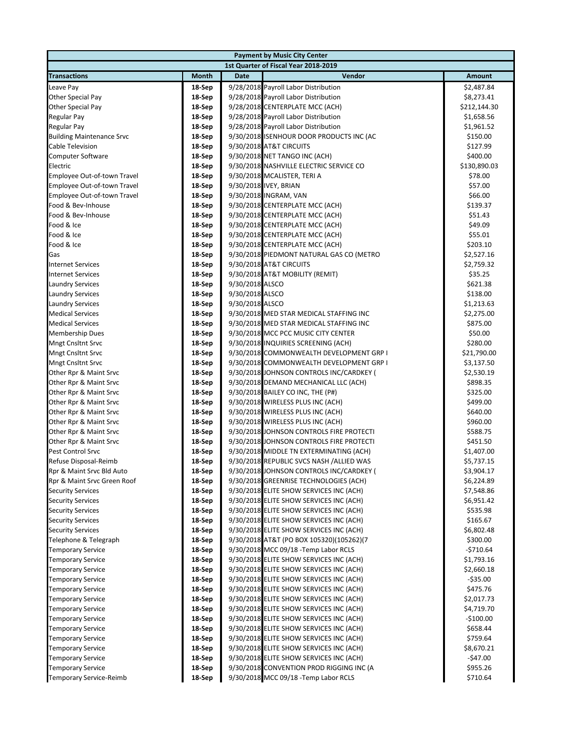| Payment by Music City Center | | | | |
|---|---|---|---|---|
| 1st Quarter of Fiscal Year 2018-2019 | | | | |
| **Transactions** | **Month** | **Date** | **Vendor** | **Amount** |
| Leave Pay | 18-Sep | 9/28/2018 | Payroll Labor Distribution | $2,487.84 |
| Other Special Pay | 18-Sep | 9/28/2018 | Payroll Labor Distribution | $8,273.41 |
| Other Special Pay | 18-Sep | 9/28/2018 | CENTERPLATE MCC (ACH) | $212,144.30 |
| Regular Pay | 18-Sep | 9/28/2018 | Payroll Labor Distribution | $1,658.56 |
| Regular Pay | 18-Sep | 9/28/2018 | Payroll Labor Distribution | $1,961.52 |
| Building Maintenance Srvc | 18-Sep | 9/30/2018 | ISENHOUR DOOR PRODUCTS INC (AC | $150.00 |
| Cable Television | 18-Sep | 9/30/2018 | AT&T CIRCUITS | $127.99 |
| Computer Software | 18-Sep | 9/30/2018 | NET TANGO INC (ACH) | $400.00 |
| Electric | 18-Sep | 9/30/2018 | NASHVILLE ELECTRIC SERVICE CO | $130,890.03 |
| Employee Out-of-town Travel | 18-Sep | 9/30/2018 | MCALISTER, TERI A | $78.00 |
| Employee Out-of-town Travel | 18-Sep | 9/30/2018 | IVEY, BRIAN | $57.00 |
| Employee Out-of-town Travel | 18-Sep | 9/30/2018 | INGRAM, VAN | $66.00 |
| Food & Bev-Inhouse | 18-Sep | 9/30/2018 | CENTERPLATE MCC (ACH) | $139.37 |
| Food & Bev-Inhouse | 18-Sep | 9/30/2018 | CENTERPLATE MCC (ACH) | $51.43 |
| Food & Ice | 18-Sep | 9/30/2018 | CENTERPLATE MCC (ACH) | $49.09 |
| Food & Ice | 18-Sep | 9/30/2018 | CENTERPLATE MCC (ACH) | $55.01 |
| Food & Ice | 18-Sep | 9/30/2018 | CENTERPLATE MCC (ACH) | $203.10 |
| Gas | 18-Sep | 9/30/2018 | PIEDMONT NATURAL GAS CO (METRO | $2,527.16 |
| Internet Services | 18-Sep | 9/30/2018 | AT&T CIRCUITS | $2,759.32 |
| Internet Services | 18-Sep | 9/30/2018 | AT&T MOBILITY (REMIT) | $35.25 |
| Laundry Services | 18-Sep | 9/30/2018 | ALSCO | $621.38 |
| Laundry Services | 18-Sep | 9/30/2018 | ALSCO | $138.00 |
| Laundry Services | 18-Sep | 9/30/2018 | ALSCO | $1,213.63 |
| Medical Services | 18-Sep | 9/30/2018 | MED STAR MEDICAL STAFFING INC | $2,275.00 |
| Medical Services | 18-Sep | 9/30/2018 | MED STAR MEDICAL STAFFING INC | $875.00 |
| Membership Dues | 18-Sep | 9/30/2018 | MCC PCC MUSIC CITY CENTER | $50.00 |
| Mngt Cnsltnt Srvc | 18-Sep | 9/30/2018 | INQUIRIES SCREENING (ACH) | $280.00 |
| Mngt Cnsltnt Srvc | 18-Sep | 9/30/2018 | COMMONWEALTH DEVELOPMENT GRP I | $21,790.00 |
| Mngt Cnsltnt Srvc | 18-Sep | 9/30/2018 | COMMONWEALTH DEVELOPMENT GRP I | $3,137.50 |
| Other Rpr & Maint Srvc | 18-Sep | 9/30/2018 | JOHNSON CONTROLS INC/CARDKEY ( | $2,530.19 |
| Other Rpr & Maint Srvc | 18-Sep | 9/30/2018 | DEMAND MECHANICAL LLC (ACH) | $898.35 |
| Other Rpr & Maint Srvc | 18-Sep | 9/30/2018 | BAILEY CO INC, THE (P#) | $325.00 |
| Other Rpr & Maint Srvc | 18-Sep | 9/30/2018 | WIRELESS PLUS INC (ACH) | $499.00 |
| Other Rpr & Maint Srvc | 18-Sep | 9/30/2018 | WIRELESS PLUS INC (ACH) | $640.00 |
| Other Rpr & Maint Srvc | 18-Sep | 9/30/2018 | WIRELESS PLUS INC (ACH) | $960.00 |
| Other Rpr & Maint Srvc | 18-Sep | 9/30/2018 | JOHNSON CONTROLS FIRE PROTECTI | $588.75 |
| Other Rpr & Maint Srvc | 18-Sep | 9/30/2018 | JOHNSON CONTROLS FIRE PROTECTI | $451.50 |
| Pest Control Srvc | 18-Sep | 9/30/2018 | MIDDLE TN EXTERMINATING (ACH) | $1,407.00 |
| Refuse Disposal-Reimb | 18-Sep | 9/30/2018 | REPUBLIC SVCS NASH /ALLIED WAS | $5,737.15 |
| Rpr & Maint Srvc Bld Auto | 18-Sep | 9/30/2018 | JOHNSON CONTROLS INC/CARDKEY ( | $3,904.17 |
| Rpr & Maint Srvc Green Roof | 18-Sep | 9/30/2018 | GREENRISE TECHNOLOGIES (ACH) | $6,224.89 |
| Security Services | 18-Sep | 9/30/2018 | ELITE SHOW SERVICES INC (ACH) | $7,548.86 |
| Security Services | 18-Sep | 9/30/2018 | ELITE SHOW SERVICES INC (ACH) | $6,951.42 |
| Security Services | 18-Sep | 9/30/2018 | ELITE SHOW SERVICES INC (ACH) | $535.98 |
| Security Services | 18-Sep | 9/30/2018 | ELITE SHOW SERVICES INC (ACH) | $165.67 |
| Security Services | 18-Sep | 9/30/2018 | ELITE SHOW SERVICES INC (ACH) | $6,802.48 |
| Telephone & Telegraph | 18-Sep | 9/30/2018 | AT&T (PO BOX 105320)(105262)(7 | $300.00 |
| Temporary Service | 18-Sep | 9/30/2018 | MCC 09/18 -Temp Labor RCLS | -$710.64 |
| Temporary Service | 18-Sep | 9/30/2018 | ELITE SHOW SERVICES INC (ACH) | $1,793.16 |
| Temporary Service | 18-Sep | 9/30/2018 | ELITE SHOW SERVICES INC (ACH) | $2,660.18 |
| Temporary Service | 18-Sep | 9/30/2018 | ELITE SHOW SERVICES INC (ACH) | -$35.00 |
| Temporary Service | 18-Sep | 9/30/2018 | ELITE SHOW SERVICES INC (ACH) | $475.76 |
| Temporary Service | 18-Sep | 9/30/2018 | ELITE SHOW SERVICES INC (ACH) | $2,017.73 |
| Temporary Service | 18-Sep | 9/30/2018 | ELITE SHOW SERVICES INC (ACH) | $4,719.70 |
| Temporary Service | 18-Sep | 9/30/2018 | ELITE SHOW SERVICES INC (ACH) | -$100.00 |
| Temporary Service | 18-Sep | 9/30/2018 | ELITE SHOW SERVICES INC (ACH) | $658.44 |
| Temporary Service | 18-Sep | 9/30/2018 | ELITE SHOW SERVICES INC (ACH) | $759.64 |
| Temporary Service | 18-Sep | 9/30/2018 | ELITE SHOW SERVICES INC (ACH) | $8,670.21 |
| Temporary Service | 18-Sep | 9/30/2018 | ELITE SHOW SERVICES INC (ACH) | -$47.00 |
| Temporary Service | 18-Sep | 9/30/2018 | CONVENTION PROD RIGGING INC (A | $955.26 |
| Temporary Service-Reimb | 18-Sep | 9/30/2018 | MCC 09/18 -Temp Labor RCLS | $710.64 |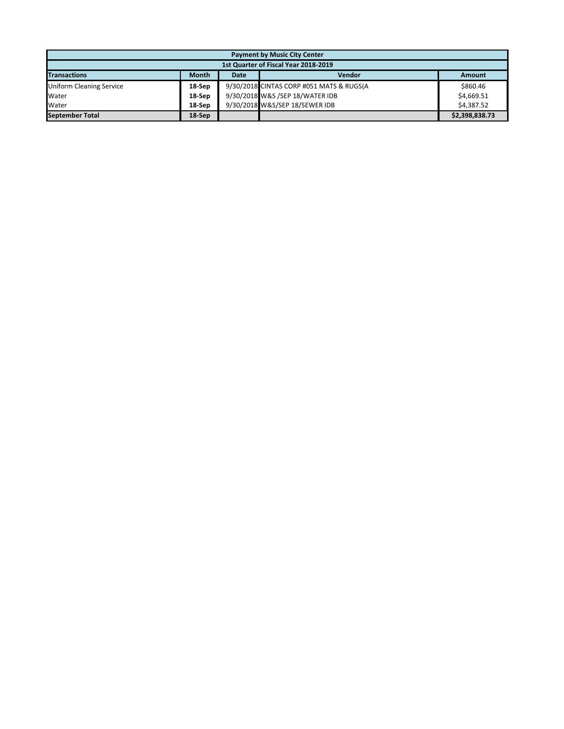| Payment by Music City Center | | | | |
|---|---|---|---|---|
| 1st Quarter of Fiscal Year 2018-2019 | | | | |
| **Transactions** | **Month** | **Date** | **Vendor** | **Amount** |
| Uniform Cleaning Service | **18-Sep** | 9/30/2018 | CINTAS CORP #051 MATS & RUGS(A | $860.46 |
| Water | **18-Sep** | 9/30/2018 | W&S /SEP 18/WATER IDB | $4,669.51 |
| Water | **18-Sep** | 9/30/2018 | W&S/SEP 18/SEWER IDB | $4,387.52 |
| **September Total** | **18-Sep** | | | **$2,398,838.73** |